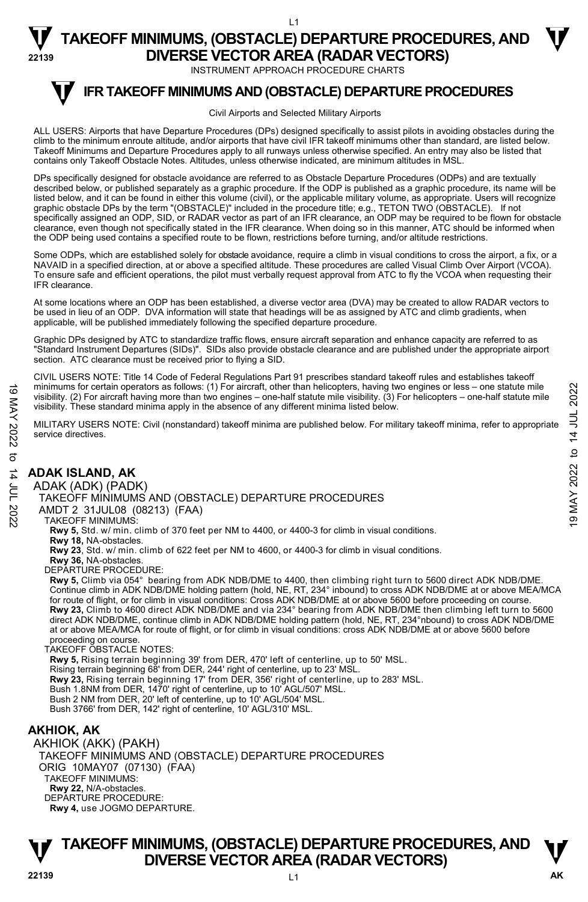# TAKEOFF MINIMUMS, (OBSTACLE) DEPARTURE PROCEDURES, AND DIVERSE VECTOR AREA (RADAR VECTORS)

INSTRUMENT APPROACH PROCEDURE CHARTS

## IFR TAKEOFF MINIMUMS AND (OBSTACLE) DEPARTURE PROCEDURES

Civil Airports and Selected Military Airports

ALL USERS: Airports that have Departure Procedures (DPs) designed specifically to assist pilots in avoiding obstacles during the climb to the minimum enroute altitude, and/or airports that have civil IFR takeoff minimums other than standard, are listed below. Takeoff Minimums and Departure Procedures apply to all runways unless otherwise specified. An entry may also be listed that contains only Takeoff Obstacle Notes. Altitudes, unless otherwise indicated, are minimum altitudes in MSL.

DPs specifically designed for obstacle avoidance are referred to as Obstacle Departure Procedures (ODPs) and are textually described below, or published separately as a graphic procedure. If the ODP is published as a graphic procedure, its name will be listed below, and it can be found in either this volume (civil), or the applicable military volume, as appropriate. Users will recognize graphic obstacle DPs by the term "(OBSTACLE)" included in the procedure title; e.g., TETON TWO (OBSTACLE). If not specifically assigned an ODP, SID, or RADAR vector as part of an IFR clearance, an ODP may be required to be flown for obstacle clearance, even though not specifically stated in the IFR clearance. When doing so in this manner, ATC should be informed when the ODP being used contains a specified route to be flown, restrictions before turning, and/or altitude restrictions.

Some ODPs, which are established solely for obstacle avoidance, require a climb in visual conditions to cross the airport, a fix, or a NAVAID in a specified direction, at or above a specified altitude. These procedures are called Visual Climb Over Airport (VCOA). To ensure safe and efficient operations, the pilot must verbally request approval from ATC to fly the VCOA when requesting their IFR clearance.

At some locations where an ODP has been established, a diverse vector area (DVA) may be created to allow RADAR vectors to be used in lieu of an ODP. DVA information will state that headings will be as assigned by ATC and climb gradients, when applicable, will be published immediately following the specified departure procedure.

Graphic DPs designed by ATC to standardize traffic flows, ensure aircraft separation and enhance capacity are referred to as "Standard Instrument Departures (SIDs)". SIDs also provide obstacle clearance and are published under the appropriate airport section. ATC clearance must be received prior to flying a SID.

CIVIL USERS NOTE: Title 14 Code of Federal Regulations Part 91 prescribes standard takeoff rules and establishes takeoff minimums for certain operators as follows: (1) For aircraft, other than helicopters, having two engines or less – one statute mile visibility. (2) For aircraft having more than two engines – one-half statute mile visibility. (3) For helicopters – one-half statute mile visibility. These standard minima apply in the absence of any different minima listed below.

MILITARY USERS NOTE: Civil (nonstandard) takeoff minima are published below. For military takeoff minima, refer to appropriate service directives.

### ADAK ISLAND, AK

ADAK (ADK) (PADK)
TAKEOFF MINIMUMS AND (OBSTACLE) DEPARTURE PROCEDURES
AMDT 2 31JUL08 (08213) (FAA)

TAKEOFF MINIMUMS:
**Rwy 5,** Std. w/ min. climb of 370 feet per NM to 4400, or 4400-3 for climb in visual conditions.
**Rwy 18,** NA-obstacles.
**Rwy 23**, Std. w/ min. climb of 622 feet per NM to 4600, or 4400-3 for climb in visual conditions.
**Rwy 36,** NA-obstacles.

DEPARTURE PROCEDURE:
**Rwy 5,** Climb via 054° bearing from ADK NDB/DME to 4400, then climbing right turn to 5600 direct ADK NDB/DME. Continue climb in ADK NDB/DME holding pattern (hold, NE, RT, 234° inbound) to cross ADK NDB/DME at or above MEA/MCA for route of flight, or for climb in visual conditions: Cross ADK NDB/DME at or above 5600 before proceeding on course.
**Rwy 23,** Climb to 4600 direct ADK NDB/DME and via 234° bearing from ADK NDB/DME then climbing left turn to 5600 direct ADK NDB/DME, continue climb in ADK NDB/DME holding pattern (hold, NE, RT, 234°nbound) to cross ADK NDB/DME at or above MEA/MCA for route of flight, or for climb in visual conditions: cross ADK NDB/DME at or above 5600 before proceeding on course.

TAKEOFF OBSTACLE NOTES:
**Rwy 5,** Rising terrain beginning 39' from DER, 470' left of centerline, up to 50' MSL.
Rising terrain beginning 68' from DER, 244' right of centerline, up to 23' MSL.
**Rwy 23,** Rising terrain beginning 17' from DER, 356' right of centerline, up to 283' MSL.
Bush 1.8NM from DER, 1470' right of centerline, up to 10' AGL/507' MSL.
Bush 2 NM from DER, 20' left of centerline, up to 10' AGL/504' MSL.
Bush 3766' from DER, 142' right of centerline, 10' AGL/310' MSL.

### AKHIOK, AK

AKHIOK (AKK) (PAKH)
TAKEOFF MINIMUMS AND (OBSTACLE) DEPARTURE PROCEDURES
ORIG 10MAY07 (07130) (FAA)

TAKEOFF MINIMUMS:
**Rwy 22,** N/A-obstacles.

DEPARTURE PROCEDURE:
**Rwy 4,** use JOGMO DEPARTURE.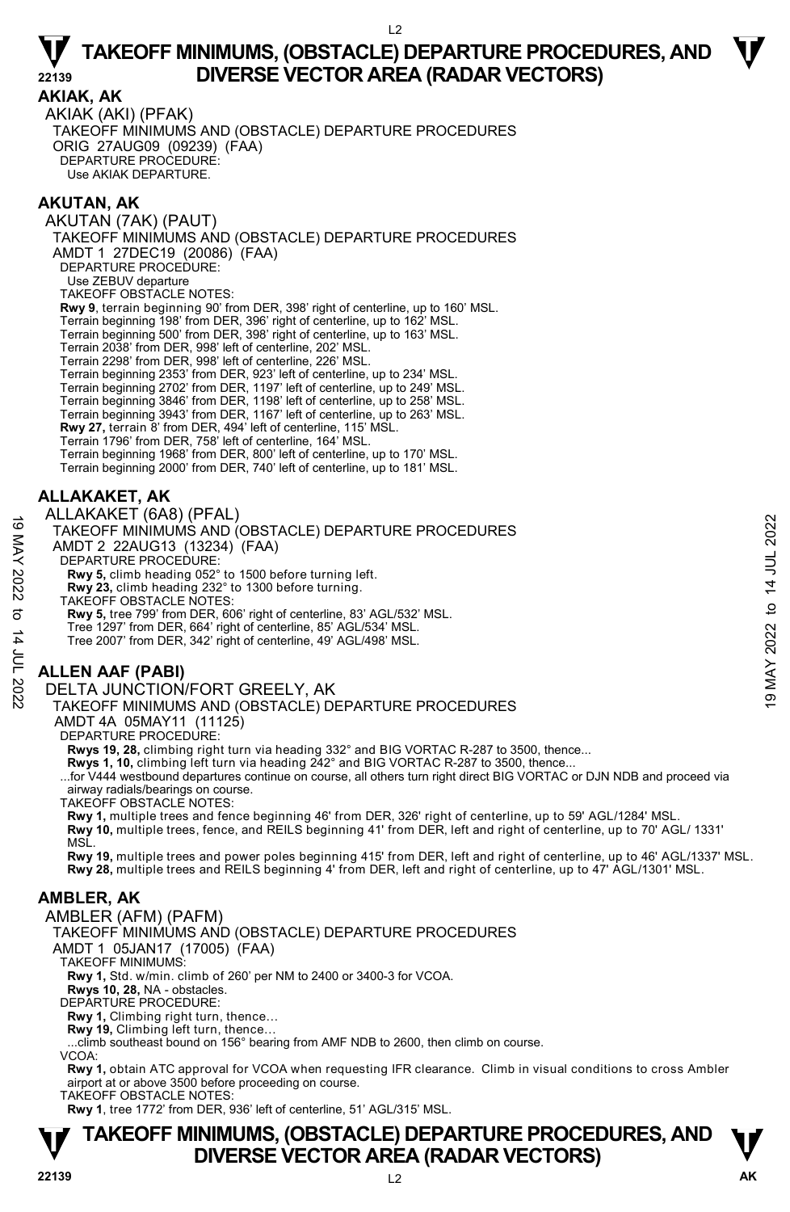## AKIAK, AK

AKIAK (AKI) (PFAK)
TAKEOFF MINIMUMS AND (OBSTACLE) DEPARTURE PROCEDURES
ORIG 27AUG09 (09239) (FAA)
DEPARTURE PROCEDURE:
Use AKIAK DEPARTURE.

## AKUTAN, AK

AKUTAN (7AK) (PAUT)
TAKEOFF MINIMUMS AND (OBSTACLE) DEPARTURE PROCEDURES
AMDT 1 27DEC19 (20086) (FAA)
DEPARTURE PROCEDURE:
Use ZEBUV departure
TAKEOFF OBSTACLE NOTES:
**Rwy 9**, terrain beginning 90' from DER, 398' right of centerline, up to 160' MSL.
Terrain beginning 198' from DER, 396' right of centerline, up to 162' MSL.
Terrain beginning 500' from DER, 398' right of centerline, up to 163' MSL.
Terrain 2038' from DER, 998' left of centerline, 202' MSL.
Terrain 2298' from DER, 998' left of centerline, 226' MSL.
Terrain beginning 2353' from DER, 923' left of centerline, up to 234' MSL.
Terrain beginning 2702' from DER, 1197' left of centerline, up to 249' MSL.
Terrain beginning 3846' from DER, 1198' left of centerline, up to 258' MSL.
Terrain beginning 3943' from DER, 1167' left of centerline, up to 263' MSL.
**Rwy 27,** terrain 8' from DER, 494' left of centerline, 115' MSL.
Terrain 1796' from DER, 758' left of centerline, 164' MSL.
Terrain beginning 1968' from DER, 800' left of centerline, up to 170' MSL.
Terrain beginning 2000' from DER, 740' left of centerline, up to 181' MSL.

## ALLAKAKET, AK

ALLAKAKET (6A8) (PFAL)
TAKEOFF MINIMUMS AND (OBSTACLE) DEPARTURE PROCEDURES
AMDT 2 22AUG13 (13234) (FAA)
DEPARTURE PROCEDURE:
**Rwy 5,** climb heading 052° to 1500 before turning left.
**Rwy 23,** climb heading 232° to 1300 before turning.
TAKEOFF OBSTACLE NOTES:
**Rwy 5,** tree 799' from DER, 606' right of centerline, 83' AGL/532' MSL.
Tree 1297' from DER, 664' right of centerline, 85' AGL/534' MSL.
Tree 2007' from DER, 342' right of centerline, 49' AGL/498' MSL.

## ALLEN AAF (PABI)

DELTA JUNCTION/FORT GREELY, AK
TAKEOFF MINIMUMS AND (OBSTACLE) DEPARTURE PROCEDURES
AMDT 4A 05MAY11 (11125)
DEPARTURE PROCEDURE:
**Rwys 19, 28,** climbing right turn via heading 332° and BIG VORTAC R-287 to 3500, thence...
**Rwys 1, 10,** climbing left turn via heading 242° and BIG VORTAC R-287 to 3500, thence...
...for V444 westbound departures continue on course, all others turn right direct BIG VORTAC or DJN NDB and proceed via airway radials/bearings on course.
TAKEOFF OBSTACLE NOTES:
**Rwy 1,** multiple trees and fence beginning 46' from DER, 326' right of centerline, up to 59' AGL/1284' MSL.
**Rwy 10,** multiple trees, fence, and REILS beginning 41' from DER, left and right of centerline, up to 70' AGL/ 1331' MSL.
**Rwy 19,** multiple trees and power poles beginning 415' from DER, left and right of centerline, up to 46' AGL/1337' MSL.
**Rwy 28,** multiple trees and REILS beginning 4' from DER, left and right of centerline, up to 47' AGL/1301' MSL.

## AMBLER, AK

AMBLER (AFM) (PAFM)
TAKEOFF MINIMUMS AND (OBSTACLE) DEPARTURE PROCEDURES
AMDT 1 05JAN17 (17005) (FAA)
TAKEOFF MINIMUMS:
**Rwy 1,** Std. w/min. climb of 260' per NM to 2400 or 3400-3 for VCOA.
**Rwys 10, 28,** NA - obstacles.
DEPARTURE PROCEDURE:
**Rwy 1,** Climbing right turn, thence…
**Rwy 19,** Climbing left turn, thence…
...climb southeast bound on 156° bearing from AMF NDB to 2600, then climb on course.
VCOA:
**Rwy 1,** obtain ATC approval for VCOA when requesting IFR clearance. Climb in visual conditions to cross Ambler airport at or above 3500 before proceeding on course.
TAKEOFF OBSTACLE NOTES:
**Rwy 1**, tree 1772' from DER, 936' left of centerline, 51' AGL/315' MSL.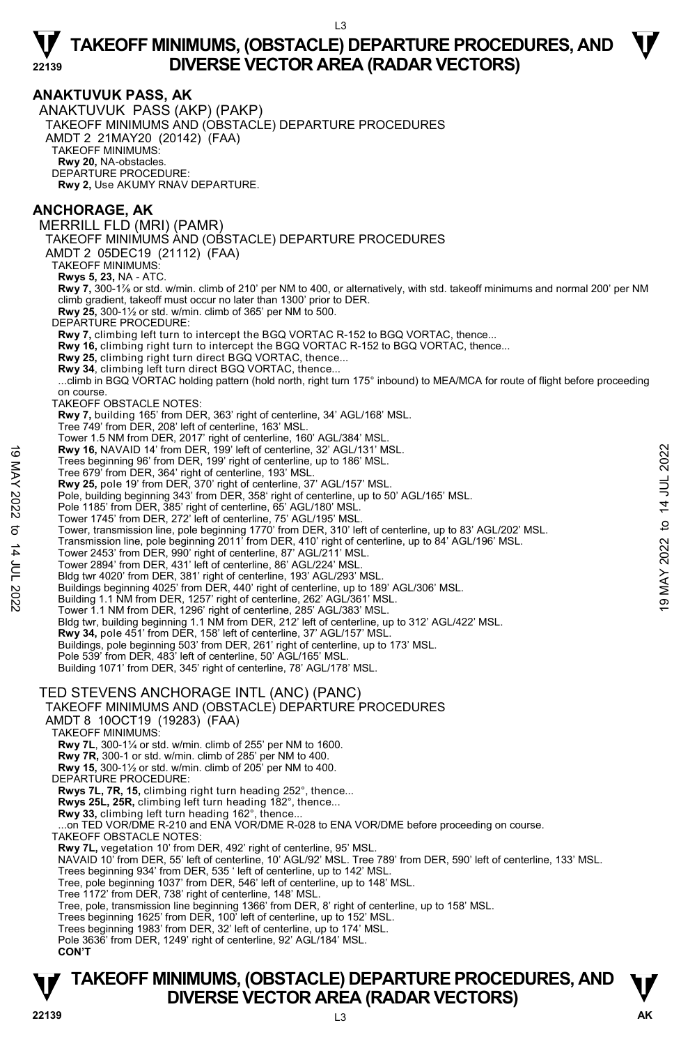## ANAKTUVUK PASS, AK

ANAKTUVUK PASS (AKP) (PAKP)
TAKEOFF MINIMUMS AND (OBSTACLE) DEPARTURE PROCEDURES
AMDT 2 21MAY20 (20142) (FAA)
TAKEOFF MINIMUMS:
**Rwy 20,** NA-obstacles.
DEPARTURE PROCEDURE:
**Rwy 2,** Use AKUMY RNAV DEPARTURE.

## ANCHORAGE, AK

MERRILL FLD (MRI) (PAMR)
TAKEOFF MINIMUMS AND (OBSTACLE) DEPARTURE PROCEDURES
AMDT 2 05DEC19 (21112) (FAA)
TAKEOFF MINIMUMS:
**Rwys 5, 23,** NA - ATC.
**Rwy 7,** 300-1⅞ or std. w/min. climb of 210' per NM to 400, or alternatively, with std. takeoff minimums and normal 200' per NM climb gradient, takeoff must occur no later than 1300' prior to DER.
**Rwy 25,** 300-1½ or std. w/min. climb of 365' per NM to 500.
DEPARTURE PROCEDURE:
**Rwy 7,** climbing left turn to intercept the BGQ VORTAC R-152 to BGQ VORTAC, thence...
**Rwy 16,** climbing right turn to intercept the BGQ VORTAC R-152 to BGQ VORTAC, thence...
**Rwy 25,** climbing right turn direct BGQ VORTAC, thence...
**Rwy 34**, climbing left turn direct BGQ VORTAC, thence...
...climb in BGQ VORTAC holding pattern (hold north, right turn 175° inbound) to MEA/MCA for route of flight before proceeding on course.
TAKEOFF OBSTACLE NOTES:
**Rwy 7,** building 165' from DER, 363' right of centerline, 34' AGL/168' MSL.
Tree 749' from DER, 208' left of centerline, 163' MSL.
Tower 1.5 NM from DER, 2017' right of centerline, 160' AGL/384' MSL.
**Rwy 16,** NAVAID 14' from DER, 199' left of centerline, 32' AGL/131' MSL.
Trees beginning 96' from DER, 199' right of centerline, up to 186' MSL.
Tree 679' from DER, 364' right of centerline, 193' MSL.
**Rwy 25,** pole 19' from DER, 370' right of centerline, 37' AGL/157' MSL.
Pole, building beginning 343' from DER, 358' right of centerline, up to 50' AGL/165' MSL.
Pole 1185' from DER, 385' right of centerline, 65' AGL/180' MSL.
Tower 1745' from DER, 272' left of centerline, 75' AGL/195' MSL.
Tower, transmission line, pole beginning 1770' from DER, 310' left of centerline, up to 83' AGL/202' MSL.
Transmission line, pole beginning 2011' from DER, 410' right of centerline, up to 84' AGL/196' MSL.
Tower 2453' from DER, 990' right of centerline, 87' AGL/211' MSL.
Tower 2894' from DER, 431' left of centerline, 86' AGL/224' MSL.
Bldg twr 4020' from DER, 381' right of centerline, 193' AGL/293' MSL.
Buildings beginning 4025' from DER, 440' right of centerline, up to 189' AGL/306' MSL.
Building 1.1 NM from DER, 1257' right of centerline, 262' AGL/361' MSL.
Tower 1.1 NM from DER, 1296' right of centerline, 285' AGL/383' MSL.
Bldg twr, building beginning 1.1 NM from DER, 212' left of centerline, up to 312' AGL/422' MSL.
**Rwy 34,** pole 451' from DER, 158' left of centerline, 37' AGL/157' MSL.
Buildings, pole beginning 503' from DER, 261' right of centerline, up to 173' MSL.
Pole 539' from DER, 483' left of centerline, 50' AGL/165' MSL.
Building 1071' from DER, 345' right of centerline, 78' AGL/178' MSL.

TED STEVENS ANCHORAGE INTL (ANC) (PANC)
TAKEOFF MINIMUMS AND (OBSTACLE) DEPARTURE PROCEDURES
AMDT 8 10OCT19 (19283) (FAA)
TAKEOFF MINIMUMS:
**Rwy 7L**, 300-1¼ or std. w/min. climb of 255' per NM to 1600.
**Rwy 7R,** 300-1 or std. w/min. climb of 285' per NM to 400.
**Rwy 15,** 300-1½ or std. w/min. climb of 205' per NM to 400.
DEPARTURE PROCEDURE:
**Rwys 7L, 7R, 15,** climbing right turn heading 252°, thence...
**Rwys 25L, 25R,** climbing left turn heading 182°, thence...
**Rwy 33,** climbing left turn heading 162°, thence...
...on TED VOR/DME R-210 and ENA VOR/DME R-028 to ENA VOR/DME before proceeding on course.
TAKEOFF OBSTACLE NOTES:
**Rwy 7L,** vegetation 10' from DER, 492' right of centerline, 95' MSL.
NAVAID 10' from DER, 55' left of centerline, 10' AGL/92' MSL. Tree 789' from DER, 590' left of centerline, 133' MSL.
Trees beginning 934' from DER, 535 ' left of centerline, up to 142' MSL.
Tree, pole beginning 1037' from DER, 546' left of centerline, up to 148' MSL.
Tree 1172' from DER, 738' right of centerline, 148' MSL.
Tree, pole, transmission line beginning 1366' from DER, 8' right of centerline, up to 158' MSL.
Trees beginning 1625' from DER, 100' left of centerline, up to 152' MSL.
Trees beginning 1983' from DER, 32' left of centerline, up to 174' MSL.
Pole 3636' from DER, 1249' right of centerline, 92' AGL/184' MSL.
**CON'T**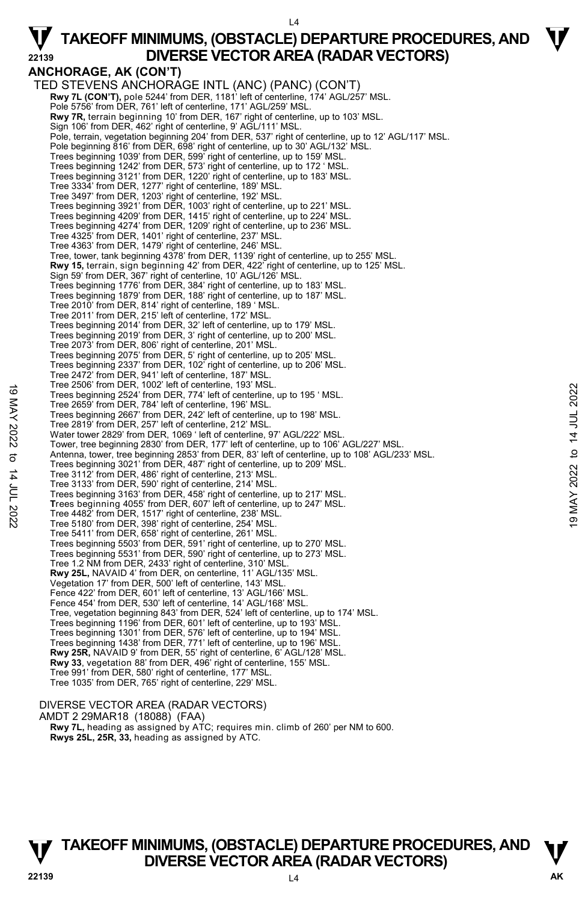# TAKEOFF MINIMUMS, (OBSTACLE) DEPARTURE PROCEDURES, AND DIVERSE VECTOR AREA (RADAR VECTORS)

## ANCHORAGE, AK (CON'T)

TED STEVENS ANCHORAGE INTL (ANC) (PANC) (CON'T)

**Rwy 7L (CON'T),** pole 5244' from DER, 1181' left of centerline, 174' AGL/257' MSL.
Pole 5756' from DER, 761' left of centerline, 171' AGL/259' MSL.
**Rwy 7R,** terrain beginning 10' from DER, 167' right of centerline, up to 103' MSL.
Sign 106' from DER, 462' right of centerline, 9' AGL/111' MSL.
Pole, terrain, vegetation beginning 204' from DER, 537' right of centerline, up to 12' AGL/117' MSL.
Pole beginning 816' from DER, 698' right of centerline, up to 30' AGL/132' MSL.
Trees beginning 1039' from DER, 599' right of centerline, up to 159' MSL.
Trees beginning 1242' from DER, 573' right of centerline, up to 172 ' MSL.
Trees beginning 3121' from DER, 1220' right of centerline, up to 183' MSL.
Tree 3334' from DER, 1277' right of centerline, 189' MSL.
Tree 3497' from DER, 1203' right of centerline, 192' MSL.
Trees beginning 3921' from DER, 1003' right of centerline, up to 221' MSL.
Trees beginning 4209' from DER, 1415' right of centerline, up to 224' MSL.
Trees beginning 4274' from DER, 1209' right of centerline, up to 236' MSL.
Tree 4325' from DER, 1401' right of centerline, 237' MSL.
Tree 4363' from DER, 1479' right of centerline, 246' MSL.
Tree, tower, tank beginning 4378' from DER, 1139' right of centerline, up to 255' MSL.
**Rwy 15,** terrain, sign beginning 42' from DER, 422' right of centerline, up to 125' MSL.
Sign 59' from DER, 367' right of centerline, 10' AGL/126' MSL.
Trees beginning 1776' from DER, 384' right of centerline, up to 183' MSL.
Trees beginning 1879' from DER, 188' right of centerline, up to 187' MSL.
Tree 2010' from DER, 814' right of centerline, 189 ' MSL.
Tree 2011' from DER, 215' left of centerline, 172' MSL.
Trees beginning 2014' from DER, 32' left of centerline, up to 179' MSL.
Trees beginning 2019' from DER, 3' right of centerline, up to 200' MSL.
Tree 2073' from DER, 806' right of centerline, 201' MSL.
Trees beginning 2075' from DER, 5' right of centerline, up to 205' MSL.
Trees beginning 2337' from DER, 102' right of centerline, up to 206' MSL.
Tree 2472' from DER, 941' left of centerline, 187' MSL.
Tree 2506' from DER, 1002' left of centerline, 193' MSL.
Trees beginning 2524' from DER, 774' left of centerline, up to 195 ' MSL.
Tree 2659' from DER, 784' left of centerline, 196' MSL.
Trees beginning 2667' from DER, 242' left of centerline, up to 198' MSL.
Tree 2819' from DER, 257' left of centerline, 212' MSL.
Water tower 2829' from DER, 1069 ' left of centerline, 97' AGL/222' MSL.
Tower, tree beginning 2830' from DER, 177' left of centerline, up to 106' AGL/227' MSL.
Antenna, tower, tree beginning 2853' from DER, 83' left of centerline, up to 108' AGL/233' MSL.
Trees beginning 3021' from DER, 487' right of centerline, up to 209' MSL.
Tree 3112' from DER, 486' right of centerline, 213' MSL.
Tree 3133' from DER, 590' right of centerline, 214' MSL.
Trees beginning 3163' from DER, 458' right of centerline, up to 217' MSL.
Trees beginning 4055' from DER, 607' left of centerline, up to 247' MSL.
Tree 4482' from DER, 1517' right of centerline, 238' MSL.
Tree 5180' from DER, 398' right of centerline, 254' MSL.
Tree 5411' from DER, 658' right of centerline, 261' MSL.
Trees beginning 5503' from DER, 591' right of centerline, up to 270' MSL.
Trees beginning 5531' from DER, 590' right of centerline, up to 273' MSL.
Tree 1.2 NM from DER, 2433' right of centerline, 310' MSL.
**Rwy 25L,** NAVAID 4' from DER, on centerline, 11' AGL/135' MSL.
Vegetation 17' from DER, 500' left of centerline, 143' MSL.
Fence 422' from DER, 601' left of centerline, 13' AGL/166' MSL.
Fence 454' from DER, 530' left of centerline, 14' AGL/168' MSL.
Tree, vegetation beginning 843' from DER, 524' left of centerline, up to 174' MSL.
Trees beginning 1196' from DER, 601' left of centerline, up to 193' MSL.
Trees beginning 1301' from DER, 576' left of centerline, up to 194' MSL.
Trees beginning 1438' from DER, 771' left of centerline, up to 196' MSL.
**Rwy 25R,** NAVAID 9' from DER, 55' right of centerline, 6' AGL/128' MSL.
**Rwy 33**, vegetation 88' from DER, 496' right of centerline, 155' MSL.
Tree 991' from DER, 580' right of centerline, 177' MSL.
Tree 1035' from DER, 765' right of centerline, 229' MSL.

DIVERSE VECTOR AREA (RADAR VECTORS)
AMDT 2 29MAR18 (18088) (FAA)
**Rwy 7L,** heading as assigned by ATC; requires min. climb of 260' per NM to 600.
**Rwys 25L, 25R, 33,** heading as assigned by ATC.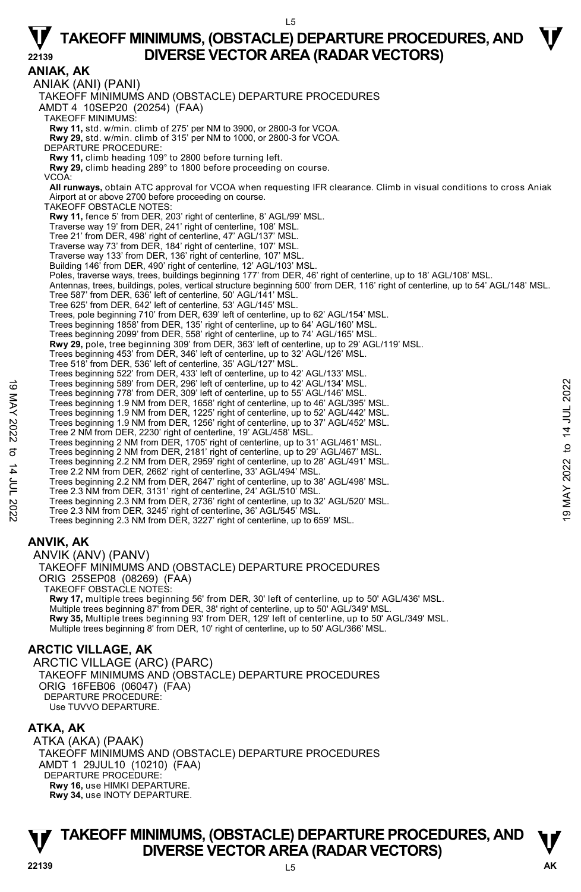# TAKEOFF MINIMUMS, (OBSTACLE) DEPARTURE PROCEDURES, AND DIVERSE VECTOR AREA (RADAR VECTORS)

## ANIAK, AK

ANIAK (ANI) (PANI)

TAKEOFF MINIMUMS AND (OBSTACLE) DEPARTURE PROCEDURES

AMDT 4 10SEP20 (20254) (FAA)

TAKEOFF MINIMUMS:

**Rwy 11,** std. w/min. climb of 275' per NM to 3900, or 2800-3 for VCOA.
**Rwy 29,** std. w/min. climb of 315' per NM to 1000, or 2800-3 for VCOA.

DEPARTURE PROCEDURE:

**Rwy 11,** climb heading 109° to 2800 before turning left.
**Rwy 29,** climb heading 289° to 1800 before proceeding on course.

VCOA:

**All runways,** obtain ATC approval for VCOA when requesting IFR clearance. Climb in visual conditions to cross Aniak Airport at or above 2700 before proceeding on course.

TAKEOFF OBSTACLE NOTES:

**Rwy 11,** fence 5' from DER, 203' right of centerline, 8' AGL/99' MSL.
Traverse way 19' from DER, 241' right of centerline, 108' MSL.
Tree 21' from DER, 498' right of centerline, 47' AGL/137' MSL.
Traverse way 73' from DER, 184' right of centerline, 107' MSL.
Traverse way 133' from DER, 136' right of centerline, 107' MSL.
Building 146' from DER, 490' right of centerline, 12' AGL/103' MSL.
Poles, traverse ways, trees, buildings beginning 177' from DER, 46' right of centerline, up to 18' AGL/108' MSL.
Antennas, trees, buildings, poles, vertical structure beginning 500' from DER, 116' right of centerline, up to 54' AGL/148' MSL.
Tree 587' from DER, 636' left of centerline, 50' AGL/141' MSL.
Tree 625' from DER, 642' left of centerline, 53' AGL/145' MSL.
Trees, pole beginning 710' from DER, 639' left of centerline, up to 62' AGL/154' MSL.
Trees beginning 1858' from DER, 135' right of centerline, up to 64' AGL/160' MSL.
Trees beginning 2099' from DER, 558' right of centerline, up to 74' AGL/165' MSL.
**Rwy 29,** pole, tree beginning 309' from DER, 363' left of centerline, up to 29' AGL/119' MSL.
Trees beginning 453' from DER, 346' left of centerline, up to 32' AGL/126' MSL.
Tree 518' from DER, 536' left of centerline, 35' AGL/127' MSL.
Trees beginning 522' from DER, 433' left of centerline, up to 42' AGL/133' MSL.
Trees beginning 589' from DER, 296' left of centerline, up to 42' AGL/134' MSL.
Trees beginning 778' from DER, 309' left of centerline, up to 55' AGL/146' MSL.
Trees beginning 1.9 NM from DER, 1658' right of centerline, up to 46' AGL/395' MSL.
Trees beginning 1.9 NM from DER, 1225' right of centerline, up to 52' AGL/442' MSL.
Trees beginning 1.9 NM from DER, 1256' right of centerline, up to 37' AGL/452' MSL.
Tree 2 NM from DER, 2230' right of centerline, 19' AGL/458' MSL.
Trees beginning 2 NM from DER, 1705' right of centerline, up to 31' AGL/461' MSL.
Trees beginning 2 NM from DER, 2181' right of centerline, up to 29' AGL/467' MSL.
Trees beginning 2.2 NM from DER, 2959' right of centerline, up to 28' AGL/491' MSL.
Tree 2.2 NM from DER, 2662' right of centerline, 33' AGL/494' MSL.
Trees beginning 2.2 NM from DER, 2647' right of centerline, up to 38' AGL/498' MSL.
Tree 2.3 NM from DER, 3131' right of centerline, 24' AGL/510' MSL.
Trees beginning 2.3 NM from DER, 2736' right of centerline, up to 32' AGL/520' MSL.
Tree 2.3 NM from DER, 3245' right of centerline, 36' AGL/545' MSL.
Trees beginning 2.3 NM from DER, 3227' right of centerline, up to 659' MSL.

## ANVIK, AK

ANVIK (ANV) (PANV)

TAKEOFF MINIMUMS AND (OBSTACLE) DEPARTURE PROCEDURES

ORIG 25SEP08 (08269) (FAA)

TAKEOFF OBSTACLE NOTES:

**Rwy 17,** multiple trees beginning 56' from DER, 30' left of centerline, up to 50' AGL/436' MSL.
Multiple trees beginning 87' from DER, 38' right of centerline, up to 50' AGL/349' MSL.
**Rwy 35,** Multiple trees beginning 93' from DER, 129' left of centerline, up to 50' AGL/349' MSL.
Multiple trees beginning 8' from DER, 10' right of centerline, up to 50' AGL/366' MSL.

## ARCTIC VILLAGE, AK

ARCTIC VILLAGE (ARC) (PARC)

TAKEOFF MINIMUMS AND (OBSTACLE) DEPARTURE PROCEDURES

ORIG 16FEB06 (06047) (FAA)

DEPARTURE PROCEDURE:

Use TUVVO DEPARTURE.

## ATKA, AK

ATKA (AKA) (PAAK)

TAKEOFF MINIMUMS AND (OBSTACLE) DEPARTURE PROCEDURES

AMDT 1 29JUL10 (10210) (FAA)

DEPARTURE PROCEDURE:

**Rwy 16,** use HIMKI DEPARTURE.
**Rwy 34,** use INOTY DEPARTURE.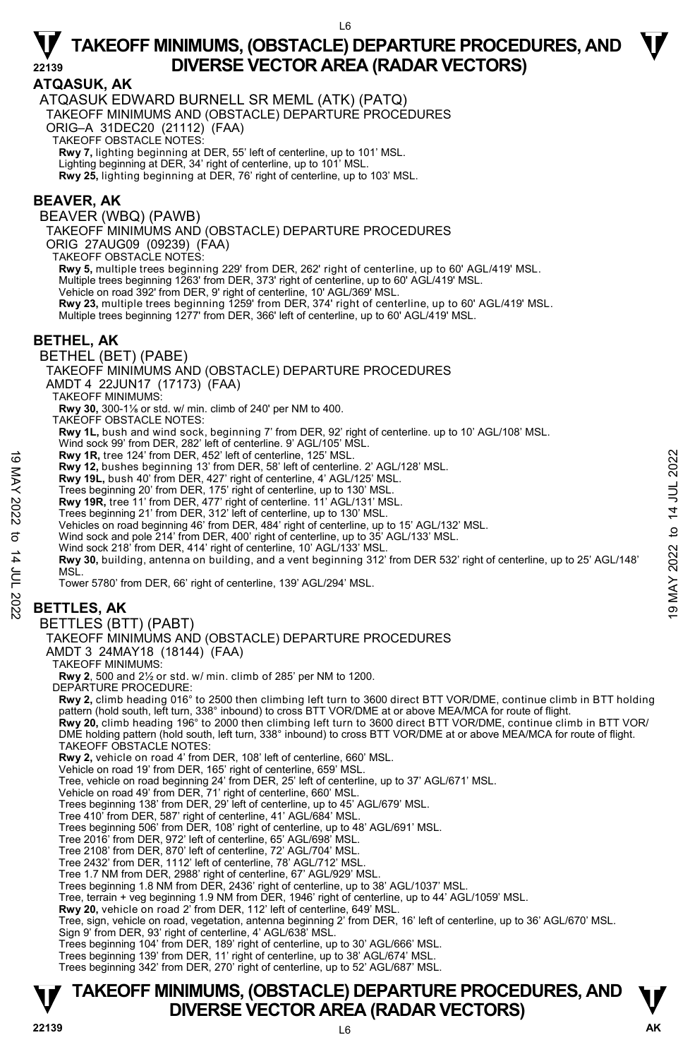# TAKEOFF MINIMUMS, (OBSTACLE) DEPARTURE PROCEDURES, AND DIVERSE VECTOR AREA (RADAR VECTORS)

## ATQASUK, AK

ATQASUK EDWARD BURNELL SR MEML (ATK) (PATQ)

TAKEOFF MINIMUMS AND (OBSTACLE) DEPARTURE PROCEDURES

ORIG–A 31DEC20 (21112) (FAA)

TAKEOFF OBSTACLE NOTES:

**Rwy 7,** lighting beginning at DER, 55' left of centerline, up to 101' MSL.
Lighting beginning at DER, 34' right of centerline, up to 101' MSL.
**Rwy 25,** lighting beginning at DER, 76' right of centerline, up to 103' MSL.

## BEAVER, AK

BEAVER (WBQ) (PAWB)

TAKEOFF MINIMUMS AND (OBSTACLE) DEPARTURE PROCEDURES

ORIG 27AUG09 (09239) (FAA)

TAKEOFF OBSTACLE NOTES:

**Rwy 5,** multiple trees beginning 229' from DER, 262' right of centerline, up to 60' AGL/419' MSL.
Multiple trees beginning 1263' from DER, 373' right of centerline, up to 60' AGL/419' MSL.
Vehicle on road 392' from DER, 9' right of centerline, 10' AGL/369' MSL.
**Rwy 23,** multiple trees beginning 1259' from DER, 374' right of centerline, up to 60' AGL/419' MSL.
Multiple trees beginning 1277' from DER, 366' left of centerline, up to 60' AGL/419' MSL.

## BETHEL, AK

BETHEL (BET) (PABE)

TAKEOFF MINIMUMS AND (OBSTACLE) DEPARTURE PROCEDURES

AMDT 4 22JUN17 (17173) (FAA)

TAKEOFF MINIMUMS:

**Rwy 30,** 300-1⅛ or std. w/ min. climb of 240' per NM to 400.

TAKEOFF OBSTACLE NOTES:

**Rwy 1L,** bush and wind sock, beginning 7' from DER, 92' right of centerline. up to 10' AGL/108' MSL.
Wind sock 99' from DER, 282' left of centerline. 9' AGL/105' MSL.
**Rwy 1R,** tree 124' from DER, 452' left of centerline, 125' MSL.
**Rwy 12,** bushes beginning 13' from DER, 58' left of centerline. 2' AGL/128' MSL.
**Rwy 19L,** bush 40' from DER, 427' right of centerline, 4' AGL/125' MSL.
Trees beginning 20' from DER, 175' right of centerline, up to 130' MSL.
**Rwy 19R,** tree 11' from DER, 477' right of centerline. 11' AGL/131' MSL.
Trees beginning 21' from DER, 312' left of centerline, up to 130' MSL.
Vehicles on road beginning 46' from DER, 484' right of centerline, up to 15' AGL/132' MSL.
Wind sock and pole 214' from DER, 400' right of centerline, up to 35' AGL/133' MSL.
Wind sock 218' from DER, 414' right of centerline, 10' AGL/133' MSL.
**Rwy 30,** building, antenna on building, and a vent beginning 312' from DER 532' right of centerline, up to 25' AGL/148' MSL.
Tower 5780' from DER, 66' right of centerline, 139' AGL/294' MSL.

## BETTLES, AK

BETTLES (BTT) (PABT)

TAKEOFF MINIMUMS AND (OBSTACLE) DEPARTURE PROCEDURES

AMDT 3 24MAY18 (18144) (FAA)

TAKEOFF MINIMUMS:

**Rwy 2**, 500 and 2½ or std. w/ min. climb of 285' per NM to 1200.

DEPARTURE PROCEDURE:

**Rwy 2,** climb heading 016° to 2500 then climbing left turn to 3600 direct BTT VOR/DME, continue climb in BTT holding pattern (hold south, left turn, 338° inbound) to cross BTT VOR/DME at or above MEA/MCA for route of flight.
**Rwy 20,** climb heading 196° to 2000 then climbing left turn to 3600 direct BTT VOR/DME, continue climb in BTT VOR/DME holding pattern (hold south, left turn, 338° inbound) to cross BTT VOR/DME at or above MEA/MCA for route of flight.

TAKEOFF OBSTACLE NOTES:

**Rwy 2,** vehicle on road 4' from DER, 108' left of centerline, 660' MSL.
Vehicle on road 19' from DER, 165' right of centerline, 659' MSL.
Tree, vehicle on road beginning 24' from DER, 25' left of centerline, up to 37' AGL/671' MSL.
Vehicle on road 49' from DER, 71' right of centerline, 660' MSL.
Trees beginning 138' from DER, 29' left of centerline, up to 45' AGL/679' MSL.
Tree 410' from DER, 587' right of centerline, 41' AGL/684' MSL.
Trees beginning 506' from DER, 108' right of centerline, up to 48' AGL/691' MSL.
Tree 2016' from DER, 972' left of centerline, 65' AGL/698' MSL.
Tree 2108' from DER, 870' left of centerline, 72' AGL/704' MSL.
Tree 2432' from DER, 1112' left of centerline, 78' AGL/712' MSL.
Tree 1.7 NM from DER, 2988' right of centerline, 67' AGL/929' MSL.
Trees beginning 1.8 NM from DER, 2436' right of centerline, up to 38' AGL/1037' MSL.
Tree, terrain + veg beginning 1.9 NM from DER, 1946' right of centerline, up to 44' AGL/1059' MSL.
**Rwy 20,** vehicle on road 2' from DER, 112' left of centerline, 649' MSL.
Tree, sign, vehicle on road, vegetation, antenna beginning 2' from DER, 16' left of centerline, up to 36' AGL/670' MSL.
Sign 9' from DER, 93' right of centerline, 4' AGL/638' MSL.
Trees beginning 104' from DER, 189' right of centerline, up to 30' AGL/666' MSL.
Trees beginning 139' from DER, 11' right of centerline, up to 38' AGL/674' MSL.
Trees beginning 342' from DER, 270' right of centerline, up to 52' AGL/687' MSL.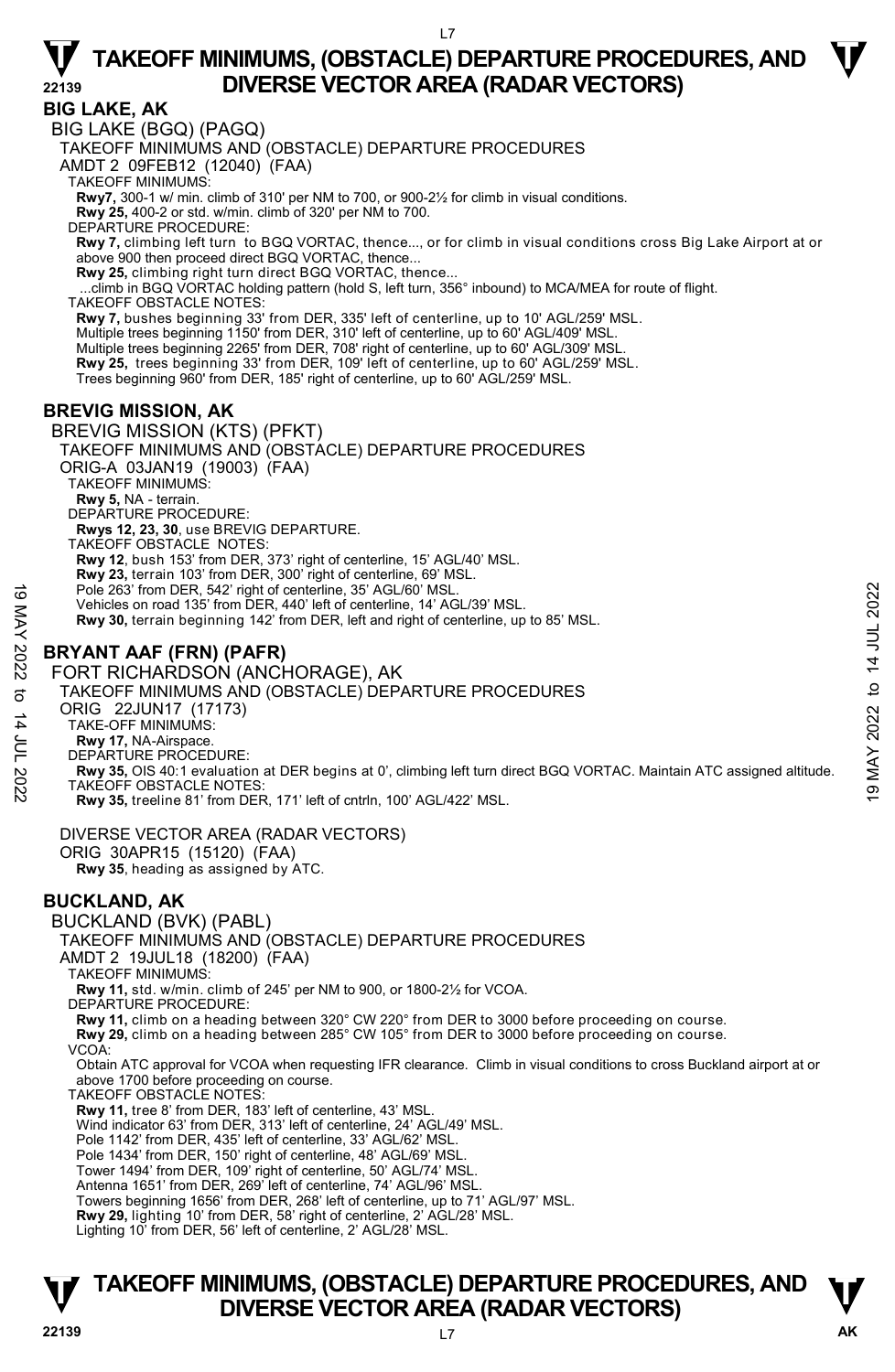## BIG LAKE, AK

BIG LAKE (BGQ) (PAGQ)

TAKEOFF MINIMUMS AND (OBSTACLE) DEPARTURE PROCEDURES

AMDT 2 09FEB12 (12040) (FAA)

TAKEOFF MINIMUMS:

**Rwy7,** 300-1 w/ min. climb of 310' per NM to 700, or 900-2½ for climb in visual conditions.

**Rwy 25,** 400-2 or std. w/min. climb of 320' per NM to 700.

DEPARTURE PROCEDURE:

**Rwy 7,** climbing left turn to BGQ VORTAC, thence..., or for climb in visual conditions cross Big Lake Airport at or above 900 then proceed direct BGQ VORTAC, thence...

**Rwy 25,** climbing right turn direct BGQ VORTAC, thence...

...climb in BGQ VORTAC holding pattern (hold S, left turn, 356° inbound) to MCA/MEA for route of flight.

TAKEOFF OBSTACLE NOTES:

**Rwy 7,** bushes beginning 33' from DER, 335' left of centerline, up to 10' AGL/259' MSL.

Multiple trees beginning 1150' from DER, 310' left of centerline, up to 60' AGL/409' MSL.

Multiple trees beginning 2265' from DER, 708' right of centerline, up to 60' AGL/309' MSL.

**Rwy 25,** trees beginning 33' from DER, 109' left of centerline, up to 60' AGL/259' MSL.

Trees beginning 960' from DER, 185' right of centerline, up to 60' AGL/259' MSL.

## BREVIG MISSION, AK

BREVIG MISSION (KTS) (PFKT)

TAKEOFF MINIMUMS AND (OBSTACLE) DEPARTURE PROCEDURES

ORIG-A 03JAN19 (19003) (FAA)

TAKEOFF MINIMUMS:

**Rwy 5,** NA - terrain.

DEPARTURE PROCEDURE:

**Rwys 12, 23, 30**, use BREVIG DEPARTURE.

TAKEOFF OBSTACLE NOTES:

**Rwy 12**, bush 153' from DER, 373' right of centerline, 15' AGL/40' MSL.

**Rwy 23,** terrain 103' from DER, 300' right of centerline, 69' MSL.

Pole 263' from DER, 542' right of centerline, 35' AGL/60' MSL.

Vehicles on road 135' from DER, 440' left of centerline, 14' AGL/39' MSL.

**Rwy 30,** terrain beginning 142' from DER, left and right of centerline, up to 85' MSL.

## BRYANT AAF (FRN) (PAFR)

FORT RICHARDSON (ANCHORAGE), AK

TAKEOFF MINIMUMS AND (OBSTACLE) DEPARTURE PROCEDURES

ORIG 22JUN17 (17173)

TAKE-OFF MINIMUMS:

**Rwy 17,** NA-Airspace.

DEPARTURE PROCEDURE:

**Rwy 35,** OIS 40:1 evaluation at DER begins at 0', climbing left turn direct BGQ VORTAC. Maintain ATC assigned altitude.

TAKEOFF OBSTACLE NOTES:

**Rwy 35,** treeline 81' from DER, 171' left of cntrln, 100' AGL/422' MSL.

DIVERSE VECTOR AREA (RADAR VECTORS)

ORIG 30APR15 (15120) (FAA)

**Rwy 35**, heading as assigned by ATC.

## BUCKLAND, AK

BUCKLAND (BVK) (PABL)

TAKEOFF MINIMUMS AND (OBSTACLE) DEPARTURE PROCEDURES

AMDT 2 19JUL18 (18200) (FAA)

TAKEOFF MINIMUMS:

**Rwy 11,** std. w/min. climb of 245' per NM to 900, or 1800-2½ for VCOA.

DEPARTURE PROCEDURE:

**Rwy 11,** climb on a heading between 320° CW 220° from DER to 3000 before proceeding on course.

**Rwy 29,** climb on a heading between 285° CW 105° from DER to 3000 before proceeding on course.

VCOA:

Obtain ATC approval for VCOA when requesting IFR clearance. Climb in visual conditions to cross Buckland airport at or above 1700 before proceeding on course.

TAKEOFF OBSTACLE NOTES:

**Rwy 11,** tree 8' from DER, 183' left of centerline, 43' MSL.

Wind indicator 63' from DER, 313' left of centerline, 24' AGL/49' MSL.

Pole 1142' from DER, 435' left of centerline, 33' AGL/62' MSL.

Pole 1434' from DER, 150' right of centerline, 48' AGL/69' MSL.

Tower 1494' from DER, 109' right of centerline, 50' AGL/74' MSL.

Antenna 1651' from DER, 269' left of centerline, 74' AGL/96' MSL.

Towers beginning 1656' from DER, 268' left of centerline, up to 71' AGL/97' MSL.

**Rwy 29,** lighting 10' from DER, 58' right of centerline, 2' AGL/28' MSL.

Lighting 10' from DER, 56' left of centerline, 2' AGL/28' MSL.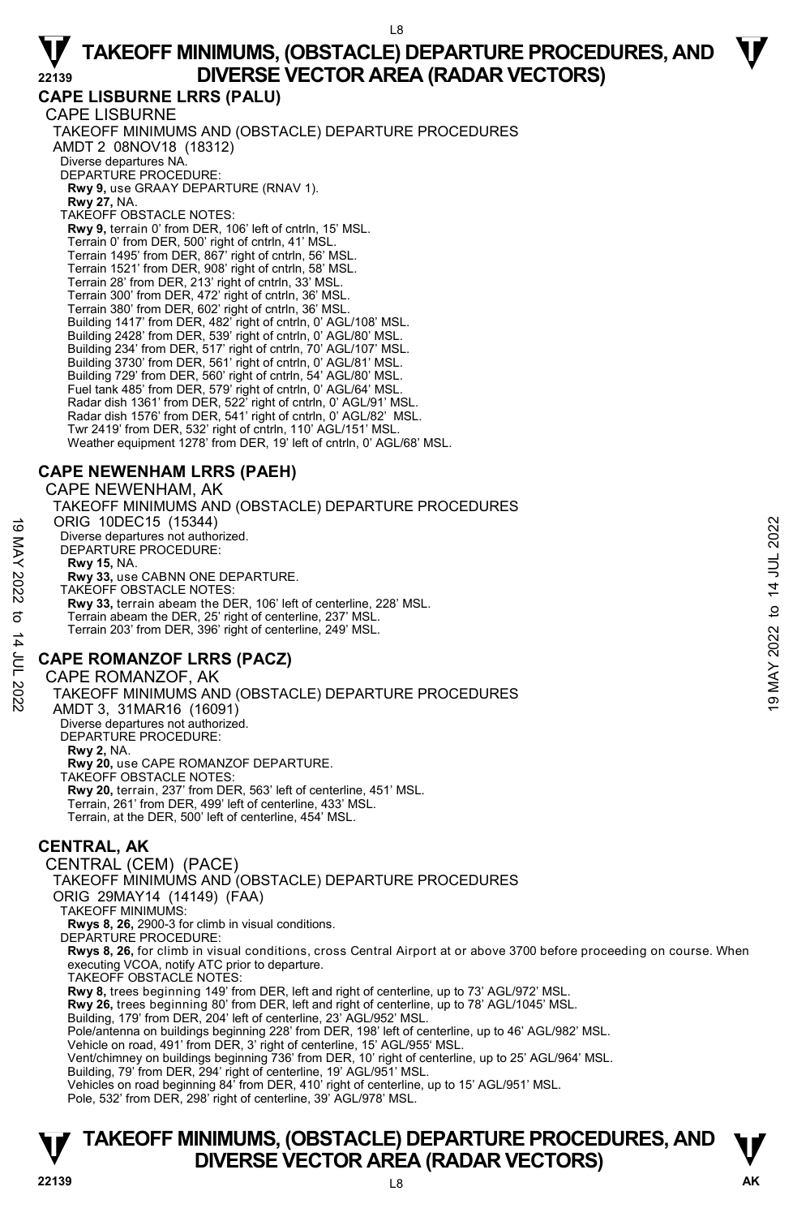## CAPE LISBURNE LRRS (PALU)

CAPE LISBURNE

TAKEOFF MINIMUMS AND (OBSTACLE) DEPARTURE PROCEDURES

AMDT 2 08NOV18 (18312)

Diverse departures NA.

DEPARTURE PROCEDURE:

**Rwy 9,** use GRAAY DEPARTURE (RNAV 1).

**Rwy 27,** NA.

TAKEOFF OBSTACLE NOTES:

**Rwy 9,** terrain 0' from DER, 106' left of cntrln, 15' MSL.
Terrain 0' from DER, 500' right of cntrln, 41' MSL.
Terrain 1495' from DER, 867' right of cntrln, 56' MSL.
Terrain 1521' from DER, 908' right of cntrln, 58' MSL.
Terrain 28' from DER, 213' right of cntrln, 33' MSL.
Terrain 300' from DER, 472' right of cntrln, 36' MSL.
Terrain 380' from DER, 602' right of cntrln, 36' MSL.
Building 1417' from DER, 482' right of cntrln, 0' AGL/108' MSL.
Building 2428' from DER, 539' right of cntrln, 0' AGL/80' MSL.
Building 234' from DER, 517' right of cntrln, 70' AGL/107' MSL.
Building 3730' from DER, 561' right of cntrln, 0' AGL/81' MSL.
Building 729' from DER, 560' right of cntrln, 54' AGL/80' MSL.
Fuel tank 485' from DER, 579' right of cntrln, 0' AGL/64' MSL.
Radar dish 1361' from DER, 522' right of cntrln, 0' AGL/91' MSL.
Radar dish 1576' from DER, 541' right of cntrln, 0' AGL/82' MSL.
Twr 2419' from DER, 532' right of cntrln, 110' AGL/151' MSL.
Weather equipment 1278' from DER, 19' left of cntrln, 0' AGL/68' MSL.

## CAPE NEWENHAM LRRS (PAEH)

CAPE NEWENHAM, AK

TAKEOFF MINIMUMS AND (OBSTACLE) DEPARTURE PROCEDURES

ORIG 10DEC15 (15344)

Diverse departures not authorized.

DEPARTURE PROCEDURE:

**Rwy 15,** NA.

**Rwy 33,** use CABNN ONE DEPARTURE.

TAKEOFF OBSTACLE NOTES:

**Rwy 33,** terrain abeam the DER, 106' left of centerline, 228' MSL.
Terrain abeam the DER, 25' right of centerline, 237' MSL.
Terrain 203' from DER, 396' right of centerline, 249' MSL.

## CAPE ROMANZOF LRRS (PACZ)

CAPE ROMANZOF, AK

TAKEOFF MINIMUMS AND (OBSTACLE) DEPARTURE PROCEDURES

AMDT 3, 31MAR16 (16091)

Diverse departures not authorized.

DEPARTURE PROCEDURE:

**Rwy 2,** NA.

**Rwy 20,** use CAPE ROMANZOF DEPARTURE.

TAKEOFF OBSTACLE NOTES:

**Rwy 20,** terrain, 237' from DER, 563' left of centerline, 451' MSL.
Terrain, 261' from DER, 499' left of centerline, 433' MSL.
Terrain, at the DER, 500' left of centerline, 454' MSL.

## CENTRAL, AK

CENTRAL (CEM) (PACE)

TAKEOFF MINIMUMS AND (OBSTACLE) DEPARTURE PROCEDURES

ORIG 29MAY14 (14149) (FAA)

TAKEOFF MINIMUMS:

**Rwys 8, 26,** 2900-3 for climb in visual conditions.

DEPARTURE PROCEDURE:

**Rwys 8, 26,** for climb in visual conditions, cross Central Airport at or above 3700 before proceeding on course. When executing VCOA, notify ATC prior to departure.

TAKEOFF OBSTACLE NOTES:

**Rwy 8,** trees beginning 149' from DER, left and right of centerline, up to 73' AGL/972' MSL.
**Rwy 26,** trees beginning 80' from DER, left and right of centerline, up to 78' AGL/1045' MSL.
Building, 179' from DER, 204' left of centerline, 23' AGL/952' MSL.
Pole/antenna on buildings beginning 228' from DER, 198' left of centerline, up to 46' AGL/982' MSL.
Vehicle on road, 491' from DER, 3' right of centerline, 15' AGL/955' MSL.
Vent/chimney on buildings beginning 736' from DER, 10' right of centerline, up to 25' AGL/964' MSL.
Building, 79' from DER, 294' right of centerline, 19' AGL/951' MSL.
Vehicles on road beginning 84' from DER, 410' right of centerline, up to 15' AGL/951' MSL.
Pole, 532' from DER, 298' right of centerline, 39' AGL/978' MSL.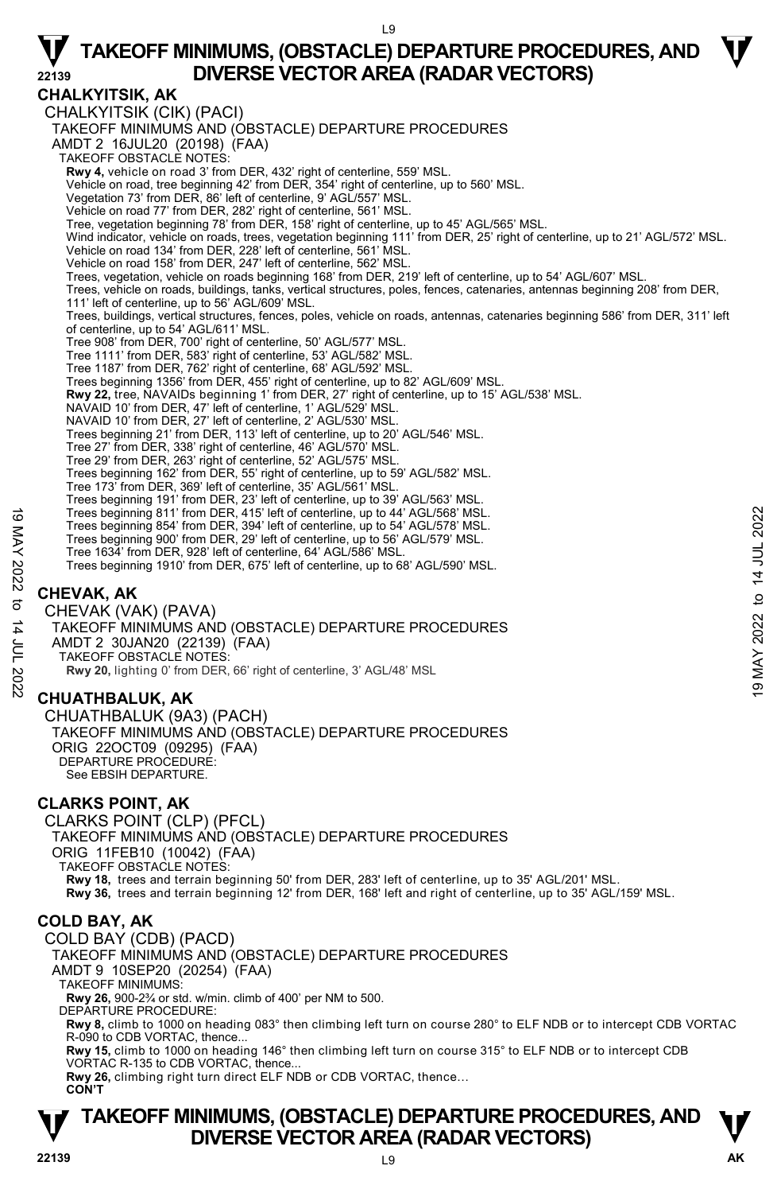# TAKEOFF MINIMUMS, (OBSTACLE) DEPARTURE PROCEDURES, AND DIVERSE VECTOR AREA (RADAR VECTORS)

## CHALKYITSIK, AK

CHALKYITSIK (CIK) (PACI)

TAKEOFF MINIMUMS AND (OBSTACLE) DEPARTURE PROCEDURES

AMDT 2 16JUL20 (20198) (FAA)

TAKEOFF OBSTACLE NOTES:

**Rwy 4,** vehicle on road 3' from DER, 432' right of centerline, 559' MSL.
Vehicle on road, tree beginning 42' from DER, 354' right of centerline, up to 560' MSL.
Vegetation 73' from DER, 86' left of centerline, 9' AGL/557' MSL.
Vehicle on road 77' from DER, 282' right of centerline, 561' MSL.
Tree, vegetation beginning 78' from DER, 158' right of centerline, up to 45' AGL/565' MSL.
Wind indicator, vehicle on roads, trees, vegetation beginning 111' from DER, 25' right of centerline, up to 21' AGL/572' MSL.
Vehicle on road 134' from DER, 228' left of centerline, 561' MSL.
Vehicle on road 158' from DER, 247' left of centerline, 562' MSL.
Trees, vegetation, vehicle on roads beginning 168' from DER, 219' left of centerline, up to 54' AGL/607' MSL.
Trees, vehicle on roads, buildings, tanks, vertical structures, poles, fences, catenaries, antennas beginning 208' from DER, 111' left of centerline, up to 56' AGL/609' MSL.
Trees, buildings, vertical structures, fences, poles, vehicle on roads, antennas, catenaries beginning 586' from DER, 311' left of centerline, up to 54' AGL/611' MSL.
Tree 908' from DER, 700' right of centerline, 50' AGL/577' MSL.
Tree 1111' from DER, 583' right of centerline, 53' AGL/582' MSL.
Tree 1187' from DER, 762' right of centerline, 68' AGL/592' MSL.
Trees beginning 1356' from DER, 455' right of centerline, up to 82' AGL/609' MSL.

**Rwy 22,** tree, NAVAIDs beginning 1' from DER, 27' right of centerline, up to 15' AGL/538' MSL.
NAVAID 10' from DER, 47' left of centerline, 1' AGL/529' MSL.
NAVAID 10' from DER, 27' left of centerline, 2' AGL/530' MSL.
Trees beginning 21' from DER, 113' left of centerline, up to 20' AGL/546' MSL.
Tree 27' from DER, 338' right of centerline, 46' AGL/570' MSL.
Tree 29' from DER, 263' right of centerline, 52' AGL/575' MSL.
Trees beginning 162' from DER, 55' right of centerline, up to 59' AGL/582' MSL.
Tree 173' from DER, 369' left of centerline, 35' AGL/561' MSL.
Trees beginning 191' from DER, 23' left of centerline, up to 39' AGL/563' MSL.
Trees beginning 811' from DER, 415' left of centerline, up to 44' AGL/568' MSL.
Trees beginning 854' from DER, 394' left of centerline, up to 54' AGL/578' MSL.
Trees beginning 900' from DER, 29' left of centerline, up to 56' AGL/579' MSL.
Tree 1634' from DER, 928' left of centerline, 64' AGL/586' MSL.
Trees beginning 1910' from DER, 675' left of centerline, up to 68' AGL/590' MSL.

## CHEVAK, AK

CHEVAK (VAK) (PAVA)

TAKEOFF MINIMUMS AND (OBSTACLE) DEPARTURE PROCEDURES

AMDT 2 30JAN20 (22139) (FAA)

TAKEOFF OBSTACLE NOTES:

**Rwy 20,** lighting 0' from DER, 66' right of centerline, 3' AGL/48' MSL

## CHUATHBALUK, AK

CHUATHBALUK (9A3) (PACH)

TAKEOFF MINIMUMS AND (OBSTACLE) DEPARTURE PROCEDURES

ORIG 22OCT09 (09295) (FAA)

DEPARTURE PROCEDURE:

See EBSIH DEPARTURE.

## CLARKS POINT, AK

CLARKS POINT (CLP) (PFCL)

TAKEOFF MINIMUMS AND (OBSTACLE) DEPARTURE PROCEDURES

ORIG 11FEB10 (10042) (FAA)

TAKEOFF OBSTACLE NOTES:

**Rwy 18,** trees and terrain beginning 50' from DER, 283' left of centerline, up to 35' AGL/201' MSL.
**Rwy 36,** trees and terrain beginning 12' from DER, 168' left and right of centerline, up to 35' AGL/159' MSL.

## COLD BAY, AK

COLD BAY (CDB) (PACD)

TAKEOFF MINIMUMS AND (OBSTACLE) DEPARTURE PROCEDURES

AMDT 9 10SEP20 (20254) (FAA)

TAKEOFF MINIMUMS:

**Rwy 26,** 900-2¾ or std. w/min. climb of 400' per NM to 500.

DEPARTURE PROCEDURE:

**Rwy 8,** climb to 1000 on heading 083° then climbing left turn on course 280° to ELF NDB or to intercept CDB VORTAC R-090 to CDB VORTAC, thence...
**Rwy 15,** climb to 1000 on heading 146° then climbing left turn on course 315° to ELF NDB or to intercept CDB VORTAC R-135 to CDB VORTAC, thence...
**Rwy 26,** climbing right turn direct ELF NDB or CDB VORTAC, thence…

**CON'T**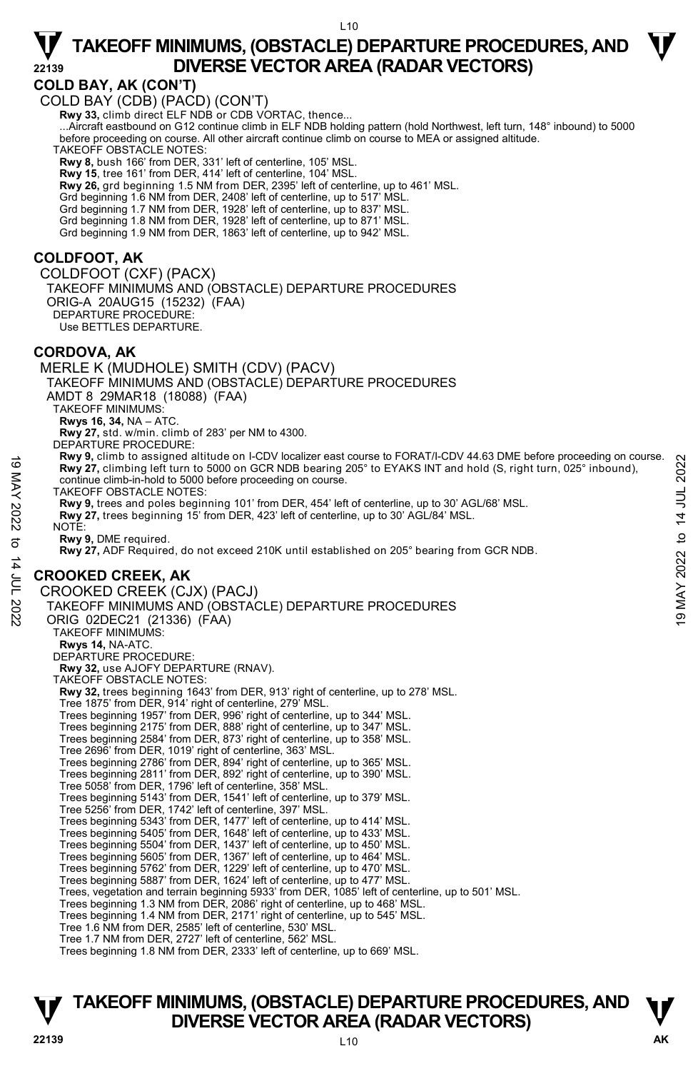## COLD BAY, AK (CON'T)

COLD BAY (CDB) (PACD) (CON'T)

**Rwy 33,** climb direct ELF NDB or CDB VORTAC, thence...

...Aircraft eastbound on G12 continue climb in ELF NDB holding pattern (hold Northwest, left turn, 148° inbound) to 5000 before proceeding on course. All other aircraft continue climb on course to MEA or assigned altitude.

TAKEOFF OBSTACLE NOTES:

**Rwy 8,** bush 166' from DER, 331' left of centerline, 105' MSL.
**Rwy 15**, tree 161' from DER, 414' left of centerline, 104' MSL.
**Rwy 26,** grd beginning 1.5 NM from DER, 2395' left of centerline, up to 461' MSL.
Grd beginning 1.6 NM from DER, 2408' left of centerline, up to 517' MSL.
Grd beginning 1.7 NM from DER, 1928' left of centerline, up to 837' MSL.
Grd beginning 1.8 NM from DER, 1928' left of centerline, up to 871' MSL.
Grd beginning 1.9 NM from DER, 1863' left of centerline, up to 942' MSL.

## COLDFOOT, AK

COLDFOOT (CXF) (PACX)
TAKEOFF MINIMUMS AND (OBSTACLE) DEPARTURE PROCEDURES
ORIG-A 20AUG15 (15232) (FAA)
DEPARTURE PROCEDURE:
Use BETTLES DEPARTURE.

## CORDOVA, AK

MERLE K (MUDHOLE) SMITH (CDV) (PACV)
TAKEOFF MINIMUMS AND (OBSTACLE) DEPARTURE PROCEDURES
AMDT 8 29MAR18 (18088) (FAA)

TAKEOFF MINIMUMS:
**Rwys 16, 34,** NA – ATC.
**Rwy 27,** std. w/min. climb of 283' per NM to 4300.

DEPARTURE PROCEDURE:
**Rwy 9,** climb to assigned altitude on I-CDV localizer east course to FORAT/I-CDV 44.63 DME before proceeding on course.
**Rwy 27,** climbing left turn to 5000 on GCR NDB bearing 205° to EYAKS INT and hold (S, right turn, 025° inbound), continue climb-in-hold to 5000 before proceeding on course.

TAKEOFF OBSTACLE NOTES:
**Rwy 9,** trees and poles beginning 101' from DER, 454' left of centerline, up to 30' AGL/68' MSL.
**Rwy 27,** trees beginning 15' from DER, 423' left of centerline, up to 30' AGL/84' MSL.

NOTE:
**Rwy 9,** DME required.
**Rwy 27,** ADF Required, do not exceed 210K until established on 205° bearing from GCR NDB.

## CROOKED CREEK, AK

CROOKED CREEK (CJX) (PACJ)
TAKEOFF MINIMUMS AND (OBSTACLE) DEPARTURE PROCEDURES
ORIG 02DEC21 (21336) (FAA)

TAKEOFF MINIMUMS:
**Rwys 14,** NA-ATC.

DEPARTURE PROCEDURE:
**Rwy 32,** use AJOFY DEPARTURE (RNAV).

TAKEOFF OBSTACLE NOTES:
**Rwy 32,** trees beginning 1643' from DER, 913' right of centerline, up to 278' MSL.
Tree 1875' from DER, 914' right of centerline, 279' MSL.
Trees beginning 1957' from DER, 996' right of centerline, up to 344' MSL.
Trees beginning 2175' from DER, 888' right of centerline, up to 347' MSL.
Trees beginning 2584' from DER, 873' right of centerline, up to 358' MSL.
Tree 2696' from DER, 1019' right of centerline, 363' MSL.
Trees beginning 2786' from DER, 894' right of centerline, up to 365' MSL.
Trees beginning 2811' from DER, 892' right of centerline, up to 390' MSL.
Tree 5058' from DER, 1796' left of centerline, 358' MSL.
Trees beginning 5143' from DER, 1541' left of centerline, up to 379' MSL.
Tree 5256' from DER, 1742' left of centerline, 397' MSL.
Trees beginning 5343' from DER, 1477' left of centerline, up to 414' MSL.
Trees beginning 5405' from DER, 1648' left of centerline, up to 433' MSL.
Trees beginning 5504' from DER, 1437' left of centerline, up to 450' MSL.
Trees beginning 5605' from DER, 1367' left of centerline, up to 464' MSL.
Trees beginning 5762' from DER, 1229' left of centerline, up to 470' MSL.
Trees beginning 5887' from DER, 1624' left of centerline, up to 477' MSL.
Trees, vegetation and terrain beginning 5933' from DER, 1085' left of centerline, up to 501' MSL.
Trees beginning 1.3 NM from DER, 2086' right of centerline, up to 468' MSL.
Trees beginning 1.4 NM from DER, 2171' right of centerline, up to 545' MSL.
Tree 1.6 NM from DER, 2585' left of centerline, 530' MSL.
Tree 1.7 NM from DER, 2727' left of centerline, 562' MSL.
Trees beginning 1.8 NM from DER, 2333' left of centerline, up to 669' MSL.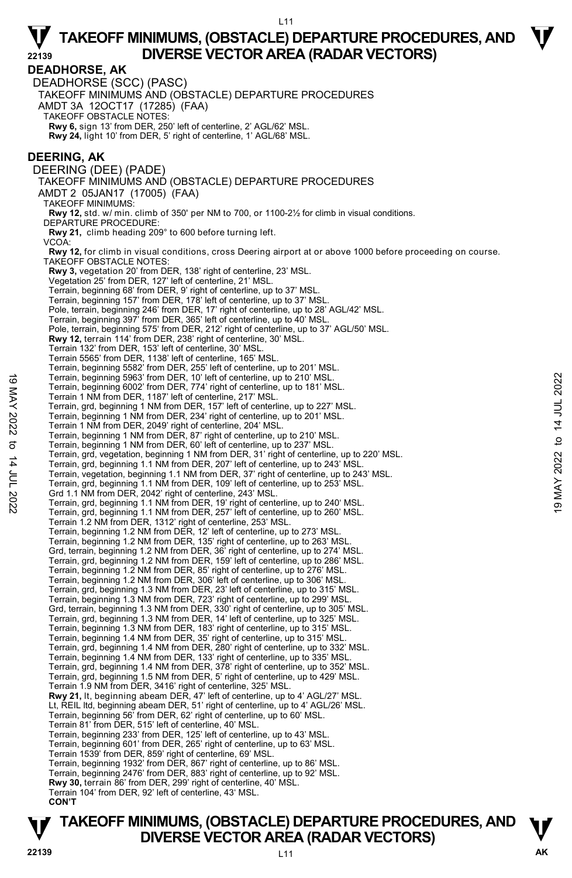## DEADHORSE, AK

DEADHORSE (SCC) (PASC)

TAKEOFF MINIMUMS AND (OBSTACLE) DEPARTURE PROCEDURES

AMDT 3A 12OCT17 (17285) (FAA)

TAKEOFF OBSTACLE NOTES:

**Rwy 6,** sign 13' from DER, 250' left of centerline, 2' AGL/62' MSL.
**Rwy 24,** light 10' from DER, 5' right of centerline, 1' AGL/68' MSL.

## DEERING, AK

DEERING (DEE) (PADE)

TAKEOFF MINIMUMS AND (OBSTACLE) DEPARTURE PROCEDURES

AMDT 2 05JAN17 (17005) (FAA)

TAKEOFF MINIMUMS:

**Rwy 12,** std. w/ min. climb of 350' per NM to 700, or 1100-2½ for climb in visual conditions.

DEPARTURE PROCEDURE:

**Rwy 21,** climb heading 209° to 600 before turning left.

VCOA:

**Rwy 12,** for climb in visual conditions, cross Deering airport at or above 1000 before proceeding on course.

TAKEOFF OBSTACLE NOTES:

**Rwy 3,** vegetation 20' from DER, 138' right of centerline, 23' MSL.
Vegetation 25' from DER, 127' left of centerline, 21' MSL.
Terrain, beginning 68' from DER, 9' right of centerline, up to 37' MSL.
Terrain, beginning 157' from DER, 178' left of centerline, up to 37' MSL.
Pole, terrain, beginning 246' from DER, 17' right of centerline, up to 28' AGL/42' MSL.
Terrain, beginning 397' from DER, 365' left of centerline, up to 40' MSL.
Pole, terrain, beginning 575' from DER, 212' right of centerline, up to 37' AGL/50' MSL.
**Rwy 12,** terrain 114' from DER, 238' right of centerline, 30' MSL.
Terrain 132' from DER, 153' left of centerline, 30' MSL.
Terrain 5565' from DER, 1138' left of centerline, 165' MSL.
Terrain, beginning 5582' from DER, 255' left of centerline, up to 201' MSL.
Terrain, beginning 5963' from DER, 10' left of centerline, up to 210' MSL.
Terrain, beginning 6002' from DER, 774' right of centerline, up to 181' MSL.
Terrain 1 NM from DER, 1187' left of centerline, 217' MSL.
Terrain, grd, beginning 1 NM from DER, 157' left of centerline, up to 227' MSL.
Terrain, beginning 1 NM from DER, 234' right of centerline, up to 201' MSL.
Terrain 1 NM from DER, 2049' right of centerline, 204' MSL.
Terrain, beginning 1 NM from DER, 87' right of centerline, up to 210' MSL.
Terrain, beginning 1 NM from DER, 60' left of centerline, up to 237' MSL.
Terrain, grd, vegetation, beginning 1 NM from DER, 31' right of centerline, up to 220' MSL.
Terrain, grd, beginning 1.1 NM from DER, 207' left of centerline, up to 243' MSL.
Terrain, vegetation, beginning 1.1 NM from DER, 37' right of centerline, up to 243' MSL.
Terrain, grd, beginning 1.1 NM from DER, 109' left of centerline, up to 253' MSL.
Grd 1.1 NM from DER, 2042' right of centerline, 243' MSL.
Terrain, grd, beginning 1.1 NM from DER, 19' right of centerline, up to 240' MSL.
Terrain, grd, beginning 1.1 NM from DER, 257' left of centerline, up to 260' MSL.
Terrain 1.2 NM from DER, 1312' right of centerline, 253' MSL.
Terrain, beginning 1.2 NM from DER, 12' left of centerline, up to 273' MSL.
Terrain, beginning 1.2 NM from DER, 135' right of centerline, up to 263' MSL.
Grd, terrain, beginning 1.2 NM from DER, 36' right of centerline, up to 274' MSL.
Terrain, grd, beginning 1.2 NM from DER, 159' left of centerline, up to 286' MSL.
Terrain, beginning 1.2 NM from DER, 85' right of centerline, up to 276' MSL.
Terrain, beginning 1.2 NM from DER, 306' left of centerline, up to 306' MSL.
Terrain, grd, beginning 1.3 NM from DER, 23' left of centerline, up to 315' MSL.
Terrain, beginning 1.3 NM from DER, 723' right of centerline, up to 299' MSL.
Grd, terrain, beginning 1.3 NM from DER, 330' right of centerline, up to 305' MSL.
Terrain, grd, beginning 1.3 NM from DER, 14' left of centerline, up to 325' MSL.
Terrain, beginning 1.3 NM from DER, 183' right of centerline, up to 315' MSL.
Terrain, beginning 1.4 NM from DER, 35' right of centerline, up to 315' MSL.
Terrain, grd, beginning 1.4 NM from DER, 280' right of centerline, up to 332' MSL.
Terrain, beginning 1.4 NM from DER, 133' right of centerline, up to 335' MSL.
Terrain, grd, beginning 1.4 NM from DER, 378' right of centerline, up to 352' MSL.
Terrain, grd, beginning 1.5 NM from DER, 5' right of centerline, up to 429' MSL.
Terrain 1.9 NM from DER, 3416' right of centerline, 325' MSL.
**Rwy 21,** lt, beginning abeam DER, 47' left of centerline, up to 4' AGL/27' MSL.
Lt, REIL ltd, beginning abeam DER, 51' right of centerline, up to 4' AGL/26' MSL.
Terrain, beginning 56' from DER, 62' right of centerline, up to 60' MSL.
Terrain 81' from DER, 515' left of centerline, 40' MSL.
Terrain, beginning 233' from DER, 125' left of centerline, up to 43' MSL.
Terrain, beginning 601' from DER, 265' right of centerline, up to 63' MSL.
Terrain 1539' from DER, 859' right of centerline, 69' MSL.
Terrain, beginning 1932' from DER, 867' right of centerline, up to 86' MSL.
Terrain, beginning 2476' from DER, 883' right of centerline, up to 92' MSL.
**Rwy 30,** terrain 86' from DER, 299' right of centerline, 40' MSL.
Terrain 104' from DER, 92' left of centerline, 43' MSL.

**CON'T**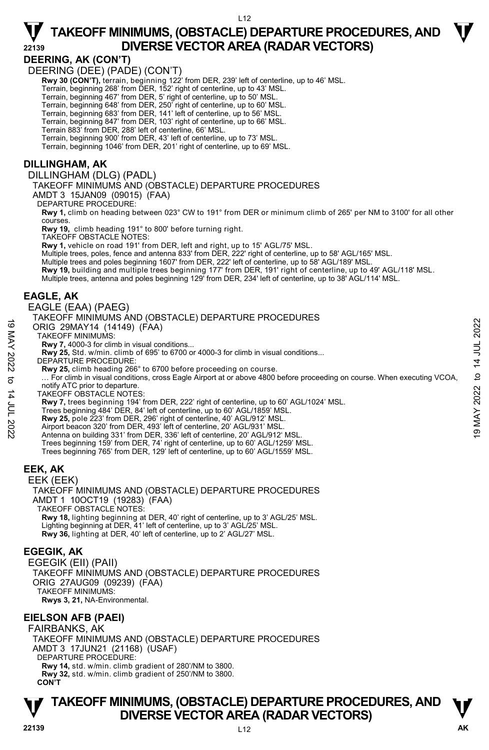## DEERING, AK (CON'T)

DEERING (DEE) (PADE) (CON'T)

**Rwy 30 (CON'T),** terrain, beginning 122' from DER, 239' left of centerline, up to 46' MSL.
Terrain, beginning 268' from DER, 152' right of centerline, up to 43' MSL.
Terrain, beginning 467' from DER, 5' right of centerline, up to 50' MSL.
Terrain, beginning 648' from DER, 250' right of centerline, up to 60' MSL.
Terrain, beginning 683' from DER, 141' left of centerline, up to 56' MSL.
Terrain, beginning 847' from DER, 103' right of centerline, up to 66' MSL.
Terrain 883' from DER, 288' left of centerline, 66' MSL.
Terrain, beginning 900' from DER, 43' left of centerline, up to 73' MSL.
Terrain, beginning 1046' from DER, 201' right of centerline, up to 69' MSL.

## DILLINGHAM, AK

DILLINGHAM (DLG) (PADL)

TAKEOFF MINIMUMS AND (OBSTACLE) DEPARTURE PROCEDURES
AMDT 3 15JAN09 (09015) (FAA)

DEPARTURE PROCEDURE:
**Rwy 1,** climb on heading between 023° CW to 191° from DER or minimum climb of 265' per NM to 3100' for all other courses.
**Rwy 19,** climb heading 191° to 800' before turning right.

TAKEOFF OBSTACLE NOTES:
**Rwy 1,** vehicle on road 191' from DER, left and right, up to 15' AGL/75' MSL.
Multiple trees, poles, fence and antenna 833' from DER, 222' right of centerline, up to 58' AGL/165' MSL.
Multiple trees and poles beginning 1607' from DER, 222' left of centerline, up to 58' AGL/189' MSL.
**Rwy 19,** building and multiple trees beginning 177' from DER, 191' right of centerline, up to 49' AGL/118' MSL.
Multiple trees, antenna and poles beginning 129' from DER, 234' left of centerline, up to 38' AGL/114' MSL.

## EAGLE, AK

EAGLE (EAA) (PAEG)

TAKEOFF MINIMUMS AND (OBSTACLE) DEPARTURE PROCEDURES
ORIG 29MAY14 (14149) (FAA)

TAKEOFF MINIMUMS:
**Rwy 7,** 4000-3 for climb in visual conditions...
**Rwy 25,** Std. w/min. climb of 695' to 6700 or 4000-3 for climb in visual conditions...

DEPARTURE PROCEDURE:
**Rwy 25,** climb heading 266° to 6700 before proceeding on course.
… For climb in visual conditions, cross Eagle Airport at or above 4800 before proceeding on course. When executing VCOA, notify ATC prior to departure.

TAKEOFF OBSTACLE NOTES:
**Rwy 7,** trees beginning 194' from DER, 222' right of centerline, up to 60' AGL/1024' MSL.
Trees beginning 484' DER, 84' left of centerline, up to 60' AGL/1859' MSL.
**Rwy 25,** pole 223' from DER, 296' right of centerline, 40' AGL/912' MSL.
Airport beacon 320' from DER, 493' left of centerline, 20' AGL/931' MSL.
Antenna on building 331' from DER, 336' left of centerline, 20' AGL/912' MSL.
Trees beginning 159' from DER, 74' right of centerline, up to 60' AGL/1259' MSL.
Trees beginning 765' from DER, 129' left of centerline, up to 60' AGL/1559' MSL.

## EEK, AK

EEK (EEK)

TAKEOFF MINIMUMS AND (OBSTACLE) DEPARTURE PROCEDURES
AMDT 1 10OCT19 (19283) (FAA)

TAKEOFF OBSTACLE NOTES:
**Rwy 18,** lighting beginning at DER, 40' right of centerline, up to 3' AGL/25' MSL.
Lighting beginning at DER, 41' left of centerline, up to 3' AGL/25' MSL.
**Rwy 36,** lighting at DER, 40' left of centerline, up to 2' AGL/27' MSL.

## EGEGIK, AK

EGEGIK (EII) (PAII)

TAKEOFF MINIMUMS AND (OBSTACLE) DEPARTURE PROCEDURES
ORIG 27AUG09 (09239) (FAA)

TAKEOFF MINIMUMS:
**Rwys 3, 21,** NA-Environmental.

## EIELSON AFB (PAEI)

FAIRBANKS, AK

TAKEOFF MINIMUMS AND (OBSTACLE) DEPARTURE PROCEDURES
AMDT 3 17JUN21 (21168) (USAF)

DEPARTURE PROCEDURE:
**Rwy 14,** std. w/min. climb gradient of 280'/NM to 3800.
**Rwy 32,** std. w/min. climb gradient of 250'/NM to 3800.

**CON'T**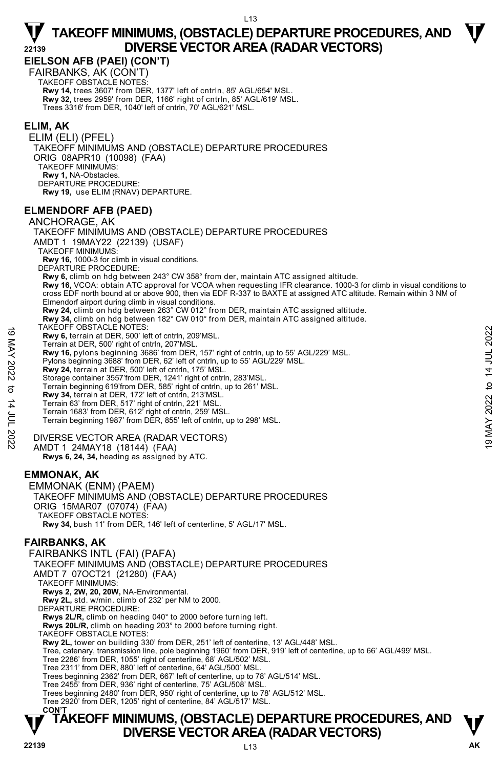## EIELSON AFB (PAEI) (CON'T)

FAIRBANKS, AK (CON'T)

TAKEOFF OBSTACLE NOTES:

**Rwy 14,** trees 3607' from DER, 1377' left of cntrln, 85' AGL/654' MSL.
**Rwy 32,** trees 2959' from DER, 1166' right of cntrln, 85' AGL/619' MSL.
Trees 3316' from DER, 1040' left of cntrln, 70' AGL/621' MSL.

## ELIM, AK

ELIM (ELI) (PFEL)

TAKEOFF MINIMUMS AND (OBSTACLE) DEPARTURE PROCEDURES
ORIG 08APR10 (10098) (FAA)

TAKEOFF MINIMUMS:
**Rwy 1,** NA-Obstacles.

DEPARTURE PROCEDURE:
**Rwy 19,** use ELIM (RNAV) DEPARTURE.

## ELMENDORF AFB (PAED)

ANCHORAGE, AK

TAKEOFF MINIMUMS AND (OBSTACLE) DEPARTURE PROCEDURES
AMDT 1 19MAY22 (22139) (USAF)

TAKEOFF MINIMUMS:
**Rwy 16,** 1000-3 for climb in visual conditions.

DEPARTURE PROCEDURE:
**Rwy 6,** climb on hdg between 243° CW 358° from der, maintain ATC assigned altitude.
**Rwy 16,** VCOA: obtain ATC approval for VCOA when requesting IFR clearance. 1000-3 for climb in visual conditions to cross EDF north bound at or above 900, then via EDF R-337 to BAXTE at assigned ATC altitude. Remain within 3 NM of Elmendorf airport during climb in visual conditions.
**Rwy 24,** climb on hdg between 263° CW 012° from DER, maintain ATC assigned altitude.
**Rwy 34,** climb on hdg between 182° CW 010° from DER, maintain ATC assigned altitude.

TAKEOFF OBSTACLE NOTES:
**Rwy 6,** terrain at DER, 500' left of cntrln, 209'MSL.
Terrain at DER, 500' right of cntrln, 207'MSL.
**Rwy 16,** pylons beginning 3686' from DER, 157' right of cntrln, up to 55' AGL/229' MSL.
Pylons beginning 3688' from DER, 62' left of cntrln, up to 55' AGL/229' MSL.
**Rwy 24,** terrain at DER, 500' left of cntrln, 175' MSL.
Storage container 3557'from DER, 1241' right of cntrln, 283'MSL.
Terrain beginning 619'from DER, 585' right of cntrln, up to 261' MSL.
**Rwy 34,** terrain at DER, 172' left of cntrln, 213'MSL.
Terrain 63' from DER, 517' right of cntrln, 221' MSL.
Terrain 1683' from DER, 612' right of cntrln, 259' MSL.
Terrain beginning 1987' from DER, 855' left of cntrln, up to 298' MSL.

DIVERSE VECTOR AREA (RADAR VECTORS)
AMDT 1 24MAY18 (18144) (FAA)
**Rwys 6, 24, 34,** heading as assigned by ATC.

## EMMONAK, AK

EMMONAK (ENM) (PAEM)

TAKEOFF MINIMUMS AND (OBSTACLE) DEPARTURE PROCEDURES
ORIG 15MAR07 (07074) (FAA)

TAKEOFF OBSTACLE NOTES:
**Rwy 34,** bush 11' from DER, 146' left of centerline, 5' AGL/17' MSL.

## FAIRBANKS, AK

FAIRBANKS INTL (FAI) (PAFA)

TAKEOFF MINIMUMS AND (OBSTACLE) DEPARTURE PROCEDURES
AMDT 7 07OCT21 (21280) (FAA)

TAKEOFF MINIMUMS:
**Rwys 2, 2W, 20, 20W,** NA-Environmental.
**Rwy 2L,** std. w/min. climb of 232' per NM to 2000.

DEPARTURE PROCEDURE:
**Rwys 2L/R,** climb on heading 040° to 2000 before turning left.
**Rwys 20L/R,** climb on heading 203° to 2000 before turning right.

TAKEOFF OBSTACLE NOTES:
**Rwy 2L,** tower on building 330' from DER, 251' left of centerline, 13' AGL/448' MSL.
Tree, catenary, transmission line, pole beginning 1960' from DER, 919' left of centerline, up to 66' AGL/499' MSL.
Tree 2286' from DER, 1055' right of centerline, 68' AGL/502' MSL.
Tree 2311' from DER, 880' left of centerline, 64' AGL/500' MSL.
Trees beginning 2362' from DER, 667' left of centerline, up to 78' AGL/514' MSL.
Tree 2455' from DER, 936' right of centerline, 75' AGL/508' MSL.
Trees beginning 2480' from DER, 950' right of centerline, up to 78' AGL/512' MSL.
Tree 2920' from DER, 1205' right of centerline, 84' AGL/517' MSL.

**CON'T**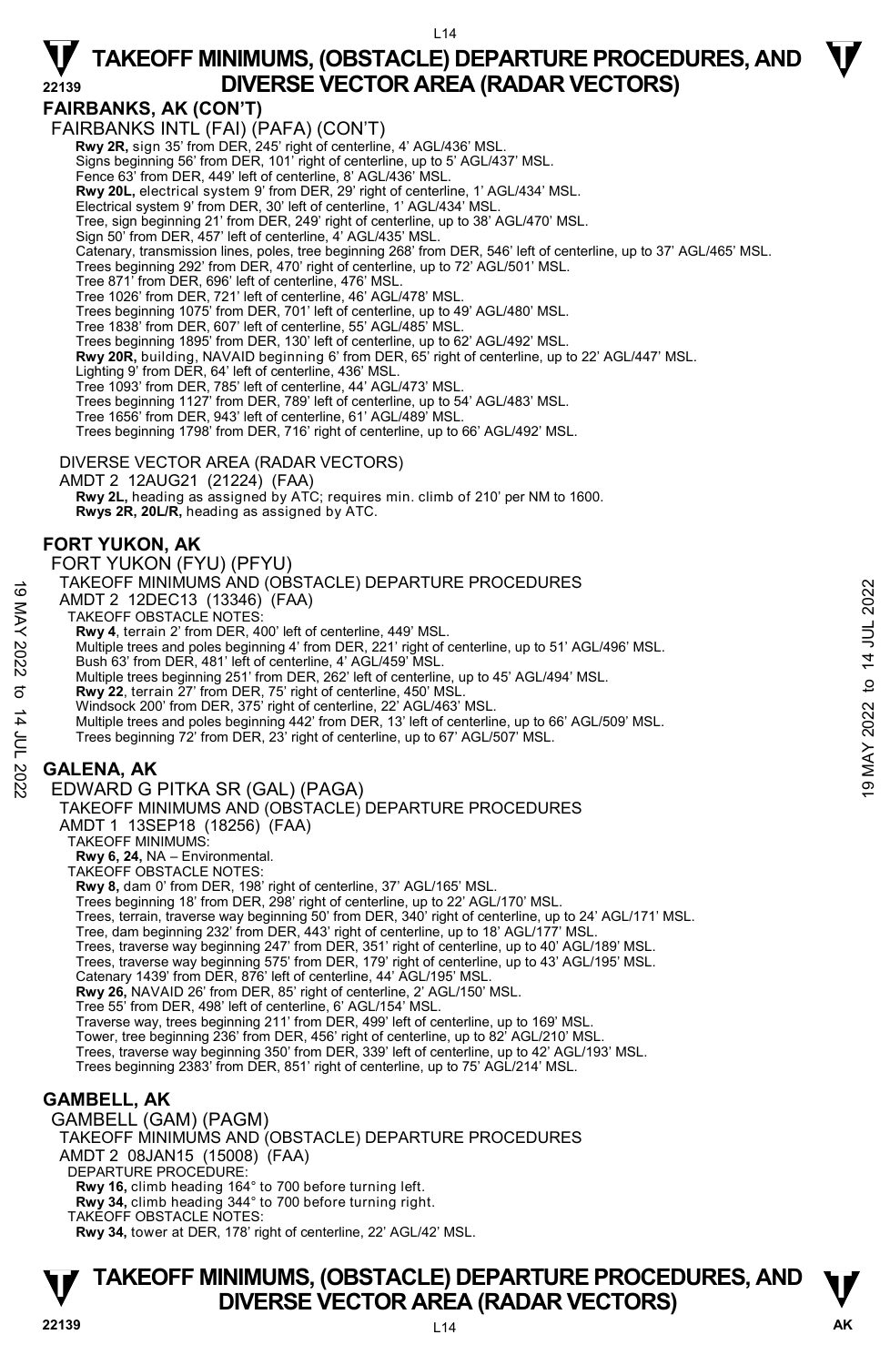## FAIRBANKS, AK (CON'T)

FAIRBANKS INTL (FAI) (PAFA) (CON'T)

**Rwy 2R,** sign 35' from DER, 245' right of centerline, 4' AGL/436' MSL.
Signs beginning 56' from DER, 101' right of centerline, up to 5' AGL/437' MSL.
Fence 63' from DER, 449' left of centerline, 8' AGL/436' MSL.
**Rwy 20L,** electrical system 9' from DER, 29' right of centerline, 1' AGL/434' MSL.
Electrical system 9' from DER, 30' left of centerline, 1' AGL/434' MSL.
Tree, sign beginning 21' from DER, 249' right of centerline, up to 38' AGL/470' MSL.
Sign 50' from DER, 457' left of centerline, 4' AGL/435' MSL.
Catenary, transmission lines, poles, tree beginning 268' from DER, 546' left of centerline, up to 37' AGL/465' MSL.
Trees beginning 292' from DER, 470' right of centerline, up to 72' AGL/501' MSL.
Tree 871' from DER, 696' left of centerline, 476' MSL.
Tree 1026' from DER, 721' left of centerline, 46' AGL/478' MSL.
Trees beginning 1075' from DER, 701' left of centerline, up to 49' AGL/480' MSL.
Tree 1838' from DER, 607' left of centerline, 55' AGL/485' MSL.
Trees beginning 1895' from DER, 130' left of centerline, up to 62' AGL/492' MSL.
**Rwy 20R,** building, NAVAID beginning 6' from DER, 65' right of centerline, up to 22' AGL/447' MSL.
Lighting 9' from DER, 64' left of centerline, 436' MSL.
Tree 1093' from DER, 785' left of centerline, 44' AGL/473' MSL.
Trees beginning 1127' from DER, 789' left of centerline, up to 54' AGL/483' MSL.
Tree 1656' from DER, 943' left of centerline, 61' AGL/489' MSL.
Trees beginning 1798' from DER, 716' right of centerline, up to 66' AGL/492' MSL.

DIVERSE VECTOR AREA (RADAR VECTORS)
AMDT 2 12AUG21 (21224) (FAA)
**Rwy 2L,** heading as assigned by ATC; requires min. climb of 210' per NM to 1600.
**Rwys 2R, 20L/R,** heading as assigned by ATC.

## FORT YUKON, AK

FORT YUKON (FYU) (PFYU)
TAKEOFF MINIMUMS AND (OBSTACLE) DEPARTURE PROCEDURES
AMDT 2 12DEC13 (13346) (FAA)
TAKEOFF OBSTACLE NOTES:
**Rwy 4**, terrain 2' from DER, 400' left of centerline, 449' MSL.
Multiple trees and poles beginning 4' from DER, 221' right of centerline, up to 51' AGL/496' MSL.
Bush 63' from DER, 481' left of centerline, 4' AGL/459' MSL.
Multiple trees beginning 251' from DER, 262' left of centerline, up to 45' AGL/494' MSL.
**Rwy 22**, terrain 27' from DER, 75' right of centerline, 450' MSL.
Windsock 200' from DER, 375' right of centerline, 22' AGL/463' MSL.
Multiple trees and poles beginning 442' from DER, 13' left of centerline, up to 66' AGL/509' MSL.
Trees beginning 72' from DER, 23' right of centerline, up to 67' AGL/507' MSL.

## GALENA, AK

EDWARD G PITKA SR (GAL) (PAGA)
TAKEOFF MINIMUMS AND (OBSTACLE) DEPARTURE PROCEDURES
AMDT 1 13SEP18 (18256) (FAA)
TAKEOFF MINIMUMS:
**Rwy 6, 24,** NA – Environmental.
TAKEOFF OBSTACLE NOTES:
**Rwy 8,** dam 0' from DER, 198' right of centerline, 37' AGL/165' MSL.
Trees beginning 18' from DER, 298' right of centerline, up to 22' AGL/170' MSL.
Trees, terrain, traverse way beginning 50' from DER, 340' right of centerline, up to 24' AGL/171' MSL.
Tree, dam beginning 232' from DER, 443' right of centerline, up to 18' AGL/177' MSL.
Trees, traverse way beginning 247' from DER, 351' right of centerline, up to 40' AGL/189' MSL.
Trees, traverse way beginning 575' from DER, 179' right of centerline, up to 43' AGL/195' MSL.
Catenary 1439' from DER, 876' left of centerline, 44' AGL/195' MSL.
**Rwy 26,** NAVAID 26' from DER, 85' right of centerline, 2' AGL/150' MSL.
Tree 55' from DER, 498' left of centerline, 6' AGL/154' MSL.
Traverse way, trees beginning 211' from DER, 499' left of centerline, up to 169' MSL.
Tower, tree beginning 236' from DER, 456' right of centerline, up to 82' AGL/210' MSL.
Trees, traverse way beginning 350' from DER, 339' left of centerline, up to 42' AGL/193' MSL.
Trees beginning 2383' from DER, 851' right of centerline, up to 75' AGL/214' MSL.

## GAMBELL, AK

GAMBELL (GAM) (PAGM)
TAKEOFF MINIMUMS AND (OBSTACLE) DEPARTURE PROCEDURES
AMDT 2 08JAN15 (15008) (FAA)
DEPARTURE PROCEDURE:
**Rwy 16,** climb heading 164° to 700 before turning left.
**Rwy 34,** climb heading 344° to 700 before turning right.
TAKEOFF OBSTACLE NOTES:
**Rwy 34,** tower at DER, 178' right of centerline, 22' AGL/42' MSL.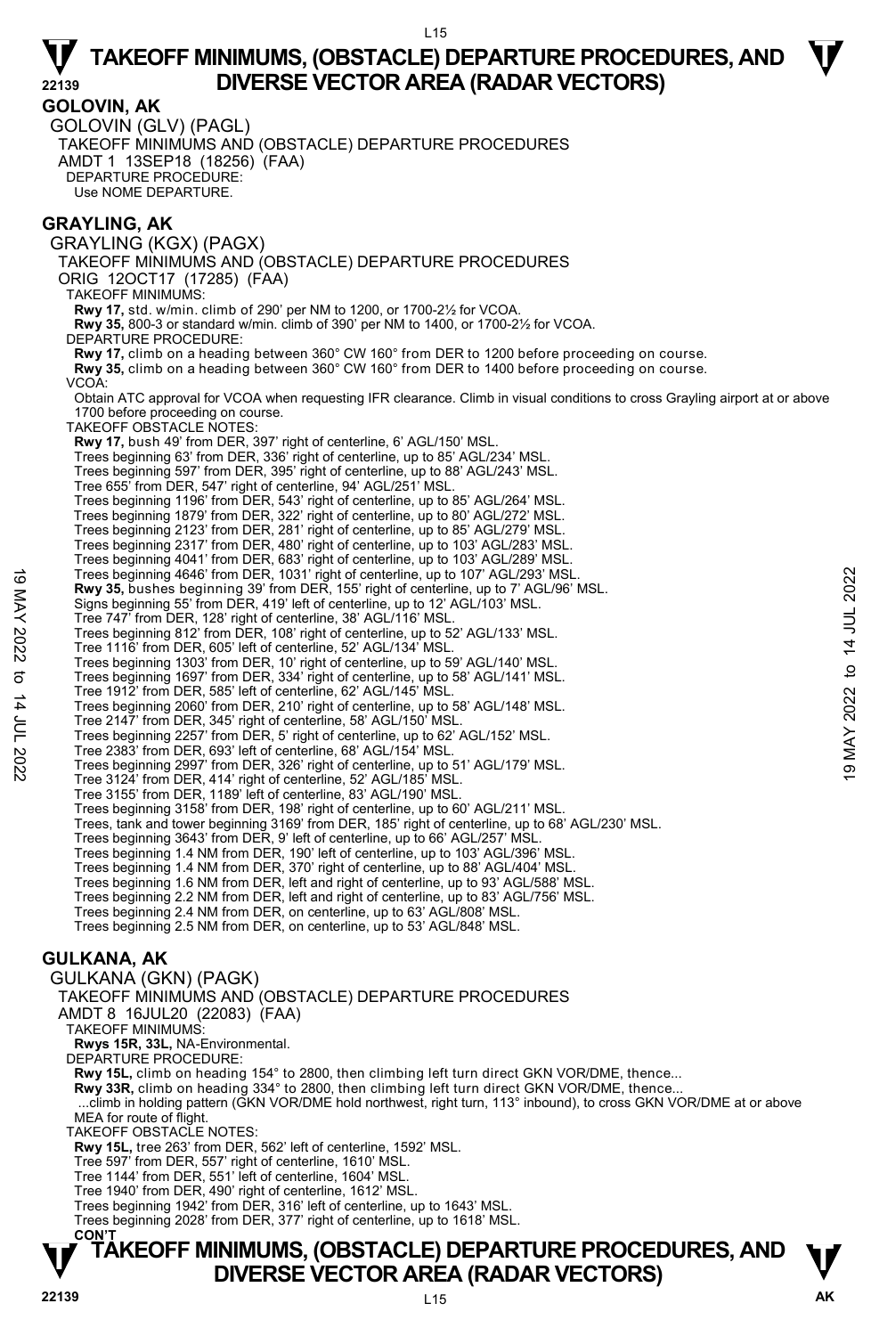# TAKEOFF MINIMUMS, (OBSTACLE) DEPARTURE PROCEDURES, AND DIVERSE VECTOR AREA (RADAR VECTORS)

## GOLOVIN, AK

GOLOVIN (GLV) (PAGL)
TAKEOFF MINIMUMS AND (OBSTACLE) DEPARTURE PROCEDURES
AMDT 1 13SEP18 (18256) (FAA)
DEPARTURE PROCEDURE:
Use NOME DEPARTURE.

## GRAYLING, AK

GRAYLING (KGX) (PAGX)
TAKEOFF MINIMUMS AND (OBSTACLE) DEPARTURE PROCEDURES
ORIG 12OCT17 (17285) (FAA)
TAKEOFF MINIMUMS:
**Rwy 17,** std. w/min. climb of 290' per NM to 1200, or 1700-2½ for VCOA.
**Rwy 35,** 800-3 or standard w/min. climb of 390' per NM to 1400, or 1700-2½ for VCOA.
DEPARTURE PROCEDURE:
**Rwy 17,** climb on a heading between 360° CW 160° from DER to 1200 before proceeding on course.
**Rwy 35,** climb on a heading between 360° CW 160° from DER to 1400 before proceeding on course.
VCOA:
Obtain ATC approval for VCOA when requesting IFR clearance. Climb in visual conditions to cross Grayling airport at or above 1700 before proceeding on course.
TAKEOFF OBSTACLE NOTES:
**Rwy 17,** bush 49' from DER, 397' right of centerline, 6' AGL/150' MSL.
Trees beginning 63' from DER, 336' right of centerline, up to 85' AGL/234' MSL.
Trees beginning 597' from DER, 395' right of centerline, up to 88' AGL/243' MSL.
Tree 655' from DER, 547' right of centerline, 94' AGL/251' MSL.
Trees beginning 1196' from DER, 543' right of centerline, up to 85' AGL/264' MSL.
Trees beginning 1879' from DER, 322' right of centerline, up to 80' AGL/272' MSL.
Trees beginning 2123' from DER, 281' right of centerline, up to 85' AGL/279' MSL.
Trees beginning 2317' from DER, 480' right of centerline, up to 103' AGL/283' MSL.
Trees beginning 4041' from DER, 683' right of centerline, up to 103' AGL/289' MSL.
Trees beginning 4646' from DER, 1031' right of centerline, up to 107' AGL/293' MSL.
**Rwy 35,** bushes beginning 39' from DER, 155' right of centerline, up to 7' AGL/96' MSL.
Signs beginning 55' from DER, 419' left of centerline, up to 12' AGL/103' MSL.
Tree 747' from DER, 128' right of centerline, 38' AGL/116' MSL.
Trees beginning 812' from DER, 108' right of centerline, up to 52' AGL/133' MSL.
Tree 1116' from DER, 605' left of centerline, 52' AGL/134' MSL.
Trees beginning 1303' from DER, 10' right of centerline, up to 59' AGL/140' MSL.
Trees beginning 1697' from DER, 334' right of centerline, up to 58' AGL/141' MSL.
Tree 1912' from DER, 585' left of centerline, 62' AGL/145' MSL.
Trees beginning 2060' from DER, 210' right of centerline, up to 58' AGL/148' MSL.
Tree 2147' from DER, 345' right of centerline, 58' AGL/150' MSL.
Trees beginning 2257' from DER, 5' right of centerline, up to 62' AGL/152' MSL.
Tree 2383' from DER, 693' left of centerline, 68' AGL/154' MSL.
Trees beginning 2997' from DER, 326' right of centerline, up to 51' AGL/179' MSL.
Tree 3124' from DER, 414' right of centerline, 52' AGL/185' MSL.
Tree 3155' from DER, 1189' left of centerline, 83' AGL/190' MSL.
Trees beginning 3158' from DER, 198' right of centerline, up to 60' AGL/211' MSL.
Trees, tank and tower beginning 3169' from DER, 185' right of centerline, up to 68' AGL/230' MSL.
Trees beginning 3643' from DER, 9' left of centerline, up to 66' AGL/257' MSL.
Trees beginning 1.4 NM from DER, 190' left of centerline, up to 103' AGL/396' MSL.
Trees beginning 1.4 NM from DER, 370' right of centerline, up to 88' AGL/404' MSL.
Trees beginning 1.6 NM from DER, left and right of centerline, up to 93' AGL/588' MSL.
Trees beginning 2.2 NM from DER, left and right of centerline, up to 83' AGL/756' MSL.
Trees beginning 2.4 NM from DER, on centerline, up to 63' AGL/808' MSL.
Trees beginning 2.5 NM from DER, on centerline, up to 53' AGL/848' MSL.

## GULKANA, AK

GULKANA (GKN) (PAGK)
TAKEOFF MINIMUMS AND (OBSTACLE) DEPARTURE PROCEDURES
AMDT 8 16JUL20 (22083) (FAA)
TAKEOFF MINIMUMS:
**Rwys 15R, 33L,** NA-Environmental.
DEPARTURE PROCEDURE:
**Rwy 15L,** climb on heading 154° to 2800, then climbing left turn direct GKN VOR/DME, thence...
**Rwy 33R,** climb on heading 334° to 2800, then climbing left turn direct GKN VOR/DME, thence...
...climb in holding pattern (GKN VOR/DME hold northwest, right turn, 113° inbound), to cross GKN VOR/DME at or above MEA for route of flight.
TAKEOFF OBSTACLE NOTES:
**Rwy 15L,** tree 263' from DER, 562' left of centerline, 1592' MSL.
Tree 597' from DER, 557' right of centerline, 1610' MSL.
Tree 1144' from DER, 551' left of centerline, 1604' MSL.
Tree 1940' from DER, 490' right of centerline, 1612' MSL.
Trees beginning 1942' from DER, 316' left of centerline, up to 1643' MSL.
Trees beginning 2028' from DER, 377' right of centerline, up to 1618' MSL.
**CON'T**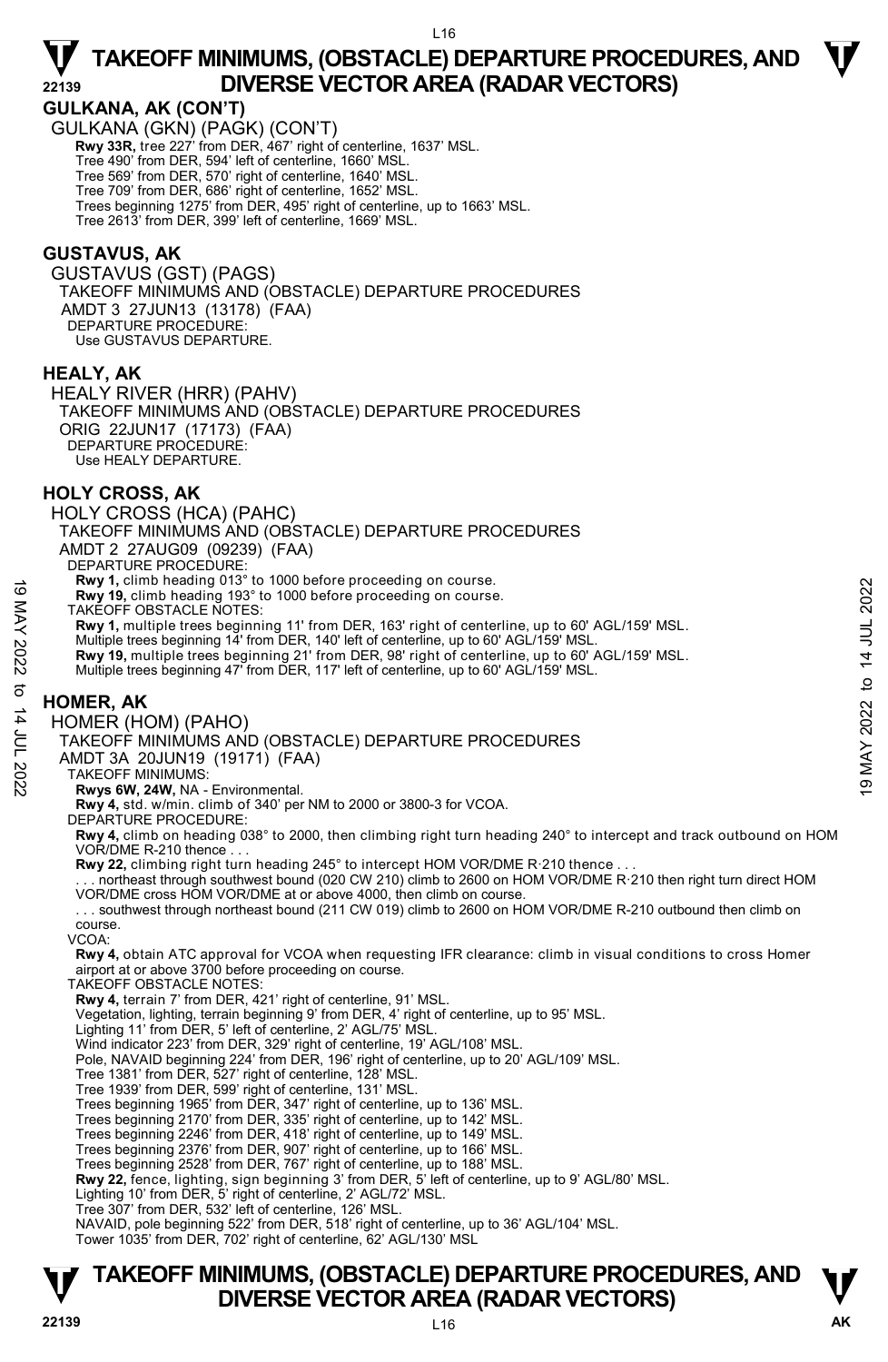## GULKANA, AK (CON'T)

GULKANA (GKN) (PAGK) (CON'T)

**Rwy 33R,** tree 227' from DER, 467' right of centerline, 1637' MSL.
Tree 490' from DER, 594' left of centerline, 1660' MSL.
Tree 569' from DER, 570' right of centerline, 1640' MSL.
Tree 709' from DER, 686' right of centerline, 1652' MSL.
Trees beginning 1275' from DER, 495' right of centerline, up to 1663' MSL.
Tree 2613' from DER, 399' left of centerline, 1669' MSL.

## GUSTAVUS, AK

GUSTAVUS (GST) (PAGS)
TAKEOFF MINIMUMS AND (OBSTACLE) DEPARTURE PROCEDURES
AMDT 3 27JUN13 (13178) (FAA)
DEPARTURE PROCEDURE:
Use GUSTAVUS DEPARTURE.

## HEALY, AK

HEALY RIVER (HRR) (PAHV)
TAKEOFF MINIMUMS AND (OBSTACLE) DEPARTURE PROCEDURES
ORIG 22JUN17 (17173) (FAA)
DEPARTURE PROCEDURE:
Use HEALY DEPARTURE.

## HOLY CROSS, AK

HOLY CROSS (HCA) (PAHC)
TAKEOFF MINIMUMS AND (OBSTACLE) DEPARTURE PROCEDURES
AMDT 2 27AUG09 (09239) (FAA)
DEPARTURE PROCEDURE:
**Rwy 1,** climb heading 013° to 1000 before proceeding on course.
**Rwy 19,** climb heading 193° to 1000 before proceeding on course.
TAKEOFF OBSTACLE NOTES:
**Rwy 1,** multiple trees beginning 11' from DER, 163' right of centerline, up to 60' AGL/159' MSL.
Multiple trees beginning 14' from DER, 140' left of centerline, up to 60' AGL/159' MSL.
**Rwy 19,** multiple trees beginning 21' from DER, 98' right of centerline, up to 60' AGL/159' MSL.
Multiple trees beginning 47' from DER, 117' left of centerline, up to 60' AGL/159' MSL.

## HOMER, AK

HOMER (HOM) (PAHO)
TAKEOFF MINIMUMS AND (OBSTACLE) DEPARTURE PROCEDURES
AMDT 3A 20JUN19 (19171) (FAA)
TAKEOFF MINIMUMS:
**Rwys 6W, 24W,** NA - Environmental.
**Rwy 4,** std. w/min. climb of 340' per NM to 2000 or 3800-3 for VCOA.
DEPARTURE PROCEDURE:
**Rwy 4,** climb on heading 038° to 2000, then climbing right turn heading 240° to intercept and track outbound on HOM VOR/DME R-210 thence . . .
**Rwy 22,** climbing right turn heading 245° to intercept HOM VOR/DME R-210 thence . . .
. . . northeast through southwest bound (020 CW 210) climb to 2600 on HOM VOR/DME R-210 then right turn direct HOM VOR/DME cross HOM VOR/DME at or above 4000, then climb on course.
. . . southwest through northeast bound (211 CW 019) climb to 2600 on HOM VOR/DME R-210 outbound then climb on course.
VCOA:
**Rwy 4,** obtain ATC approval for VCOA when requesting IFR clearance: climb in visual conditions to cross Homer airport at or above 3700 before proceeding on course.
TAKEOFF OBSTACLE NOTES:
**Rwy 4,** terrain 7' from DER, 421' right of centerline, 91' MSL.
Vegetation, lighting, terrain beginning 9' from DER, 4' right of centerline, up to 95' MSL.
Lighting 11' from DER, 5' left of centerline, 2' AGL/75' MSL.
Wind indicator 223' from DER, 329' right of centerline, 19' AGL/108' MSL.
Pole, NAVAID beginning 224' from DER, 196' right of centerline, up to 20' AGL/109' MSL.
Tree 1381' from DER, 527' right of centerline, 128' MSL.
Tree 1939' from DER, 599' right of centerline, 131' MSL.
Trees beginning 1965' from DER, 347' right of centerline, up to 136' MSL.
Trees beginning 2170' from DER, 335' right of centerline, up to 142' MSL.
Trees beginning 2246' from DER, 418' right of centerline, up to 149' MSL.
Trees beginning 2376' from DER, 907' right of centerline, up to 166' MSL.
Trees beginning 2528' from DER, 767' right of centerline, up to 188' MSL.
**Rwy 22,** fence, lighting, sign beginning 3' from DER, 5' left of centerline, up to 9' AGL/80' MSL.
Lighting 10' from DER, 5' right of centerline, 2' AGL/72' MSL.
Tree 307' from DER, 532' left of centerline, 126' MSL.
NAVAID, pole beginning 522' from DER, 518' right of centerline, up to 36' AGL/104' MSL.
Tower 1035' from DER, 702' right of centerline, 62' AGL/130' MSL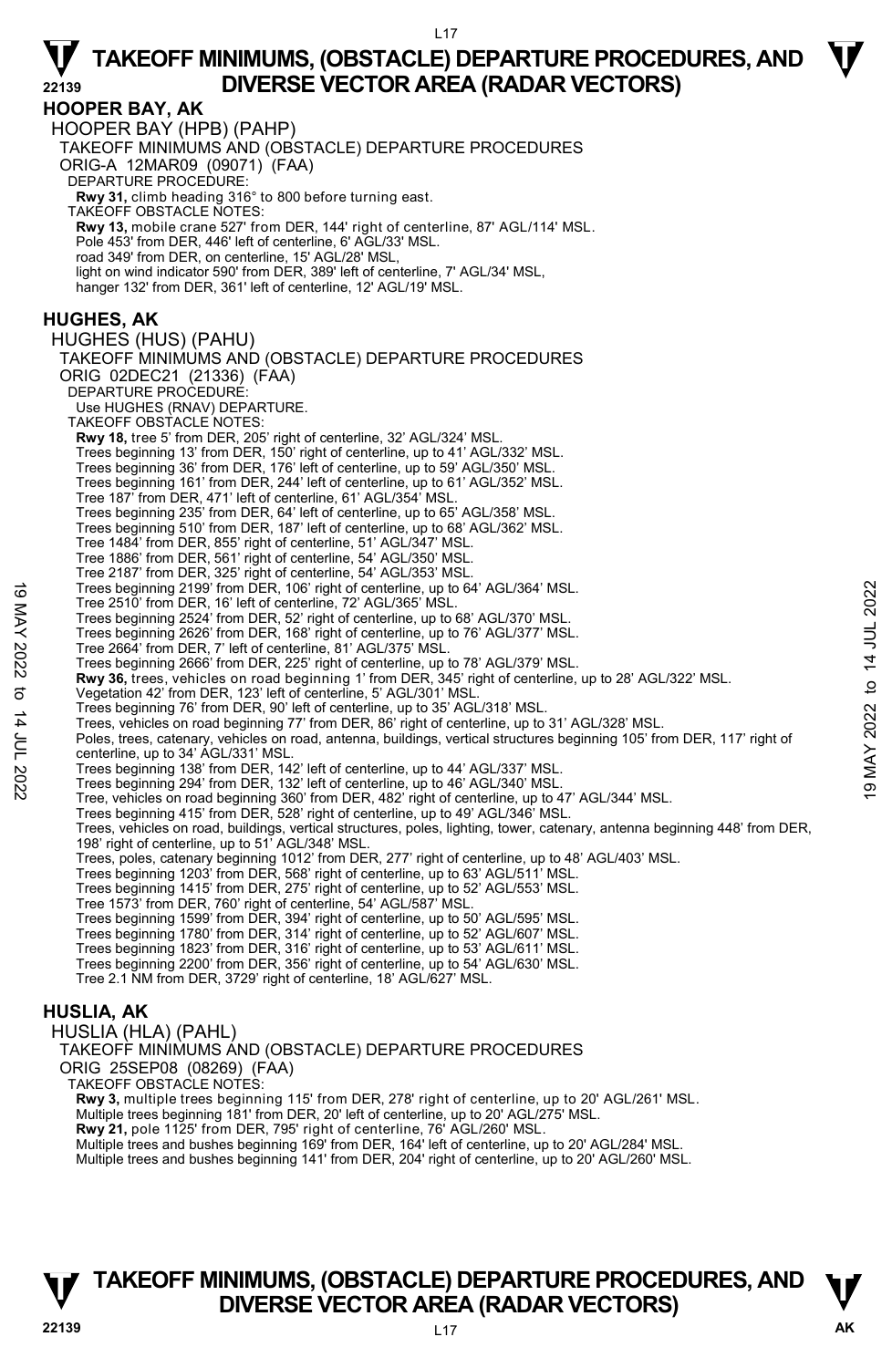## HOOPER BAY, AK

HOOPER BAY (HPB) (PAHP)

TAKEOFF MINIMUMS AND (OBSTACLE) DEPARTURE PROCEDURES

ORIG-A 12MAR09 (09071) (FAA)

DEPARTURE PROCEDURE:

**Rwy 31,** climb heading 316° to 800 before turning east.

TAKEOFF OBSTACLE NOTES:

**Rwy 13,** mobile crane 527' from DER, 144' right of centerline, 87' AGL/114' MSL.
Pole 453' from DER, 446' left of centerline, 6' AGL/33' MSL.
road 349' from DER, on centerline, 15' AGL/28' MSL,
light on wind indicator 590' from DER, 389' left of centerline, 7' AGL/34' MSL,
hanger 132' from DER, 361' left of centerline, 12' AGL/19' MSL.

## HUGHES, AK

HUGHES (HUS) (PAHU)

TAKEOFF MINIMUMS AND (OBSTACLE) DEPARTURE PROCEDURES

ORIG 02DEC21 (21336) (FAA)

DEPARTURE PROCEDURE:

Use HUGHES (RNAV) DEPARTURE.

TAKEOFF OBSTACLE NOTES:

**Rwy 18,** tree 5' from DER, 205' right of centerline, 32' AGL/324' MSL.
Trees beginning 13' from DER, 150' right of centerline, up to 41' AGL/332' MSL.
Trees beginning 36' from DER, 176' left of centerline, up to 59' AGL/350' MSL.
Trees beginning 161' from DER, 244' left of centerline, up to 61' AGL/352' MSL.
Tree 187' from DER, 471' left of centerline, 61' AGL/354' MSL.
Trees beginning 235' from DER, 64' left of centerline, up to 65' AGL/358' MSL.
Trees beginning 510' from DER, 187' left of centerline, up to 68' AGL/362' MSL.
Tree 1484' from DER, 855' right of centerline, 51' AGL/347' MSL.
Tree 1886' from DER, 561' right of centerline, 54' AGL/350' MSL.
Tree 2187' from DER, 325' right of centerline, 54' AGL/353' MSL.
Trees beginning 2199' from DER, 106' right of centerline, up to 64' AGL/364' MSL.
Tree 2510' from DER, 16' left of centerline, 72' AGL/365' MSL.
Trees beginning 2524' from DER, 52' right of centerline, up to 68' AGL/370' MSL.
Trees beginning 2626' from DER, 168' right of centerline, up to 76' AGL/377' MSL.
Tree 2664' from DER, 7' left of centerline, 81' AGL/375' MSL.
Trees beginning 2666' from DER, 225' right of centerline, up to 78' AGL/379' MSL.

**Rwy 36,** trees, vehicles on road beginning 1' from DER, 345' right of centerline, up to 28' AGL/322' MSL.
Vegetation 42' from DER, 123' left of centerline, 5' AGL/301' MSL.
Trees beginning 76' from DER, 90' left of centerline, up to 35' AGL/318' MSL.
Trees, vehicles on road beginning 77' from DER, 86' right of centerline, up to 31' AGL/328' MSL.
Poles, trees, catenary, vehicles on road, antenna, buildings, vertical structures beginning 105' from DER, 117' right of centerline, up to 34' AGL/331' MSL.
Trees beginning 138' from DER, 142' left of centerline, up to 44' AGL/337' MSL.
Trees beginning 294' from DER, 132' left of centerline, up to 46' AGL/340' MSL.
Tree, vehicles on road beginning 360' from DER, 482' right of centerline, up to 47' AGL/344' MSL.
Trees beginning 415' from DER, 528' right of centerline, up to 49' AGL/346' MSL.
Trees, vehicles on road, buildings, vertical structures, poles, lighting, tower, catenary, antenna beginning 448' from DER, 198' right of centerline, up to 51' AGL/348' MSL.
Trees, poles, catenary beginning 1012' from DER, 277' right of centerline, up to 48' AGL/403' MSL.
Trees beginning 1203' from DER, 568' right of centerline, up to 63' AGL/511' MSL.
Trees beginning 1415' from DER, 275' right of centerline, up to 52' AGL/553' MSL.
Tree 1573' from DER, 760' right of centerline, 54' AGL/587' MSL.
Trees beginning 1599' from DER, 394' right of centerline, up to 50' AGL/595' MSL.
Trees beginning 1780' from DER, 314' right of centerline, up to 52' AGL/607' MSL.
Trees beginning 1823' from DER, 316' right of centerline, up to 53' AGL/611' MSL.
Trees beginning 2200' from DER, 356' right of centerline, up to 54' AGL/630' MSL.
Tree 2.1 NM from DER, 3729' right of centerline, 18' AGL/627' MSL.

## HUSLIA, AK

HUSLIA (HLA) (PAHL)

TAKEOFF MINIMUMS AND (OBSTACLE) DEPARTURE PROCEDURES

ORIG 25SEP08 (08269) (FAA)

TAKEOFF OBSTACLE NOTES:

**Rwy 3,** multiple trees beginning 115' from DER, 278' right of centerline, up to 20' AGL/261' MSL.
Multiple trees beginning 181' from DER, 20' left of centerline, up to 20' AGL/275' MSL.

**Rwy 21,** pole 1125' from DER, 795' right of centerline, 76' AGL/260' MSL.
Multiple trees and bushes beginning 169' from DER, 164' left of centerline, up to 20' AGL/284' MSL.
Multiple trees and bushes beginning 141' from DER, 204' right of centerline, up to 20' AGL/260' MSL.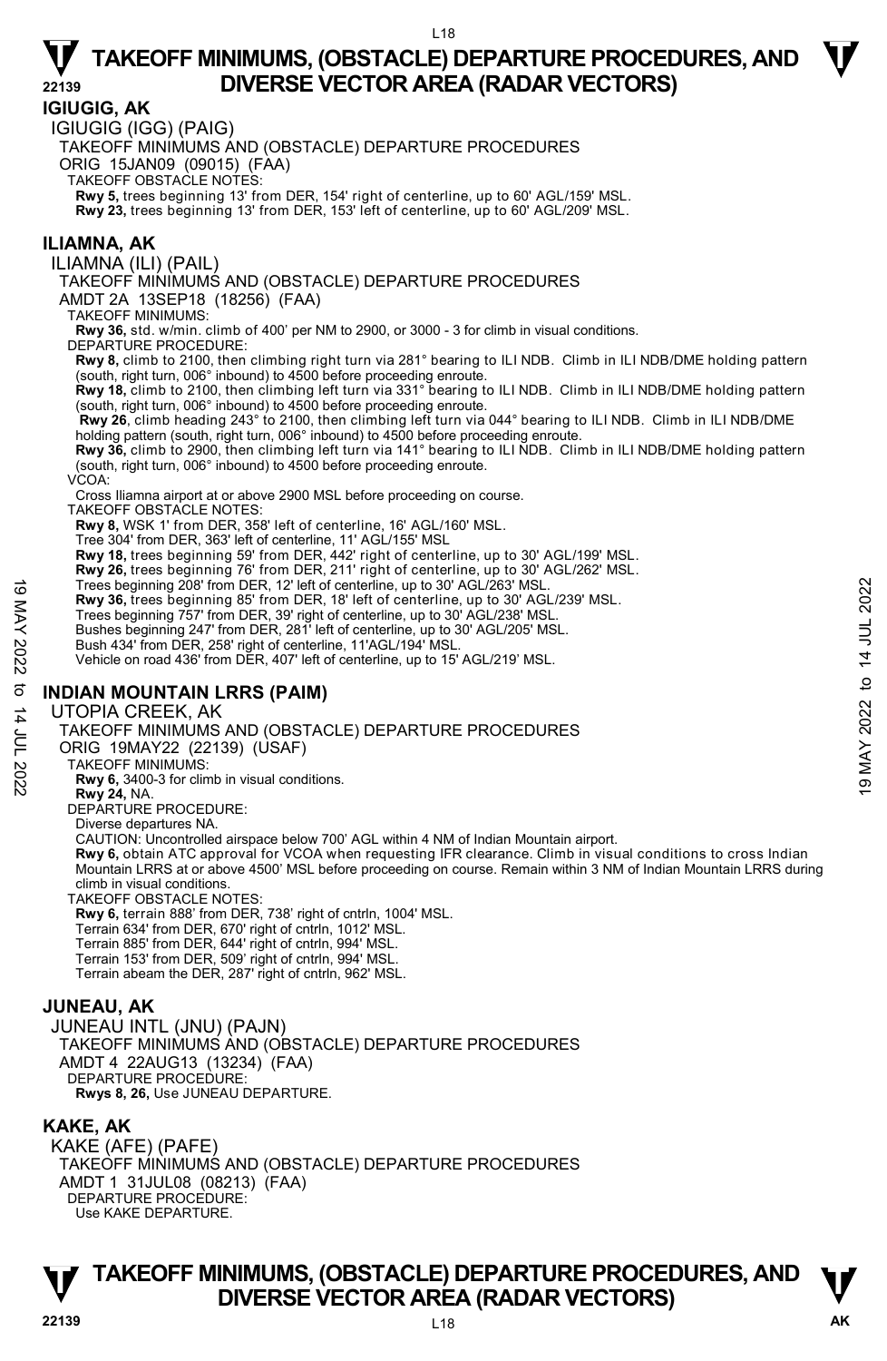# TAKEOFF MINIMUMS, (OBSTACLE) DEPARTURE PROCEDURES, AND DIVERSE VECTOR AREA (RADAR VECTORS)

## IGIUGIG, AK

IGIUGIG (IGG) (PAIG)

TAKEOFF MINIMUMS AND (OBSTACLE) DEPARTURE PROCEDURES

ORIG 15JAN09 (09015) (FAA)

TAKEOFF OBSTACLE NOTES:

**Rwy 5,** trees beginning 13' from DER, 154' right of centerline, up to 60' AGL/159' MSL.
**Rwy 23,** trees beginning 13' from DER, 153' left of centerline, up to 60' AGL/209' MSL.

## ILIAMNA, AK

ILIAMNA (ILI) (PAIL)

TAKEOFF MINIMUMS AND (OBSTACLE) DEPARTURE PROCEDURES

AMDT 2A 13SEP18 (18256) (FAA)

TAKEOFF MINIMUMS:

**Rwy 36,** std. w/min. climb of 400' per NM to 2900, or 3000 - 3 for climb in visual conditions.

DEPARTURE PROCEDURE:

**Rwy 8,** climb to 2100, then climbing right turn via 281° bearing to ILI NDB. Climb in ILI NDB/DME holding pattern (south, right turn, 006° inbound) to 4500 before proceeding enroute.
**Rwy 18,** climb to 2100, then climbing left turn via 331° bearing to ILI NDB. Climb in ILI NDB/DME holding pattern (south, right turn, 006° inbound) to 4500 before proceeding enroute.
**Rwy 26**, climb heading 243° to 2100, then climbing left turn via 044° bearing to ILI NDB. Climb in ILI NDB/DME holding pattern (south, right turn, 006° inbound) to 4500 before proceeding enroute.
**Rwy 36,** climb to 2900, then climbing left turn via 141° bearing to ILI NDB. Climb in ILI NDB/DME holding pattern (south, right turn, 006° inbound) to 4500 before proceeding enroute.

VCOA:

Cross Iliamna airport at or above 2900 MSL before proceeding on course.

TAKEOFF OBSTACLE NOTES:

**Rwy 8,** WSK 1' from DER, 358' left of centerline, 16' AGL/160' MSL.
Tree 304' from DER, 363' left of centerline, 11' AGL/155' MSL
**Rwy 18,** trees beginning 59' from DER, 442' right of centerline, up to 30' AGL/199' MSL.
**Rwy 26,** trees beginning 76' from DER, 211' right of centerline, up to 30' AGL/262' MSL.
Trees beginning 208' from DER, 12' left of centerline, up to 30' AGL/263' MSL.
**Rwy 36,** trees beginning 85' from DER, 18' left of centerline, up to 30' AGL/239' MSL.
Trees beginning 757' from DER, 39' right of centerline, up to 30' AGL/238' MSL.
Bushes beginning 247' from DER, 281' left of centerline, up to 30' AGL/205' MSL.
Bush 434' from DER, 258' right of centerline, 11'AGL/194' MSL.
Vehicle on road 436' from DER, 407' left of centerline, up to 15' AGL/219' MSL.

## INDIAN MOUNTAIN LRRS (PAIM)

UTOPIA CREEK, AK

TAKEOFF MINIMUMS AND (OBSTACLE) DEPARTURE PROCEDURES

ORIG 19MAY22 (22139) (USAF)

TAKEOFF MINIMUMS:

**Rwy 6,** 3400-3 for climb in visual conditions.
**Rwy 24,** NA.

DEPARTURE PROCEDURE:

Diverse departures NA.
CAUTION: Uncontrolled airspace below 700' AGL within 4 NM of Indian Mountain airport.
**Rwy 6,** obtain ATC approval for VCOA when requesting IFR clearance. Climb in visual conditions to cross Indian Mountain LRRS at or above 4500' MSL before proceeding on course. Remain within 3 NM of Indian Mountain LRRS during climb in visual conditions.

TAKEOFF OBSTACLE NOTES:

**Rwy 6,** terrain 888' from DER, 738' right of cntrln, 1004' MSL.
Terrain 634' from DER, 670' right of cntrln, 1012' MSL.
Terrain 885' from DER, 644' right of cntrln, 994' MSL.
Terrain 153' from DER, 509' right of cntrln, 994' MSL.
Terrain abeam the DER, 287' right of cntrln, 962' MSL.

## JUNEAU, AK

JUNEAU INTL (JNU) (PAJN)

TAKEOFF MINIMUMS AND (OBSTACLE) DEPARTURE PROCEDURES

AMDT 4 22AUG13 (13234) (FAA)

DEPARTURE PROCEDURE:

**Rwys 8, 26,** Use JUNEAU DEPARTURE.

## KAKE, AK

KAKE (AFE) (PAFE)

TAKEOFF MINIMUMS AND (OBSTACLE) DEPARTURE PROCEDURES

AMDT 1 31JUL08 (08213) (FAA)

DEPARTURE PROCEDURE:

Use KAKE DEPARTURE.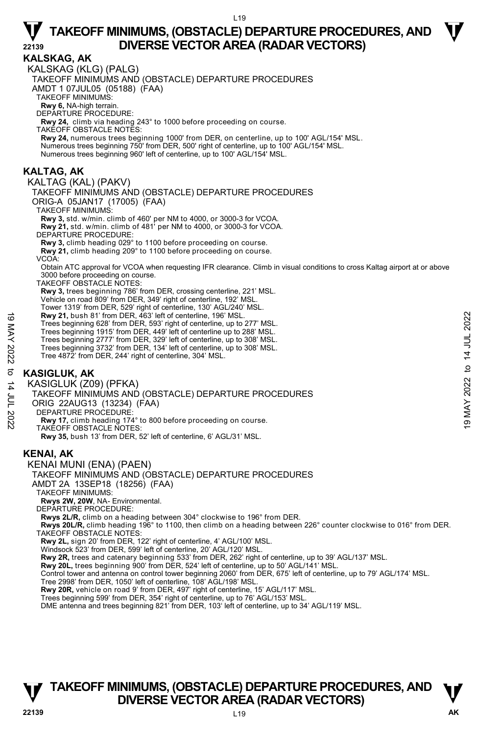## KALSKAG, AK

KALSKAG (KLG) (PALG)

TAKEOFF MINIMUMS AND (OBSTACLE) DEPARTURE PROCEDURES

AMDT 1 07JUL05 (05188) (FAA)

TAKEOFF MINIMUMS:

**Rwy 6,** NA-high terrain.

DEPARTURE PROCEDURE:

**Rwy 24,** climb via heading 243° to 1000 before proceeding on course.

TAKEOFF OBSTACLE NOTES:

**Rwy 24,** numerous trees beginning 1000' from DER, on centerline, up to 100' AGL/154' MSL.
Numerous trees beginning 750' from DER, 500' right of centerline, up to 100' AGL/154' MSL.
Numerous trees beginning 960' left of centerline, up to 100' AGL/154' MSL.

## KALTAG, AK

KALTAG (KAL) (PAKV)

TAKEOFF MINIMUMS AND (OBSTACLE) DEPARTURE PROCEDURES

ORIG-A 05JAN17 (17005) (FAA)

TAKEOFF MINIMUMS:

**Rwy 3,** std. w/min. climb of 460' per NM to 4000, or 3000-3 for VCOA.
**Rwy 21,** std. w/min. climb of 481' per NM to 4000, or 3000-3 for VCOA.

DEPARTURE PROCEDURE:

**Rwy 3,** climb heading 029° to 1100 before proceeding on course.
**Rwy 21,** climb heading 209° to 1100 before proceeding on course.

VCOA:

Obtain ATC approval for VCOA when requesting IFR clearance. Climb in visual conditions to cross Kaltag airport at or above 3000 before proceeding on course.

TAKEOFF OBSTACLE NOTES:

**Rwy 3,** trees beginning 786' from DER, crossing centerline, 221' MSL.
Vehicle on road 809' from DER, 349' right of centerline, 192' MSL.
Tower 1319' from DER, 529' right of centerline, 130' AGL/240' MSL.
**Rwy 21,** bush 81' from DER, 463' left of centerline, 196' MSL.
Trees beginning 628' from DER, 593' right of centerline, up to 277' MSL.
Trees beginning 1915' from DER, 449' left of centerline up to 288' MSL.
Trees beginning 2777' from DER, 329' left of centerline, up to 308' MSL.
Trees beginning 3732' from DER, 134' left of centerline, up to 308' MSL.
Tree 4872' from DER, 244' right of centerline, 304' MSL.

## KASIGLUK, AK

KASIGLUK (Z09) (PFKA)

TAKEOFF MINIMUMS AND (OBSTACLE) DEPARTURE PROCEDURES

ORIG 22AUG13 (13234) (FAA)

DEPARTURE PROCEDURE:

**Rwy 17,** climb heading 174° to 800 before proceeding on course.

TAKEOFF OBSTACLE NOTES:

**Rwy 35,** bush 13' from DER, 52' left of centerline, 6' AGL/31' MSL.

## KENAI, AK

KENAI MUNI (ENA) (PAEN)

TAKEOFF MINIMUMS AND (OBSTACLE) DEPARTURE PROCEDURES

AMDT 2A 13SEP18 (18256) (FAA)

TAKEOFF MINIMUMS:

**Rwys 2W, 20W**, NA- Environmental.

DEPARTURE PROCEDURE:

**Rwys 2L/R,** climb on a heading between 304° clockwise to 196° from DER.
**Rwys 20L/R,** climb heading 196° to 1100, then climb on a heading between 226° counter clockwise to 016° from DER.

TAKEOFF OBSTACLE NOTES:

**Rwy 2L,** sign 20' from DER, 122' right of centerline, 4' AGL/100' MSL.
Windsock 523' from DER, 599' left of centerline, 20' AGL/120' MSL.
**Rwy 2R,** trees and catenary beginning 533' from DER, 262' right of centerline, up to 39' AGL/137' MSL.
**Rwy 20L,** trees beginning 900' from DER, 524' left of centerline, up to 50' AGL/141' MSL.
Control tower and antenna on control tower beginning 2060' from DER, 675' left of centerline, up to 79' AGL/174' MSL.
Tree 2998' from DER, 1050' left of centerline, 108' AGL/198' MSL.
**Rwy 20R,** vehicle on road 9' from DER, 497' right of centerline, 15' AGL/117' MSL.
Trees beginning 599' from DER, 354' right of centerline, up to 76' AGL/153' MSL.
DME antenna and trees beginning 821' from DER, 103' left of centerline, up to 34' AGL/119' MSL.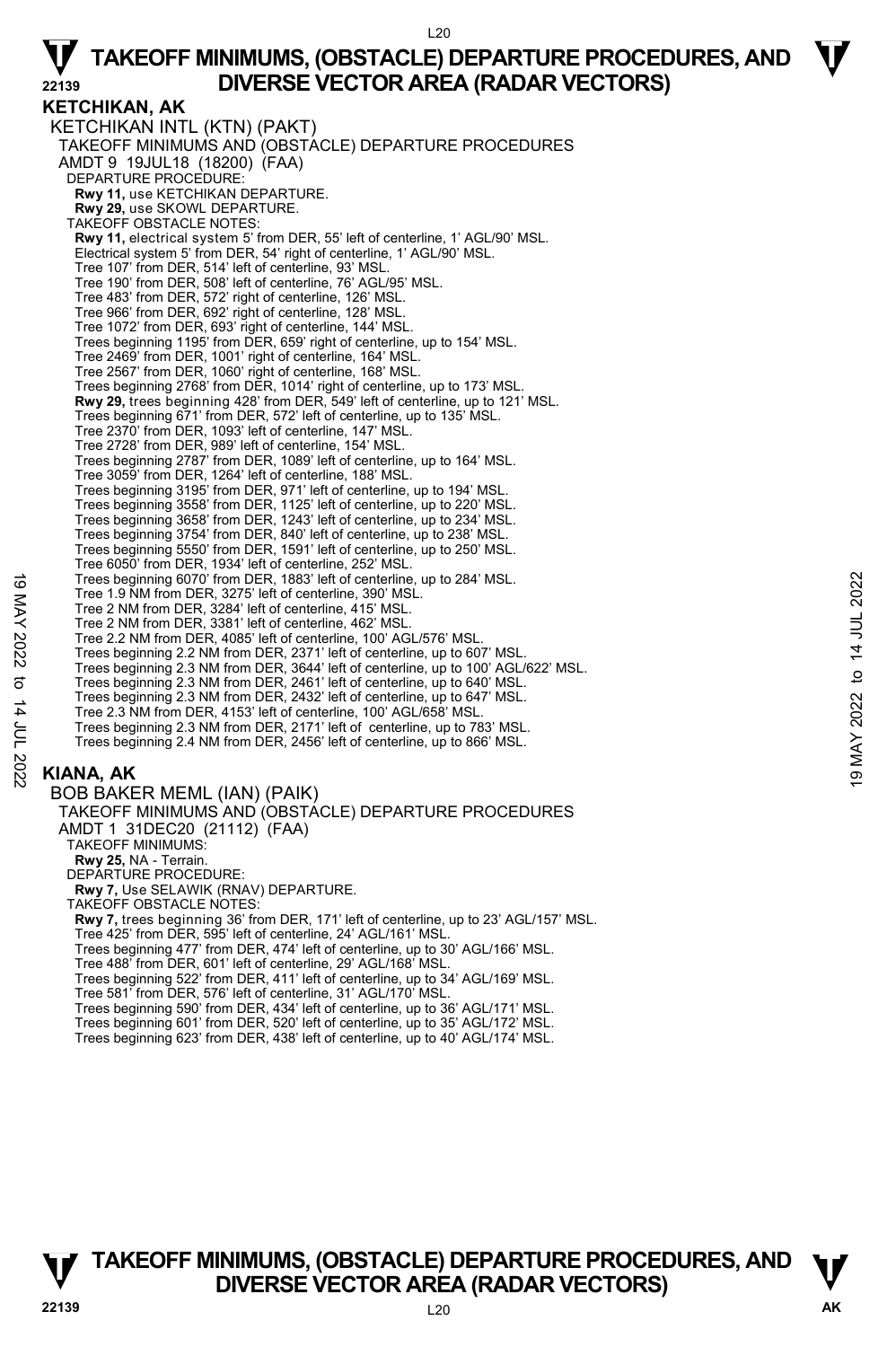## KETCHIKAN, AK

KETCHIKAN INTL (KTN) (PAKT)

TAKEOFF MINIMUMS AND (OBSTACLE) DEPARTURE PROCEDURES

AMDT 9 19JUL18 (18200) (FAA)

DEPARTURE PROCEDURE:

**Rwy 11,** use KETCHIKAN DEPARTURE.

**Rwy 29,** use SKOWL DEPARTURE.

TAKEOFF OBSTACLE NOTES:

**Rwy 11,** electrical system 5' from DER, 55' left of centerline, 1' AGL/90' MSL.
Electrical system 5' from DER, 54' right of centerline, 1' AGL/90' MSL.
Tree 107' from DER, 514' left of centerline, 93' MSL.
Tree 190' from DER, 508' left of centerline, 76' AGL/95' MSL.
Tree 483' from DER, 572' right of centerline, 126' MSL.
Tree 966' from DER, 692' right of centerline, 128' MSL.
Tree 1072' from DER, 693' right of centerline, 144' MSL.
Trees beginning 1195' from DER, 659' right of centerline, up to 154' MSL.
Tree 2469' from DER, 1001' right of centerline, 164' MSL.
Tree 2567' from DER, 1060' right of centerline, 168' MSL.
Trees beginning 2768' from DER, 1014' right of centerline, up to 173' MSL.

**Rwy 29,** trees beginning 428' from DER, 549' left of centerline, up to 121' MSL.
Trees beginning 671' from DER, 572' left of centerline, up to 135' MSL.
Tree 2370' from DER, 1093' left of centerline, 147' MSL.
Tree 2728' from DER, 989' left of centerline, 154' MSL.
Trees beginning 2787' from DER, 1089' left of centerline, up to 164' MSL.
Tree 3059' from DER, 1264' left of centerline, 188' MSL.
Trees beginning 3195' from DER, 971' left of centerline, up to 194' MSL.
Trees beginning 3558' from DER, 1125' left of centerline, up to 220' MSL.
Trees beginning 3658' from DER, 1243' left of centerline, up to 234' MSL.
Trees beginning 3754' from DER, 840' left of centerline, up to 238' MSL.
Trees beginning 5550' from DER, 1591' left of centerline, up to 250' MSL.
Tree 6050' from DER, 1934' left of centerline, 252' MSL.
Trees beginning 6070' from DER, 1883' left of centerline, up to 284' MSL.
Tree 1.9 NM from DER, 3275' left of centerline, 390' MSL.
Tree 2 NM from DER, 3284' left of centerline, 415' MSL.
Tree 2 NM from DER, 3381' left of centerline, 462' MSL.
Tree 2.2 NM from DER, 4085' left of centerline, 100' AGL/576' MSL.
Trees beginning 2.2 NM from DER, 2371' left of centerline, up to 607' MSL.
Trees beginning 2.3 NM from DER, 3644' left of centerline, up to 100' AGL/622' MSL.
Trees beginning 2.3 NM from DER, 2461' left of centerline, up to 640' MSL.
Trees beginning 2.3 NM from DER, 2432' left of centerline, up to 647' MSL.
Tree 2.3 NM from DER, 4153' left of centerline, 100' AGL/658' MSL.
Trees beginning 2.3 NM from DER, 2171' left of centerline, up to 783' MSL.
Trees beginning 2.4 NM from DER, 2456' left of centerline, up to 866' MSL.

## KIANA, AK

BOB BAKER MEML (IAN) (PAIK)

TAKEOFF MINIMUMS AND (OBSTACLE) DEPARTURE PROCEDURES

AMDT 1 31DEC20 (21112) (FAA)

TAKEOFF MINIMUMS:

**Rwy 25,** NA - Terrain.

DEPARTURE PROCEDURE:

**Rwy 7,** Use SELAWIK (RNAV) DEPARTURE.

TAKEOFF OBSTACLE NOTES:

**Rwy 7,** trees beginning 36' from DER, 171' left of centerline, up to 23' AGL/157' MSL.
Tree 425' from DER, 595' left of centerline, 24' AGL/161' MSL.
Trees beginning 477' from DER, 474' left of centerline, up to 30' AGL/166' MSL.
Tree 488' from DER, 601' left of centerline, 29' AGL/168' MSL.
Trees beginning 522' from DER, 411' left of centerline, up to 34' AGL/169' MSL.
Tree 581' from DER, 576' left of centerline, 31' AGL/170' MSL.
Trees beginning 590' from DER, 434' left of centerline, up to 36' AGL/171' MSL.
Trees beginning 601' from DER, 520' left of centerline, up to 35' AGL/172' MSL.
Trees beginning 623' from DER, 438' left of centerline, up to 40' AGL/174' MSL.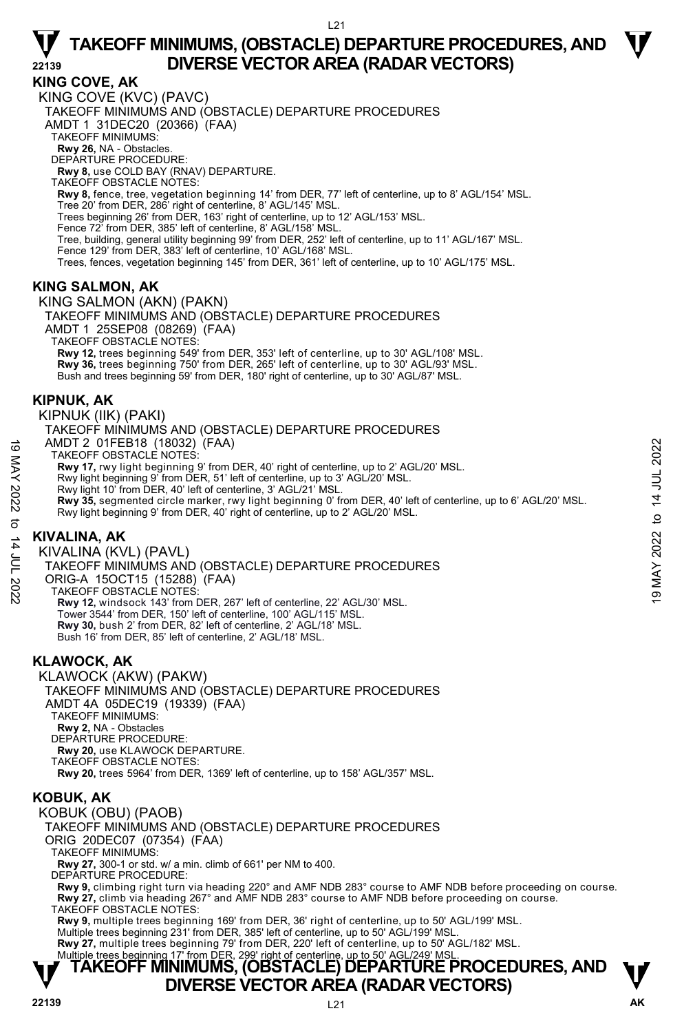## KING COVE, AK

KING COVE (KVC) (PAVC)
TAKEOFF MINIMUMS AND (OBSTACLE) DEPARTURE PROCEDURES
AMDT 1 31DEC20 (20366) (FAA)
TAKEOFF MINIMUMS:
**Rwy 26,** NA - Obstacles.
DEPARTURE PROCEDURE:
**Rwy 8,** use COLD BAY (RNAV) DEPARTURE.
TAKEOFF OBSTACLE NOTES:
**Rwy 8,** fence, tree, vegetation beginning 14' from DER, 77' left of centerline, up to 8' AGL/154' MSL.
Tree 20' from DER, 286' right of centerline, 8' AGL/145' MSL.
Trees beginning 26' from DER, 163' right of centerline, up to 12' AGL/153' MSL.
Fence 72' from DER, 385' left of centerline, 8' AGL/158' MSL.
Tree, building, general utility beginning 99' from DER, 252' left of centerline, up to 11' AGL/167' MSL.
Fence 129' from DER, 383' left of centerline, 10' AGL/168' MSL.
Trees, fences, vegetation beginning 145' from DER, 361' left of centerline, up to 10' AGL/175' MSL.

## KING SALMON, AK

KING SALMON (AKN) (PAKN)
TAKEOFF MINIMUMS AND (OBSTACLE) DEPARTURE PROCEDURES
AMDT 1 25SEP08 (08269) (FAA)
TAKEOFF OBSTACLE NOTES:
**Rwy 12,** trees beginning 549' from DER, 353' left of centerline, up to 30' AGL/108' MSL.
**Rwy 36,** trees beginning 750' from DER, 265' left of centerline, up to 30' AGL/93' MSL.
Bush and trees beginning 59' from DER, 180' right of centerline, up to 30' AGL/87' MSL.

## KIPNUK, AK

KIPNUK (IIK) (PAKI)
TAKEOFF MINIMUMS AND (OBSTACLE) DEPARTURE PROCEDURES
AMDT 2 01FEB18 (18032) (FAA)
TAKEOFF OBSTACLE NOTES:
**Rwy 17,** rwy light beginning 9' from DER, 40' right of centerline, up to 2' AGL/20' MSL.
Rwy light beginning 9' from DER, 51' left of centerline, up to 3' AGL/20' MSL.
Rwy light 10' from DER, 40' left of centerline, 3' AGL/21' MSL.
**Rwy 35,** segmented circle marker, rwy light beginning 0' from DER, 40' left of centerline, up to 6' AGL/20' MSL.
Rwy light beginning 9' from DER, 40' right of centerline, up to 2' AGL/20' MSL.

## KIVALINA, AK

KIVALINA (KVL) (PAVL)
TAKEOFF MINIMUMS AND (OBSTACLE) DEPARTURE PROCEDURES
ORIG-A 15OCT15 (15288) (FAA)
TAKEOFF OBSTACLE NOTES:
**Rwy 12,** windsock 143' from DER, 267' left of centerline, 22' AGL/30' MSL.
Tower 3544' from DER, 150' left of centerline, 100' AGL/115' MSL.
**Rwy 30,** bush 2' from DER, 82' left of centerline, 2' AGL/18' MSL.
Bush 16' from DER, 85' left of centerline, 2' AGL/18' MSL.

## KLAWOCK, AK

KLAWOCK (AKW) (PAKW)
TAKEOFF MINIMUMS AND (OBSTACLE) DEPARTURE PROCEDURES
AMDT 4A 05DEC19 (19339) (FAA)
TAKEOFF MINIMUMS:
**Rwy 2,** NA - Obstacles
DEPARTURE PROCEDURE:
**Rwy 20,** use KLAWOCK DEPARTURE.
TAKEOFF OBSTACLE NOTES:
**Rwy 20,** trees 5964' from DER, 1369' left of centerline, up to 158' AGL/357' MSL.

## KOBUK, AK

KOBUK (OBU) (PAOB)
TAKEOFF MINIMUMS AND (OBSTACLE) DEPARTURE PROCEDURES
ORIG 20DEC07 (07354) (FAA)
TAKEOFF MINIMUMS:
**Rwy 27,** 300-1 or std. w/ a min. climb of 661' per NM to 400.
DEPARTURE PROCEDURE:
**Rwy 9,** climbing right turn via heading 220° and AMF NDB 283° course to AMF NDB before proceeding on course.
**Rwy 27,** climb via heading 267° and AMF NDB 283° course to AMF NDB before proceeding on course.
TAKEOFF OBSTACLE NOTES:
**Rwy 9,** multiple trees beginning 169' from DER, 36' right of centerline, up to 50' AGL/199' MSL.
Multiple trees beginning 231' from DER, 385' left of centerline, up to 50' AGL/199' MSL.
**Rwy 27,** multiple trees beginning 79' from DER, 220' left of centerline, up to 50' AGL/182' MSL.
Multiple trees beginning 17' from DER, 299' right of centerline, up to 50' AGL/249' MSL.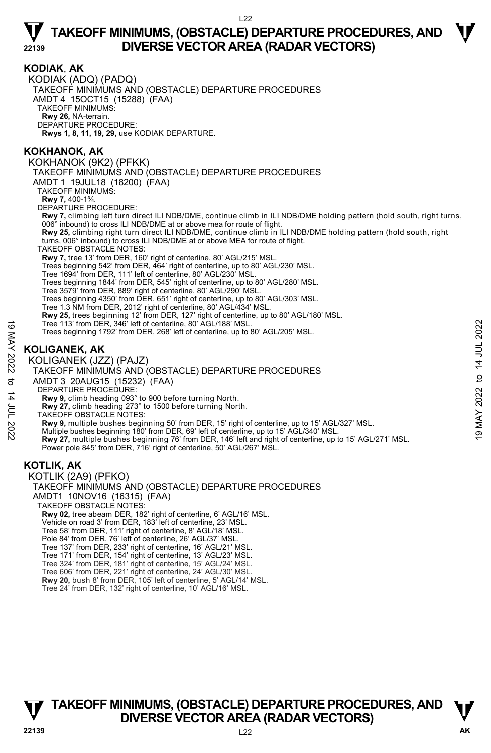## KODIAK, AK

KODIAK (ADQ) (PADQ)
TAKEOFF MINIMUMS AND (OBSTACLE) DEPARTURE PROCEDURES
AMDT 4 15OCT15 (15288) (FAA)
TAKEOFF MINIMUMS:
**Rwy 26,** NA-terrain.
DEPARTURE PROCEDURE:
**Rwys 1, 8, 11, 19, 29,** use KODIAK DEPARTURE.

## KOKHANOK, AK

KOKHANOK (9K2) (PFKK)
TAKEOFF MINIMUMS AND (OBSTACLE) DEPARTURE PROCEDURES
AMDT 1 19JUL18 (18200) (FAA)
TAKEOFF MINIMUMS:
**Rwy 7,** 400-1¾.
DEPARTURE PROCEDURE:
**Rwy 7,** climbing left turn direct ILI NDB/DME, continue climb in ILI NDB/DME holding pattern (hold south, right turns, 006° inbound) to cross ILI NDB/DME at or above mea for route of flight.
**Rwy 25,** climbing right turn direct ILI NDB/DME, continue climb in ILI NDB/DME holding pattern (hold south, right turns, 006° inbound) to cross ILI NDB/DME at or above MEA for route of flight.
TAKEOFF OBSTACLE NOTES:
**Rwy 7,** tree 13' from DER, 160' right of centerline, 80' AGL/215' MSL.
Trees beginning 542' from DER, 464' right of centerline, up to 80' AGL/230' MSL.
Tree 1694' from DER, 111' left of centerline, 80' AGL/230' MSL.
Trees beginning 1844' from DER, 545' right of centerline, up to 80' AGL/280' MSL.
Tree 3579' from DER, 889' right of centerline, 80' AGL/290' MSL.
Trees beginning 4350' from DER, 651' right of centerline, up to 80' AGL/303' MSL.
Tree 1.3 NM from DER, 2012' right of centerline, 80' AGL/434' MSL.
**Rwy 25,** trees beginning 12' from DER, 127' right of centerline, up to 80' AGL/180' MSL.
Tree 113' from DER, 346' left of centerline, 80' AGL/188' MSL.
Trees beginning 1792' from DER, 268' left of centerline, up to 80' AGL/205' MSL.

## KOLIGANEK, AK

KOLIGANEK (JZZ) (PAJZ)
TAKEOFF MINIMUMS AND (OBSTACLE) DEPARTURE PROCEDURES
AMDT 3 20AUG15 (15232) (FAA)
DEPARTURE PROCEDURE:
**Rwy 9,** climb heading 093° to 900 before turning North.
**Rwy 27,** climb heading 273° to 1500 before turning North.
TAKEOFF OBSTACLE NOTES:
**Rwy 9,** multiple bushes beginning 50' from DER, 15' right of centerline, up to 15' AGL/327' MSL.
Multiple bushes beginning 180' from DER, 69' left of centerline, up to 15' AGL/340' MSL.
**Rwy 27,** multiple bushes beginning 76' from DER, 146' left and right of centerline, up to 15' AGL/271' MSL.
Power pole 845' from DER, 716' right of centerline, 50' AGL/267' MSL.

## KOTLIK, AK

KOTLIK (2A9) (PFKO)
TAKEOFF MINIMUMS AND (OBSTACLE) DEPARTURE PROCEDURES
AMDT1 10NOV16 (16315) (FAA)
TAKEOFF OBSTACLE NOTES:
**Rwy 02,** tree abeam DER, 182' right of centerline, 6' AGL/16' MSL.
Vehicle on road 3' from DER, 183' left of centerline, 23' MSL.
Tree 58' from DER, 111' right of centerline, 8' AGL/18' MSL.
Pole 84' from DER, 76' left of centerline, 26' AGL/37' MSL.
Tree 137' from DER, 233' right of centerline, 16' AGL/21' MSL.
Tree 171' from DER, 154' right of centerline, 13' AGL/23' MSL.
Tree 324' from DER, 181' right of centerline, 15' AGL/24' MSL.
Tree 606' from DER, 221' right of centerline, 24' AGL/30' MSL.
**Rwy 20,** bush 8' from DER, 105' left of centerline, 5' AGL/14' MSL.
Tree 24' from DER, 132' right of centerline, 10' AGL/16' MSL.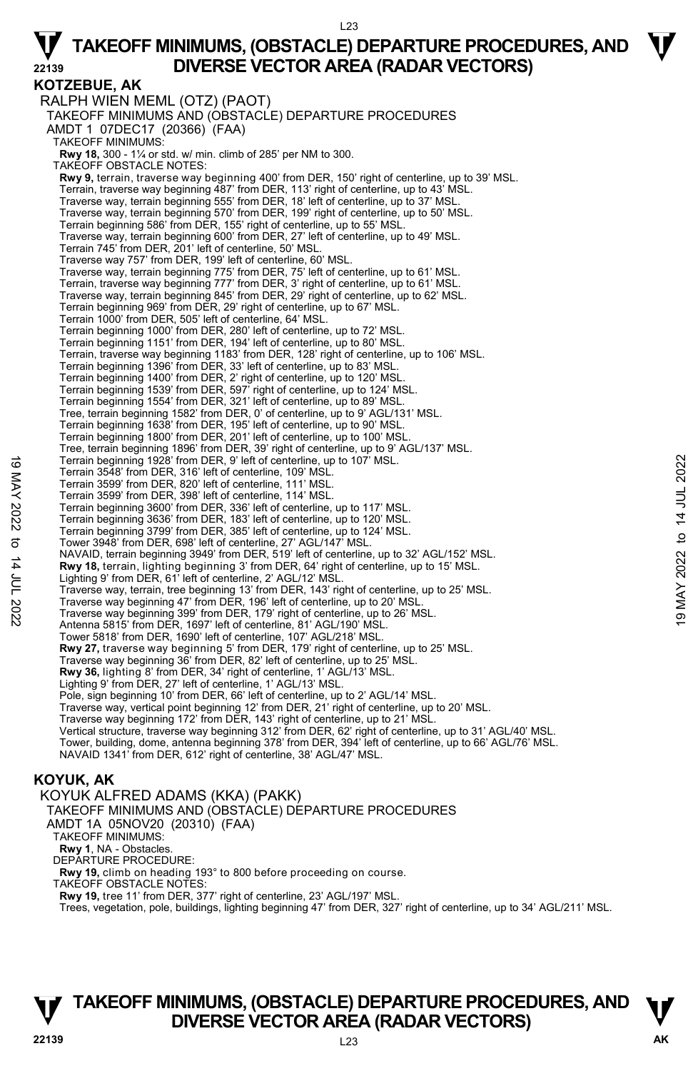# TAKEOFF MINIMUMS, (OBSTACLE) DEPARTURE PROCEDURES, AND DIVERSE VECTOR AREA (RADAR VECTORS)

## KOTZEBUE, AK

RALPH WIEN MEML (OTZ) (PAOT)
TAKEOFF MINIMUMS AND (OBSTACLE) DEPARTURE PROCEDURES
AMDT 1 07DEC17 (20366) (FAA)
TAKEOFF MINIMUMS:
**Rwy 18,** 300 - 1¼ or std. w/ min. climb of 285' per NM to 300.
TAKEOFF OBSTACLE NOTES:
**Rwy 9,** terrain, traverse way beginning 400' from DER, 150' right of centerline, up to 39' MSL.
Terrain, traverse way beginning 487' from DER, 113' right of centerline, up to 43' MSL.
Traverse way, terrain beginning 555' from DER, 18' left of centerline, up to 37' MSL.
Traverse way, terrain beginning 570' from DER, 199' right of centerline, up to 50' MSL.
Terrain beginning 586' from DER, 155' right of centerline, up to 55' MSL.
Traverse way, terrain beginning 600' from DER, 27' left of centerline, up to 49' MSL.
Terrain 745' from DER, 201' left of centerline, 50' MSL.
Traverse way 757' from DER, 199' left of centerline, 60' MSL.
Traverse way, terrain beginning 775' from DER, 75' left of centerline, up to 61' MSL.
Terrain, traverse way beginning 777' from DER, 3' right of centerline, up to 61' MSL.
Traverse way, terrain beginning 845' from DER, 29' right of centerline, up to 62' MSL.
Terrain beginning 969' from DER, 29' right of centerline, up to 67' MSL.
Terrain 1000' from DER, 505' left of centerline, 64' MSL.
Terrain beginning 1000' from DER, 280' left of centerline, up to 72' MSL.
Terrain beginning 1151' from DER, 194' left of centerline, up to 80' MSL.
Terrain, traverse way beginning 1183' from DER, 128' right of centerline, up to 106' MSL.
Terrain beginning 1396' from DER, 33' left of centerline, up to 83' MSL.
Terrain beginning 1400' from DER, 2' right of centerline, up to 120' MSL.
Terrain beginning 1539' from DER, 597' right of centerline, up to 124' MSL.
Terrain beginning 1554' from DER, 321' left of centerline, up to 89' MSL.
Tree, terrain beginning 1582' from DER, 0' of centerline, up to 9' AGL/131' MSL.
Terrain beginning 1638' from DER, 195' left of centerline, up to 90' MSL.
Terrain beginning 1800' from DER, 201' left of centerline, up to 100' MSL.
Tree, terrain beginning 1896' from DER, 39' right of centerline, up to 9' AGL/137' MSL.
Terrain beginning 1928' from DER, 9' left of centerline, up to 107' MSL.
Terrain 3548' from DER, 316' left of centerline, 109' MSL.
Terrain 3599' from DER, 820' left of centerline, 111' MSL.
Terrain 3599' from DER, 398' left of centerline, 114' MSL.
Terrain beginning 3600' from DER, 336' left of centerline, up to 117' MSL.
Terrain beginning 3636' from DER, 183' left of centerline, up to 120' MSL.
Terrain beginning 3799' from DER, 385' left of centerline, up to 124' MSL.
Tower 3948' from DER, 698' left of centerline, 27' AGL/147' MSL.
NAVAID, terrain beginning 3949' from DER, 519' left of centerline, up to 32' AGL/152' MSL.
**Rwy 18,** terrain, lighting beginning 3' from DER, 64' right of centerline, up to 15' MSL.
Lighting 9' from DER, 61' left of centerline, 2' AGL/12' MSL.
Traverse way, terrain, tree beginning 13' from DER, 143' right of centerline, up to 25' MSL.
Traverse way beginning 47' from DER, 196' left of centerline, up to 20' MSL.
Traverse way beginning 399' from DER, 179' right of centerline, up to 26' MSL.
Antenna 5815' from DER, 1697' left of centerline, 81' AGL/190' MSL.
Tower 5818' from DER, 1690' left of centerline, 107' AGL/218' MSL.
**Rwy 27,** traverse way beginning 5' from DER, 179' right of centerline, up to 25' MSL.
Traverse way beginning 36' from DER, 82' left of centerline, up to 25' MSL.
**Rwy 36,** lighting 8' from DER, 34' right of centerline, 1' AGL/13' MSL.
Lighting 9' from DER, 27' left of centerline, 1' AGL/13' MSL.
Pole, sign beginning 10' from DER, 66' left of centerline, up to 2' AGL/14' MSL.
Traverse way, vertical point beginning 12' from DER, 21' right of centerline, up to 20' MSL.
Traverse way beginning 172' from DER, 143' right of centerline, up to 21' MSL.
Vertical structure, traverse way beginning 312' from DER, 62' right of centerline, up to 31' AGL/40' MSL.
Tower, building, dome, antenna beginning 378' from DER, 394' left of centerline, up to 66' AGL/76' MSL.
NAVAID 1341' from DER, 612' right of centerline, 38' AGL/47' MSL.

## KOYUK, AK

KOYUK ALFRED ADAMS (KKA) (PAKK)
TAKEOFF MINIMUMS AND (OBSTACLE) DEPARTURE PROCEDURES
AMDT 1A 05NOV20 (20310) (FAA)
TAKEOFF MINIMUMS:
**Rwy 1**, NA - Obstacles.
DEPARTURE PROCEDURE:
**Rwy 19,** climb on heading 193° to 800 before proceeding on course.
TAKEOFF OBSTACLE NOTES:
**Rwy 19,** tree 11' from DER, 377' right of centerline, 23' AGL/197' MSL.
Trees, vegetation, pole, buildings, lighting beginning 47' from DER, 327' right of centerline, up to 34' AGL/211' MSL.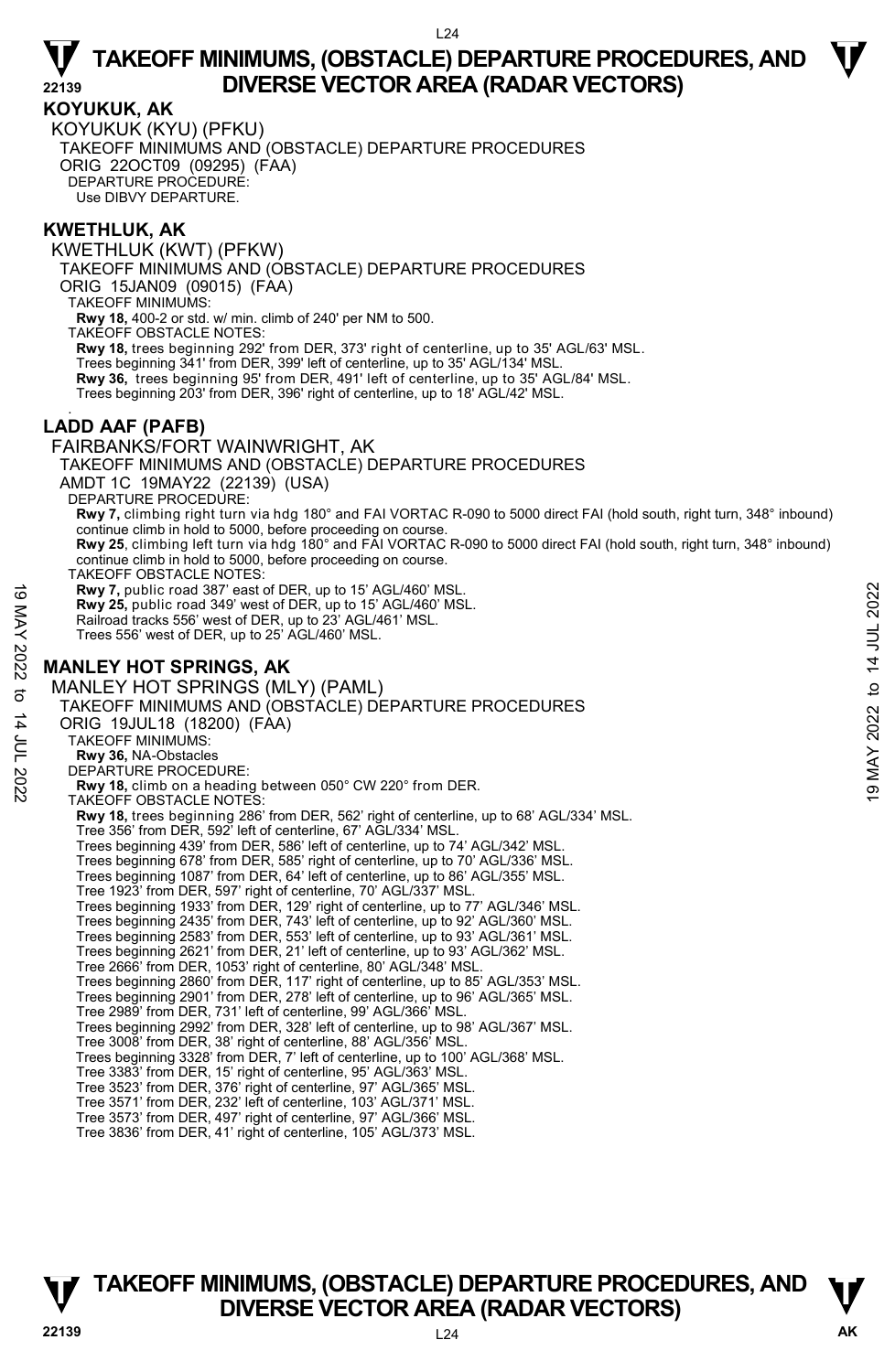## KOYUKUK, AK

KOYUKUK (KYU) (PFKU)

TAKEOFF MINIMUMS AND (OBSTACLE) DEPARTURE PROCEDURES

ORIG 22OCT09 (09295) (FAA)

DEPARTURE PROCEDURE:

Use DIBVY DEPARTURE.

## KWETHLUK, AK

KWETHLUK (KWT) (PFKW)

TAKEOFF MINIMUMS AND (OBSTACLE) DEPARTURE PROCEDURES

ORIG 15JAN09 (09015) (FAA)

TAKEOFF MINIMUMS:

**Rwy 18,** 400-2 or std. w/ min. climb of 240' per NM to 500.

TAKEOFF OBSTACLE NOTES:

**Rwy 18,** trees beginning 292' from DER, 373' right of centerline, up to 35' AGL/63' MSL.
Trees beginning 341' from DER, 399' left of centerline, up to 35' AGL/134' MSL.

**Rwy 36,** trees beginning 95' from DER, 491' left of centerline, up to 35' AGL/84' MSL.
Trees beginning 203' from DER, 396' right of centerline, up to 18' AGL/42' MSL.

## LADD AAF (PAFB)

FAIRBANKS/FORT WAINWRIGHT, AK

TAKEOFF MINIMUMS AND (OBSTACLE) DEPARTURE PROCEDURES

AMDT 1C 19MAY22 (22139) (USA)

DEPARTURE PROCEDURE:

**Rwy 7,** climbing right turn via hdg 180° and FAI VORTAC R-090 to 5000 direct FAI (hold south, right turn, 348° inbound) continue climb in hold to 5000, before proceeding on course.

**Rwy 25**, climbing left turn via hdg 180° and FAI VORTAC R-090 to 5000 direct FAI (hold south, right turn, 348° inbound) continue climb in hold to 5000, before proceeding on course.

TAKEOFF OBSTACLE NOTES:

**Rwy 7,** public road 387' east of DER, up to 15' AGL/460' MSL.

**Rwy 25,** public road 349' west of DER, up to 15' AGL/460' MSL.
Railroad tracks 556' west of DER, up to 23' AGL/461' MSL.
Trees 556' west of DER, up to 25' AGL/460' MSL.

## MANLEY HOT SPRINGS, AK

MANLEY HOT SPRINGS (MLY) (PAML)

TAKEOFF MINIMUMS AND (OBSTACLE) DEPARTURE PROCEDURES

ORIG 19JUL18 (18200) (FAA)

TAKEOFF MINIMUMS:

**Rwy 36,** NA-Obstacles

DEPARTURE PROCEDURE:

**Rwy 18,** climb on a heading between 050° CW 220° from DER.

TAKEOFF OBSTACLE NOTES:

**Rwy 18,** trees beginning 286' from DER, 562' right of centerline, up to 68' AGL/334' MSL.
Tree 356' from DER, 592' left of centerline, 67' AGL/334' MSL.
Trees beginning 439' from DER, 586' left of centerline, up to 74' AGL/342' MSL.
Trees beginning 678' from DER, 585' right of centerline, up to 70' AGL/336' MSL.
Trees beginning 1087' from DER, 64' left of centerline, up to 86' AGL/355' MSL.
Tree 1923' from DER, 597' right of centerline, 70' AGL/337' MSL.
Trees beginning 1933' from DER, 129' right of centerline, up to 77' AGL/346' MSL.
Trees beginning 2435' from DER, 743' left of centerline, up to 92' AGL/360' MSL.
Trees beginning 2583' from DER, 553' left of centerline, up to 93' AGL/361' MSL.
Trees beginning 2621' from DER, 21' left of centerline, up to 93' AGL/362' MSL.
Tree 2666' from DER, 1053' right of centerline, 80' AGL/348' MSL.
Trees beginning 2860' from DER, 117' right of centerline, up to 85' AGL/353' MSL.
Trees beginning 2901' from DER, 278' left of centerline, up to 96' AGL/365' MSL.
Tree 2989' from DER, 731' left of centerline, 99' AGL/366' MSL.
Trees beginning 2992' from DER, 328' left of centerline, up to 98' AGL/367' MSL.
Tree 3008' from DER, 38' right of centerline, 88' AGL/356' MSL.
Trees beginning 3328' from DER, 7' left of centerline, up to 100' AGL/368' MSL.
Tree 3383' from DER, 15' right of centerline, 95' AGL/363' MSL.
Tree 3523' from DER, 376' right of centerline, 97' AGL/365' MSL.
Tree 3571' from DER, 232' left of centerline, 103' AGL/371' MSL.
Tree 3573' from DER, 497' right of centerline, 97' AGL/366' MSL.
Tree 3836' from DER, 41' right of centerline, 105' AGL/373' MSL.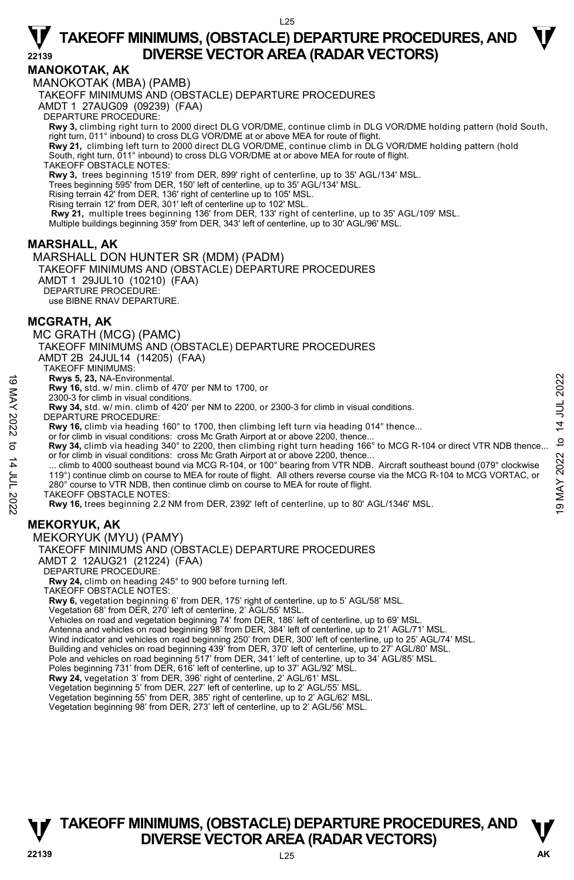# TAKEOFF MINIMUMS, (OBSTACLE) DEPARTURE PROCEDURES, AND DIVERSE VECTOR AREA (RADAR VECTORS)

## MANOKOTAK, AK

MANOKOTAK (MBA) (PAMB)

TAKEOFF MINIMUMS AND (OBSTACLE) DEPARTURE PROCEDURES

AMDT 1 27AUG09 (09239) (FAA)

DEPARTURE PROCEDURE:

**Rwy 3,** climbing right turn to 2000 direct DLG VOR/DME, continue climb in DLG VOR/DME holding pattern (hold South, right turn, 011° inbound) to cross DLG VOR/DME at or above MEA for route of flight.

**Rwy 21,** climbing left turn to 2000 direct DLG VOR/DME, continue climb in DLG VOR/DME holding pattern (hold South, right turn, 011° inbound) to cross DLG VOR/DME at or above MEA for route of flight.

TAKEOFF OBSTACLE NOTES:

**Rwy 3,** trees beginning 1519' from DER, 899' right of centerline, up to 35' AGL/134' MSL.
Trees beginning 595' from DER, 150' left of centerline, up to 35' AGL/134' MSL.
Rising terrain 42' from DER, 136' right of centerline up to 105' MSL.
Rising terrain 12' from DER, 301' left of centerline up to 102' MSL.

**Rwy 21,** multiple trees beginning 136' from DER, 133' right of centerline, up to 35' AGL/109' MSL.
Multiple buildings beginning 359' from DER, 343' left of centerline, up to 30' AGL/96' MSL.

## MARSHALL, AK

MARSHALL DON HUNTER SR (MDM) (PADM)

TAKEOFF MINIMUMS AND (OBSTACLE) DEPARTURE PROCEDURES

AMDT 1 29JUL10 (10210) (FAA)

DEPARTURE PROCEDURE:

use BIBNE RNAV DEPARTURE.

## MCGRATH, AK

MC GRATH (MCG) (PAMC)

TAKEOFF MINIMUMS AND (OBSTACLE) DEPARTURE PROCEDURES

AMDT 2B 24JUL14 (14205) (FAA)

TAKEOFF MINIMUMS:

**Rwys 5, 23,** NA-Environmental.

**Rwy 16,** std. w/ min. climb of 470' per NM to 1700, or 2300-3 for climb in visual conditions.

**Rwy 34,** std. w/ min. climb of 420' per NM to 2200, or 2300-3 for climb in visual conditions.

DEPARTURE PROCEDURE:

**Rwy 16,** climb via heading 160° to 1700, then climbing left turn via heading 014° thence...
or for climb in visual conditions: cross Mc Grath Airport at or above 2200, thence...

**Rwy 34,** climb via heading 340° to 2200, then climbing right turn heading 166° to MCG R-104 or direct VTR NDB thence...
or for climb in visual conditions: cross Mc Grath Airport at or above 2200, thence...

... climb to 4000 southeast bound via MCG R-104, or 100° bearing from VTR NDB. Aircraft southeast bound (079° clockwise 119°) continue climb on course to MEA for route of flight. All others reverse course via the MCG R-104 to MCG VORTAC, or 280° course to VTR NDB, then continue climb on course to MEA for route of flight.

TAKEOFF OBSTACLE NOTES:

**Rwy 16,** trees beginning 2.2 NM from DER, 2392' left of centerline, up to 80' AGL/1346' MSL.

## MEKORYUK, AK

MEKORYUK (MYU) (PAMY)

TAKEOFF MINIMUMS AND (OBSTACLE) DEPARTURE PROCEDURES

AMDT 2 12AUG21 (21224) (FAA)

DEPARTURE PROCEDURE:

**Rwy 24,** climb on heading 245° to 900 before turning left.

TAKEOFF OBSTACLE NOTES:

**Rwy 6,** vegetation beginning 6' from DER, 175' right of centerline, up to 5' AGL/58' MSL.
Vegetation 68' from DER, 270' left of centerline, 2' AGL/55' MSL.
Vehicles on road and vegetation beginning 74' from DER, 186' left of centerline, up to 69' MSL.
Antenna and vehicles on road beginning 98' from DER, 384' left of centerline, up to 21' AGL/71' MSL.
Wind indicator and vehicles on road beginning 250' from DER, 300' left of centerline, up to 25' AGL/74' MSL.
Building and vehicles on road beginning 439' from DER, 370' left of centerline, up to 27' AGL/80' MSL.
Pole and vehicles on road beginning 517' from DER, 341' left of centerline, up to 34' AGL/85' MSL.
Poles beginning 731' from DER, 616' left of centerline, up to 37' AGL/92' MSL.

**Rwy 24,** vegetation 3' from DER, 396' right of centerline, 2' AGL/61' MSL.
Vegetation beginning 5' from DER, 227' left of centerline, up to 2' AGL/55' MSL.
Vegetation beginning 55' from DER, 385' right of centerline, up to 2' AGL/62' MSL.
Vegetation beginning 98' from DER, 273' left of centerline, up to 2' AGL/56' MSL.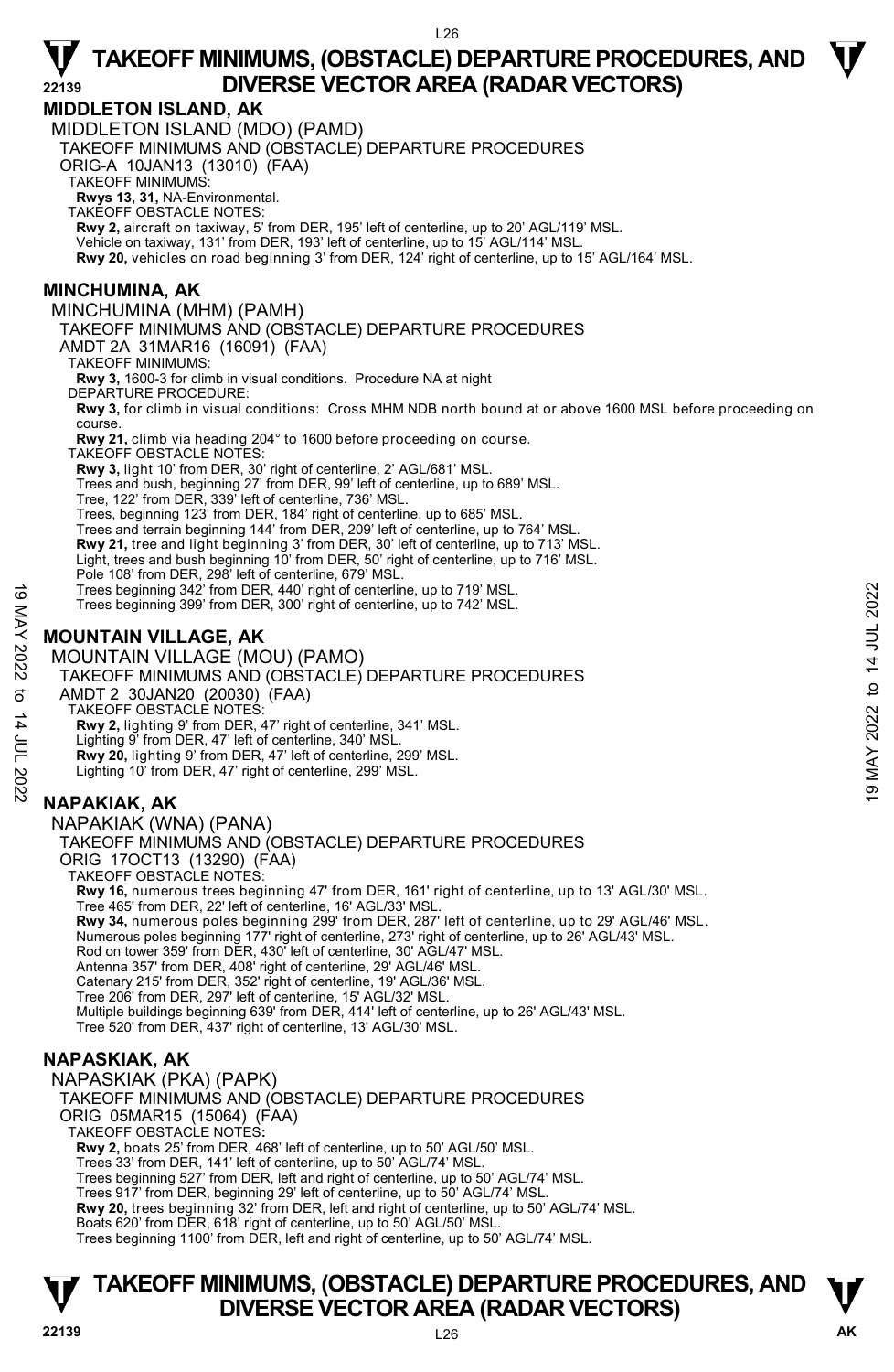## MIDDLETON ISLAND, AK

MIDDLETON ISLAND (MDO) (PAMD)
TAKEOFF MINIMUMS AND (OBSTACLE) DEPARTURE PROCEDURES
ORIG-A 10JAN13 (13010) (FAA)
TAKEOFF MINIMUMS:
**Rwys 13, 31,** NA-Environmental.
TAKEOFF OBSTACLE NOTES:
**Rwy 2,** aircraft on taxiway, 5' from DER, 195' left of centerline, up to 20' AGL/119' MSL.
Vehicle on taxiway, 131' from DER, 193' left of centerline, up to 15' AGL/114' MSL.
**Rwy 20,** vehicles on road beginning 3' from DER, 124' right of centerline, up to 15' AGL/164' MSL.

## MINCHUMINA, AK

MINCHUMINA (MHM) (PAMH)
TAKEOFF MINIMUMS AND (OBSTACLE) DEPARTURE PROCEDURES
AMDT 2A 31MAR16 (16091) (FAA)
TAKEOFF MINIMUMS:
**Rwy 3,** 1600-3 for climb in visual conditions. Procedure NA at night
DEPARTURE PROCEDURE:
**Rwy 3,** for climb in visual conditions: Cross MHM NDB north bound at or above 1600 MSL before proceeding on course.
**Rwy 21,** climb via heading 204° to 1600 before proceeding on course.
TAKEOFF OBSTACLE NOTES:
**Rwy 3,** light 10' from DER, 30' right of centerline, 2' AGL/681' MSL.
Trees and bush, beginning 27' from DER, 99' left of centerline, up to 689' MSL.
Tree, 122' from DER, 339' left of centerline, 736' MSL.
Trees, beginning 123' from DER, 184' right of centerline, up to 685' MSL.
Trees and terrain beginning 144' from DER, 209' left of centerline, up to 764' MSL.
**Rwy 21,** tree and light beginning 3' from DER, 30' left of centerline, up to 713' MSL.
Light, trees and bush beginning 10' from DER, 50' right of centerline, up to 716' MSL.
Pole 108' from DER, 298' left of centerline, 679' MSL.
Trees beginning 342' from DER, 440' right of centerline, up to 719' MSL.
Trees beginning 399' from DER, 300' right of centerline, up to 742' MSL.

## MOUNTAIN VILLAGE, AK

MOUNTAIN VILLAGE (MOU) (PAMO)
TAKEOFF MINIMUMS AND (OBSTACLE) DEPARTURE PROCEDURES
AMDT 2 30JAN20 (20030) (FAA)
TAKEOFF OBSTACLE NOTES:
**Rwy 2,** lighting 9' from DER, 47' right of centerline, 341' MSL.
Lighting 9' from DER, 47' left of centerline, 340' MSL.
**Rwy 20,** lighting 9' from DER, 47' left of centerline, 299' MSL.
Lighting 10' from DER, 47' right of centerline, 299' MSL.

## NAPAKIAK, AK

NAPAKIAK (WNA) (PANA)
TAKEOFF MINIMUMS AND (OBSTACLE) DEPARTURE PROCEDURES
ORIG 17OCT13 (13290) (FAA)
TAKEOFF OBSTACLE NOTES:
**Rwy 16,** numerous trees beginning 47' from DER, 161' right of centerline, up to 13' AGL/30' MSL.
Tree 465' from DER, 22' left of centerline, 16' AGL/33' MSL.
**Rwy 34,** numerous poles beginning 299' from DER, 287' left of centerline, up to 29' AGL/46' MSL.
Numerous poles beginning 177' right of centerline, 273' right of centerline, up to 26' AGL/43' MSL.
Rod on tower 359' from DER, 430' left of centerline, 30' AGL/47' MSL.
Antenna 357' from DER, 408' right of centerline, 29' AGL/46' MSL.
Catenary 215' from DER, 352' right of centerline, 19' AGL/36' MSL.
Tree 206' from DER, 297' left of centerline, 15' AGL/32' MSL.
Multiple buildings beginning 639' from DER, 414' left of centerline, up to 26' AGL/43' MSL.
Tree 520' from DER, 437' right of centerline, 13' AGL/30' MSL.

## NAPASKIAK, AK

NAPASKIAK (PKA) (PAPK)
TAKEOFF MINIMUMS AND (OBSTACLE) DEPARTURE PROCEDURES
ORIG 05MAR15 (15064) (FAA)
TAKEOFF OBSTACLE NOTES**:**
**Rwy 2,** boats 25' from DER, 468' left of centerline, up to 50' AGL/50' MSL.
Trees 33' from DER, 141' left of centerline, up to 50' AGL/74' MSL.
Trees beginning 527' from DER, left and right of centerline, up to 50' AGL/74' MSL.
Trees 917' from DER, beginning 29' left of centerline, up to 50' AGL/74' MSL.
**Rwy 20,** trees beginning 32' from DER, left and right of centerline, up to 50' AGL/74' MSL.
Boats 620' from DER, 618' right of centerline, up to 50' AGL/50' MSL.
Trees beginning 1100' from DER, left and right of centerline, up to 50' AGL/74' MSL.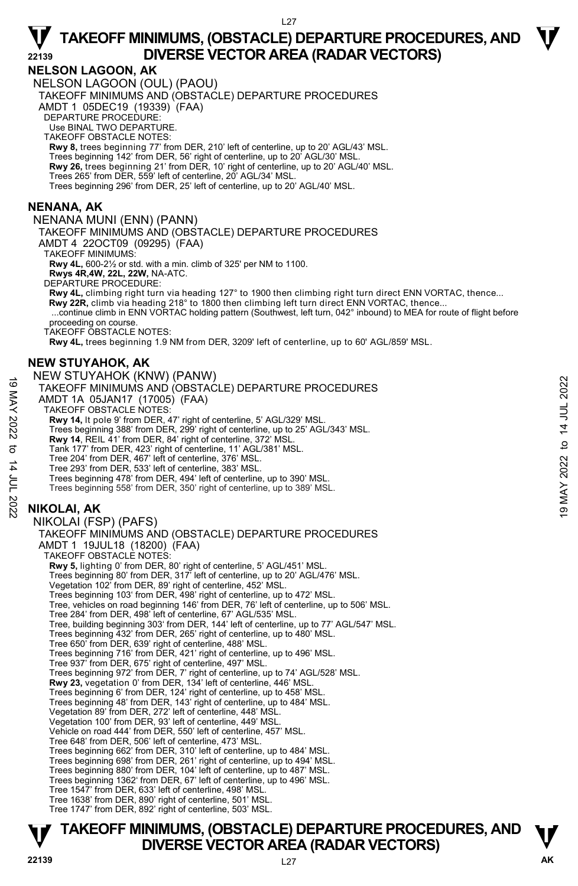## NELSON LAGOON, AK

NELSON LAGOON (OUL) (PAOU)

TAKEOFF MINIMUMS AND (OBSTACLE) DEPARTURE PROCEDURES

AMDT 1 05DEC19 (19339) (FAA)

DEPARTURE PROCEDURE:

Use BINAL TWO DEPARTURE.

TAKEOFF OBSTACLE NOTES:

**Rwy 8,** trees beginning 77' from DER, 210' left of centerline, up to 20' AGL/43' MSL.
Trees beginning 142' from DER, 56' right of centerline, up to 20' AGL/30' MSL.
**Rwy 26,** trees beginning 21' from DER, 10' right of centerline, up to 20' AGL/40' MSL.
Trees 265' from DER, 559' left of centerline, 20' AGL/34' MSL.
Trees beginning 296' from DER, 25' left of centerline, up to 20' AGL/40' MSL.

## NENANA, AK

NENANA MUNI (ENN) (PANN)

TAKEOFF MINIMUMS AND (OBSTACLE) DEPARTURE PROCEDURES

AMDT 4 22OCT09 (09295) (FAA)

TAKEOFF MINIMUMS:

**Rwy 4L,** 600-2½ or std. with a min. climb of 325' per NM to 1100.
**Rwys 4R,4W, 22L, 22W,** NA-ATC.

DEPARTURE PROCEDURE:

**Rwy 4L,** climbing right turn via heading 127° to 1900 then climbing right turn direct ENN VORTAC, thence...
**Rwy 22R,** climb via heading 218° to 1800 then climbing left turn direct ENN VORTAC, thence...
...continue climb in ENN VORTAC holding pattern (Southwest, left turn, 042° inbound) to MEA for route of flight before proceeding on course.

TAKEOFF OBSTACLE NOTES:

**Rwy 4L,** trees beginning 1.9 NM from DER, 3209' left of centerline, up to 60' AGL/859' MSL.

## NEW STUYAHOK, AK

NEW STUYAHOK (KNW) (PANW)

TAKEOFF MINIMUMS AND (OBSTACLE) DEPARTURE PROCEDURES

AMDT 1A 05JAN17 (17005) (FAA)

TAKEOFF OBSTACLE NOTES:

**Rwy 14,** lt pole 9' from DER, 47' right of centerline, 5' AGL/329' MSL.
Trees beginning 388' from DER, 299' right of centerline, up to 25' AGL/343' MSL.
**Rwy 14**, REIL 41' from DER, 84' right of centerline, 372' MSL.
Tank 177' from DER, 423' right of centerline, 11' AGL/381' MSL.
Tree 204' from DER, 467' left of centerline, 376' MSL.
Tree 293' from DER, 533' left of centerline, 383' MSL.
Trees beginning 478' from DER, 494' left of centerline, up to 390' MSL.
Trees beginning 558' from DER, 350' right of centerline, up to 389' MSL.

## NIKOLAI, AK

NIKOLAI (FSP) (PAFS)

TAKEOFF MINIMUMS AND (OBSTACLE) DEPARTURE PROCEDURES

AMDT 1 19JUL18 (18200) (FAA)

TAKEOFF OBSTACLE NOTES:

**Rwy 5,** lighting 0' from DER, 80' right of centerline, 5' AGL/451' MSL.
Trees beginning 80' from DER, 317' left of centerline, up to 20' AGL/476' MSL.
Vegetation 102' from DER, 89' right of centerline, 452' MSL.
Trees beginning 103' from DER, 498' right of centerline, up to 472' MSL.
Tree, vehicles on road beginning 146' from DER, 76' left of centerline, up to 506' MSL.
Tree 284' from DER, 498' left of centerline, 67' AGL/535' MSL.
Tree, building beginning 303' from DER, 144' left of centerline, up to 77' AGL/547' MSL.
Trees beginning 432' from DER, 265' right of centerline, up to 480' MSL.
Tree 650' from DER, 639' right of centerline, 488' MSL.
Trees beginning 716' from DER, 421' right of centerline, up to 496' MSL.
Tree 937' from DER, 675' right of centerline, 497' MSL.
Trees beginning 972' from DER, 7' right of centerline, up to 74' AGL/528' MSL.
**Rwy 23,** vegetation 0' from DER, 134' left of centerline, 446' MSL.
Trees beginning 6' from DER, 124' right of centerline, up to 458' MSL.
Trees beginning 48' from DER, 143' right of centerline, up to 484' MSL.
Vegetation 89' from DER, 272' left of centerline, 448' MSL.
Vegetation 100' from DER, 93' left of centerline, 449' MSL.
Vehicle on road 444' from DER, 550' left of centerline, 457' MSL.
Tree 648' from DER, 506' left of centerline, 473' MSL.
Trees beginning 662' from DER, 310' left of centerline, up to 484' MSL.
Trees beginning 698' from DER, 261' right of centerline, up to 494' MSL.
Trees beginning 880' from DER, 104' left of centerline, up to 487' MSL.
Trees beginning 1362' from DER, 67' left of centerline, up to 496' MSL.
Tree 1547' from DER, 633' left of centerline, 498' MSL.
Tree 1638' from DER, 890' right of centerline, 501' MSL.
Tree 1747' from DER, 892' right of centerline, 503' MSL.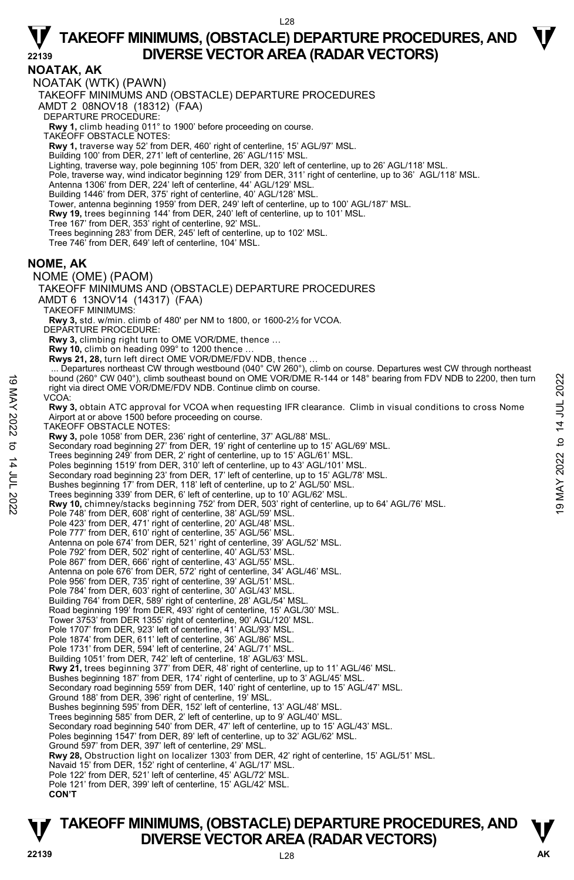# TAKEOFF MINIMUMS, (OBSTACLE) DEPARTURE PROCEDURES, AND DIVERSE VECTOR AREA (RADAR VECTORS)

## NOAKAT, AK

NOATAK (WTK) (PAWN)

TAKEOFF MINIMUMS AND (OBSTACLE) DEPARTURE PROCEDURES

AMDT 2 08NOV18 (18312) (FAA)

DEPARTURE PROCEDURE:

**Rwy 1,** climb heading 011° to 1900' before proceeding on course.

TAKEOFF OBSTACLE NOTES:

**Rwy 1,** traverse way 52' from DER, 460' right of centerline, 15' AGL/97' MSL.
Building 100' from DER, 271' left of centerline, 26' AGL/115' MSL.
Lighting, traverse way, pole beginning 105' from DER, 320' left of centerline, up to 26' AGL/118' MSL.
Pole, traverse way, wind indicator beginning 129' from DER, 311' right of centerline, up to 36' AGL/118' MSL.
Antenna 1306' from DER, 224' left of centerline, 44' AGL/129' MSL.
Building 1446' from DER, 375' right of centerline, 40' AGL/128' MSL.
Tower, antenna beginning 1959' from DER, 249' left of centerline, up to 100' AGL/187' MSL.
**Rwy 19,** trees beginning 144' from DER, 240' left of centerline, up to 101' MSL.
Tree 167' from DER, 353' right of centerline, 92' MSL.
Trees beginning 283' from DER, 245' left of centerline, up to 102' MSL.
Tree 746' from DER, 649' left of centerline, 104' MSL.

## NOME, AK

NOME (OME) (PAOM)

TAKEOFF MINIMUMS AND (OBSTACLE) DEPARTURE PROCEDURES

AMDT 6 13NOV14 (14317) (FAA)

TAKEOFF MINIMUMS:

**Rwy 3,** std. w/min. climb of 480' per NM to 1800, or 1600-2½ for VCOA.

DEPARTURE PROCEDURE:

**Rwy 3,** climbing right turn to OME VOR/DME, thence …
**Rwy 10,** climb on heading 099° to 1200 thence …
**Rwys 21, 28,** turn left direct OME VOR/DME/FDV NDB, thence …
... Departures northeast CW through westbound (040° CW 260°), climb on course. Departures west CW through northeast bound (260° CW 040°), climb southeast bound on OME VOR/DME R-144 or 148° bearing from FDV NDB to 2200, then turn right via direct OME VOR/DME/FDV NDB. Continue climb on course.

VCOA:

**Rwy 3,** obtain ATC approval for VCOA when requesting IFR clearance. Climb in visual conditions to cross Nome Airport at or above 1500 before proceeding on course.

TAKEOFF OBSTACLE NOTES:

**Rwy 3,** pole 1058' from DER, 236' right of centerline, 37' AGL/88' MSL.
Secondary road beginning 27' from DER, 19' right of centerline up to 15' AGL/69' MSL.
Trees beginning 249' from DER, 2' right of centerline, up to 15' AGL/61' MSL.
Poles beginning 1519' from DER, 310' left of centerline, up to 43' AGL/101' MSL.
Secondary road beginning 23' from DER, 17' left of centerline, up to 15' AGL/78' MSL.
Bushes beginning 17' from DER, 118' left of centerline, up to 2' AGL/50' MSL.
Trees beginning 339' from DER, 6' left of centerline, up to 10' AGL/62' MSL.
**Rwy 10,** chimney/stacks beginning 752' from DER, 503' right of centerline, up to 64' AGL/76' MSL.
Pole 748' from DER, 608' right of centerline, 38' AGL/59' MSL.
Pole 423' from DER, 471' right of centerline, 20' AGL/48' MSL.
Pole 777' from DER, 610' right of centerline, 35' AGL/56' MSL.
Antenna on pole 674' from DER, 521' right of centerline, 39' AGL/52' MSL.
Pole 792' from DER, 502' right of centerline, 40' AGL/53' MSL.
Pole 867' from DER, 666' right of centerline, 43' AGL/55' MSL.
Antenna on pole 676' from DER, 572' right of centerline, 34' AGL/46' MSL.
Pole 956' from DER, 735' right of centerline, 39' AGL/51' MSL.
Pole 784' from DER, 603' right of centerline, 30' AGL/43' MSL.
Building 764' from DER, 589' right of centerline, 28' AGL/54' MSL.
Road beginning 199' from DER, 493' right of centerline, 15' AGL/30' MSL.
Tower 3753' from DER 1355' right of centerline, 90' AGL/120' MSL.
Pole 1707' from DER, 923' left of centerline, 41' AGL/93' MSL.
Pole 1874' from DER, 611' left of centerline, 36' AGL/86' MSL.
Pole 1731' from DER, 594' left of centerline, 24' AGL/71' MSL.
Building 1051' from DER, 742' left of centerline, 18' AGL/63' MSL.
**Rwy 21,** trees beginning 377' from DER, 48' right of centerline, up to 11' AGL/46' MSL.
Bushes beginning 187' from DER, 174' right of centerline, up to 3' AGL/45' MSL.
Secondary road beginning 559' from DER, 140' right of centerline, up to 15' AGL/47' MSL.
Ground 188' from DER, 396' right of centerline, 19' MSL.
Bushes beginning 595' from DER, 152' left of centerline, 13' AGL/48' MSL.
Trees beginning 585' from DER, 2' left of centerline, up to 9' AGL/40' MSL.
Secondary road beginning 540' from DER, 47' left of centerline, up to 15' AGL/43' MSL.
Poles beginning 1547' from DER, 89' left of centerline, up to 32' AGL/62' MSL.
Ground 597' from DER, 397' left of centerline, 29' MSL.
**Rwy 28,** Obstruction light on localizer 1303' from DER, 42' right of centerline, 15' AGL/51' MSL.
Navaid 15' from DER, 152' right of centerline, 4' AGL/17' MSL.
Pole 122' from DER, 521' left of centerline, 45' AGL/72' MSL.
Pole 121' from DER, 399' left of centerline, 15' AGL/42' MSL.

**CON'T**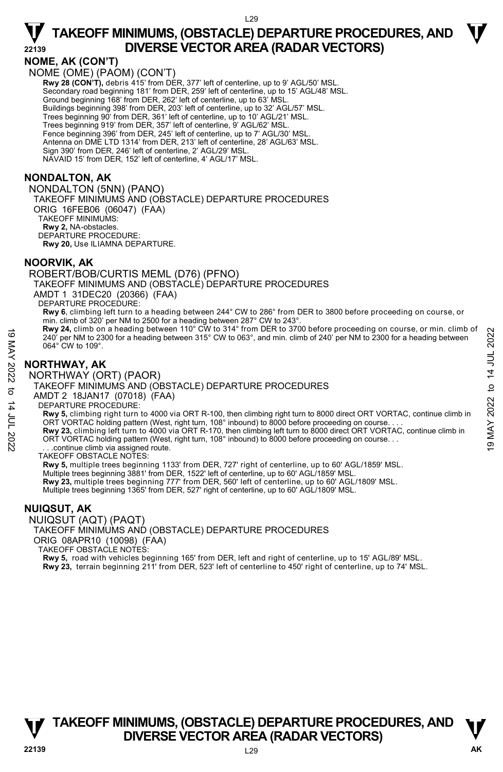## NOME, AK (CON'T)

NOME (OME) (PAOM) (CON'T)

**Rwy 28 (CON'T),** debris 415' from DER, 377' left of centerline, up to 9' AGL/50' MSL.
Secondary road beginning 181' from DER, 259' left of centerline, up to 15' AGL/48' MSL.
Ground beginning 168' from DER, 262' left of centerline, up to 63' MSL.
Buildings beginning 398' from DER, 203' left of centerline, up to 32' AGL/57' MSL.
Trees beginning 90' from DER, 361' left of centerline, up to 10' AGL/21' MSL.
Trees beginning 919' from DER, 357' left of centerline, 9' AGL/62' MSL.
Fence beginning 396' from DER, 245' left of centerline, up to 7' AGL/30' MSL.
Antenna on DME LTD 1314' from DER, 213' left of centerline, 28' AGL/63' MSL.
Sign 390' from DER, 246' left of centerline, 2' AGL/29' MSL.
NAVAID 15' from DER, 152' left of centerline, 4' AGL/17' MSL.

## NONDALTON, AK

NONDALTON (5NN) (PANO)
TAKEOFF MINIMUMS AND (OBSTACLE) DEPARTURE PROCEDURES
ORIG 16FEB06 (06047) (FAA)
TAKEOFF MINIMUMS:
**Rwy 2,** NA-obstacles.
DEPARTURE PROCEDURE:
**Rwy 20,** Use ILIAMNA DEPARTURE.

## NOORVIK, AK

ROBERT/BOB/CURTIS MEML (D76) (PFNO)
TAKEOFF MINIMUMS AND (OBSTACLE) DEPARTURE PROCEDURES
AMDT 1 31DEC20 (20366) (FAA)
DEPARTURE PROCEDURE:
**Rwy 6**, climbing left turn to a heading between 244° CW to 286° from DER to 3800 before proceeding on course, or min. climb of 320' per NM to 2500 for a heading between 287° CW to 243°.
**Rwy 24,** climb on a heading between 110° CW to 314° from DER to 3700 before proceeding on course, or min. climb of 240' per NM to 2300 for a heading between 315° CW to 063°, and min. climb of 240' per NM to 2300 for a heading between 064° CW to 109°.

## NORTHWAY, AK

NORTHWAY (ORT) (PAOR)
TAKEOFF MINIMUMS AND (OBSTACLE) DEPARTURE PROCEDURES
AMDT 2 18JAN17 (07018) (FAA)
DEPARTURE PROCEDURE:
**Rwy 5,** climbing right turn to 4000 via ORT R-100, then climbing right turn to 8000 direct ORT VORTAC, continue climb in ORT VORTAC holding pattern (West, right turn, 108° inbound) to 8000 before proceeding on course. . . .
**Rwy 23,** climbing left turn to 4000 via ORT R-170, then climbing left turn to 8000 direct ORT VORTAC, continue climb in ORT VORTAC holding pattern (West, right turn, 108° inbound) to 8000 before proceeding on course. . .
. . .continue climb via assigned route.
TAKEOFF OBSTACLE NOTES:
**Rwy 5,** multiple trees beginning 1133' from DER, 727' right of centerline, up to 60' AGL/1859' MSL.
Multiple trees beginning 3881' from DER, 1522' left of centerline, up to 60' AGL/1859' MSL.
**Rwy 23,** multiple trees beginning 777' from DER, 560' left of centerline, up to 60' AGL/1809' MSL.
Multiple trees beginning 1365' from DER, 527' right of centerline, up to 60' AGL/1809' MSL.

## NUIQSUT, AK

NUIQSUT (AQT) (PAQT)
TAKEOFF MINIMUMS AND (OBSTACLE) DEPARTURE PROCEDURES
ORIG 08APR10 (10098) (FAA)
TAKEOFF OBSTACLE NOTES:
**Rwy 5,** road with vehicles beginning 165' from DER, left and right of centerline, up to 15' AGL/89' MSL.
**Rwy 23,** terrain beginning 211' from DER, 523' left of centerline to 450' right of centerline, up to 74' MSL.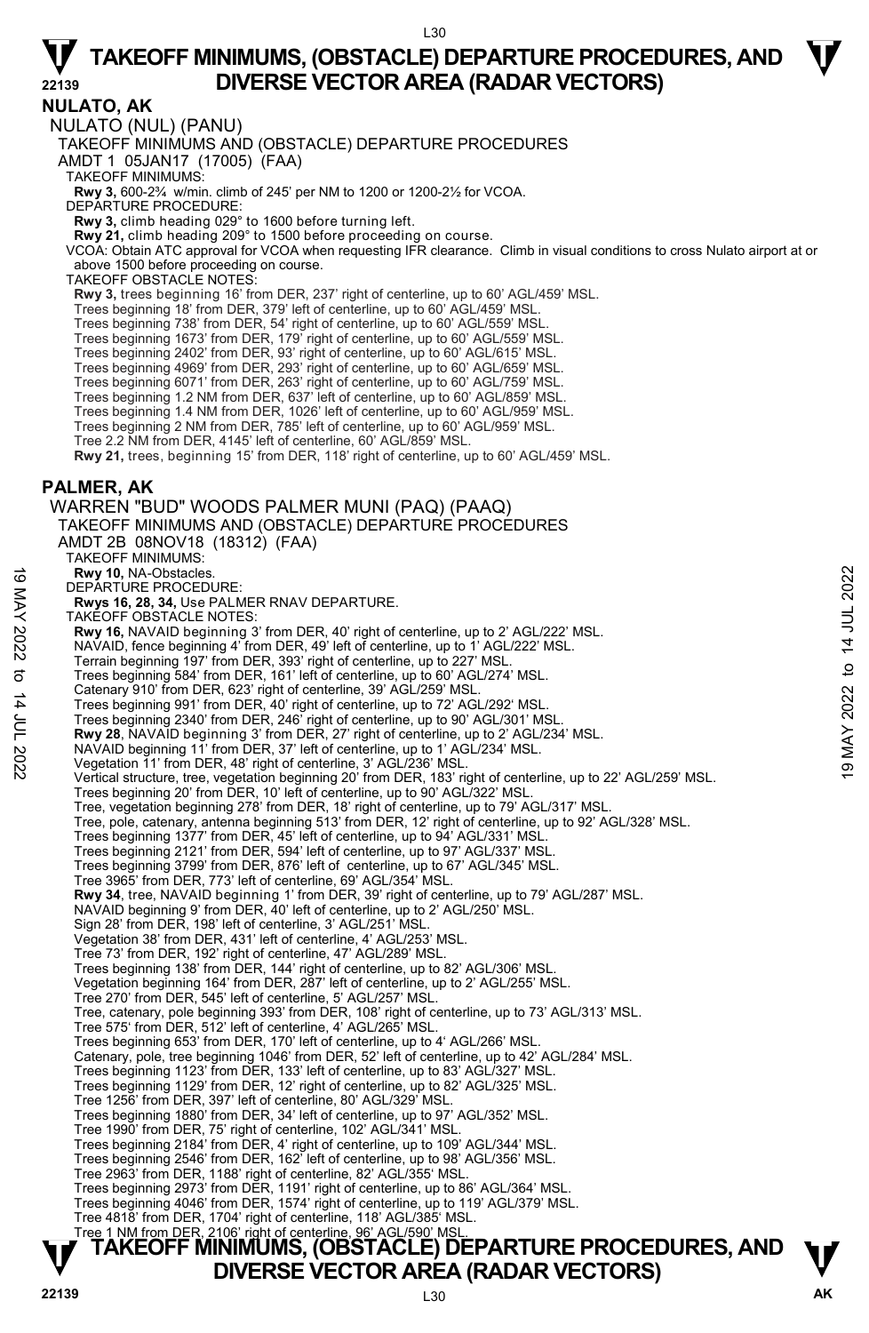# TAKEOFF MINIMUMS, (OBSTACLE) DEPARTURE PROCEDURES, AND DIVERSE VECTOR AREA (RADAR VECTORS)

## NULATO, AK

NULATO (NUL) (PANU)

TAKEOFF MINIMUMS AND (OBSTACLE) DEPARTURE PROCEDURES

AMDT 1 05JAN17 (17005) (FAA)

TAKEOFF MINIMUMS:

**Rwy 3,** 600-2¾ w/min. climb of 245' per NM to 1200 or 1200-2½ for VCOA.

DEPARTURE PROCEDURE:

**Rwy 3,** climb heading 029° to 1600 before turning left.

**Rwy 21,** climb heading 209° to 1500 before proceeding on course.

VCOA: Obtain ATC approval for VCOA when requesting IFR clearance. Climb in visual conditions to cross Nulato airport at or above 1500 before proceeding on course.

TAKEOFF OBSTACLE NOTES:

**Rwy 3,** trees beginning 16' from DER, 237' right of centerline, up to 60' AGL/459' MSL.
Trees beginning 18' from DER, 379' left of centerline, up to 60' AGL/459' MSL.
Trees beginning 738' from DER, 54' right of centerline, up to 60' AGL/559' MSL.
Trees beginning 1673' from DER, 179' right of centerline, up to 60' AGL/559' MSL.
Trees beginning 2402' from DER, 93' right of centerline, up to 60' AGL/615' MSL.
Trees beginning 4969' from DER, 293' right of centerline, up to 60' AGL/659' MSL.
Trees beginning 6071' from DER, 263' right of centerline, up to 60' AGL/759' MSL.
Trees beginning 1.2 NM from DER, 637' left of centerline, up to 60' AGL/859' MSL.
Trees beginning 1.4 NM from DER, 1026' left of centerline, up to 60' AGL/959' MSL.
Trees beginning 2 NM from DER, 785' left of centerline, up to 60' AGL/959' MSL.
Tree 2.2 NM from DER, 4145' left of centerline, 60' AGL/859' MSL.

**Rwy 21,** trees, beginning 15' from DER, 118' right of centerline, up to 60' AGL/459' MSL.

## PALMER, AK

WARREN "BUD" WOODS PALMER MUNI (PAQ) (PAAQ)

TAKEOFF MINIMUMS AND (OBSTACLE) DEPARTURE PROCEDURES

AMDT 2B 08NOV18 (18312) (FAA)

TAKEOFF MINIMUMS:

**Rwy 10,** NA-Obstacles.

DEPARTURE PROCEDURE:

**Rwys 16, 28, 34,** Use PALMER RNAV DEPARTURE.

TAKEOFF OBSTACLE NOTES:

**Rwy 16,** NAVAID beginning 3' from DER, 40' right of centerline, up to 2' AGL/222' MSL.
NAVAID, fence beginning 4' from DER, 49' left of centerline, up to 1' AGL/222' MSL.
Terrain beginning 197' from DER, 393' right of centerline, up to 227' MSL.
Trees beginning 584' from DER, 161' left of centerline, up to 60' AGL/274' MSL.
Catenary 910' from DER, 623' right of centerline, 39' AGL/259' MSL.
Trees beginning 991' from DER, 40' right of centerline, up to 72' AGL/292' MSL.
Trees beginning 2340' from DER, 246' right of centerline, up to 90' AGL/301' MSL.

**Rwy 28**, NAVAID beginning 3' from DER, 27' right of centerline, up to 2' AGL/234' MSL.
NAVAID beginning 11' from DER, 37' left of centerline, up to 1' AGL/234' MSL.
Vegetation 11' from DER, 48' right of centerline, 3' AGL/236' MSL.
Vertical structure, tree, vegetation beginning 20' from DER, 183' right of centerline, up to 22' AGL/259' MSL.
Trees beginning 20' from DER, 10' left of centerline, up to 90' AGL/322' MSL.
Tree, vegetation beginning 278' from DER, 18' right of centerline, up to 79' AGL/317' MSL.
Tree, pole, catenary, antenna beginning 513' from DER, 12' right of centerline, up to 92' AGL/328' MSL.
Trees beginning 1377' from DER, 45' left of centerline, up to 94' AGL/331' MSL.
Trees beginning 2121' from DER, 594' left of centerline, up to 97' AGL/337' MSL.
Trees beginning 3799' from DER, 876' left of centerline, up to 67' AGL/345' MSL.
Tree 3965' from DER, 773' left of centerline, 69' AGL/354' MSL.

**Rwy 34**, tree, NAVAID beginning 1' from DER, 39' right of centerline, up to 79' AGL/287' MSL.
NAVAID beginning 9' from DER, 40' left of centerline, up to 2' AGL/250' MSL.
Sign 28' from DER, 198' left of centerline, 3' AGL/251' MSL.
Vegetation 38' from DER, 431' left of centerline, 4' AGL/253' MSL.
Tree 73' from DER, 192' right of centerline, 47' AGL/289' MSL.
Trees beginning 138' from DER, 144' right of centerline, up to 82' AGL/306' MSL.
Vegetation beginning 164' from DER, 287' left of centerline, up to 2' AGL/255' MSL.
Tree 270' from DER, 545' left of centerline, 5' AGL/257' MSL.
Tree, catenary, pole beginning 393' from DER, 108' right of centerline, up to 73' AGL/313' MSL.
Tree 575' from DER, 512' left of centerline, 4' AGL/265' MSL.
Trees beginning 653' from DER, 170' left of centerline, up to 4' AGL/266' MSL.
Catenary, pole, tree beginning 1046' from DER, 52' left of centerline, up to 42' AGL/284' MSL.
Trees beginning 1123' from DER, 133' left of centerline, up to 83' AGL/327' MSL.
Trees beginning 1129' from DER, 12' right of centerline, up to 82' AGL/325' MSL.
Tree 1256' from DER, 397' left of centerline, 80' AGL/329' MSL.
Trees beginning 1880' from DER, 34' left of centerline, up to 97' AGL/352' MSL.
Tree 1990' from DER, 75' right of centerline, 102' AGL/341' MSL.
Trees beginning 2184' from DER, 4' right of centerline, up to 109' AGL/344' MSL.
Trees beginning 2546' from DER, 162' left of centerline, up to 98' AGL/356' MSL.
Tree 2963' from DER, 1188' right of centerline, 82' AGL/355' MSL.
Trees beginning 2973' from DER, 1191' right of centerline, up to 86' AGL/364' MSL.
Trees beginning 4046' from DER, 1574' right of centerline, up to 119' AGL/379' MSL.
Tree 4818' from DER, 1704' right of centerline, 118' AGL/385' MSL.
Tree 1 NM from DER, 2106' right of centerline, 96' AGL/590' MSL.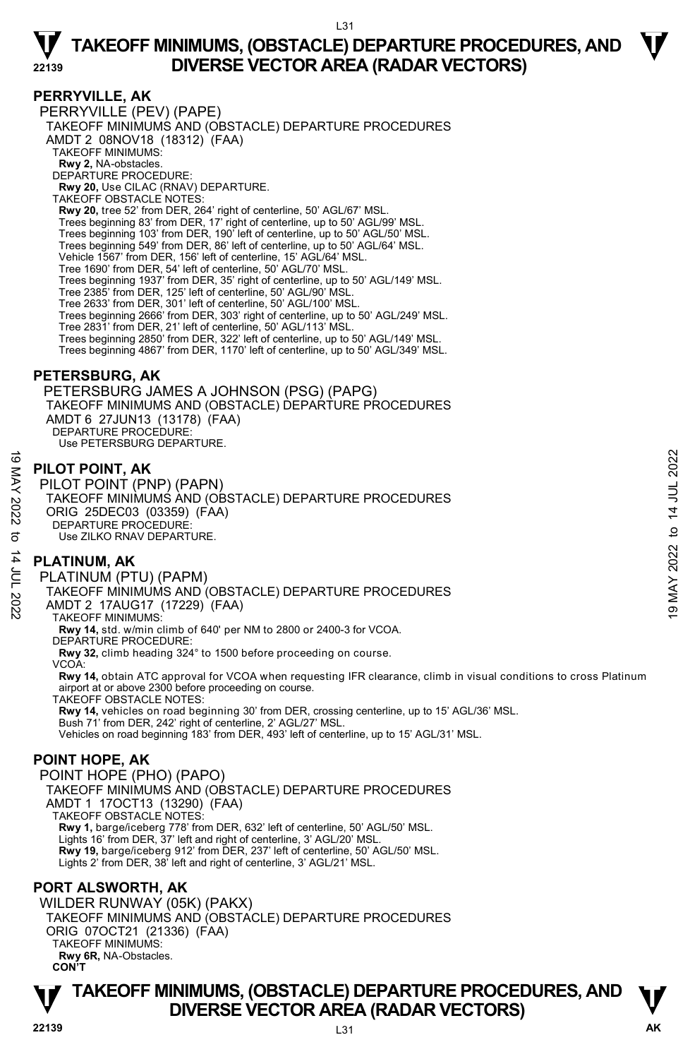## PERRYVILLE, AK

PERRYVILLE (PEV) (PAPE)
TAKEOFF MINIMUMS AND (OBSTACLE) DEPARTURE PROCEDURES
AMDT 2 08NOV18 (18312) (FAA)
TAKEOFF MINIMUMS:
**Rwy 2,** NA-obstacles.
DEPARTURE PROCEDURE:
**Rwy 20,** Use CILAC (RNAV) DEPARTURE.
TAKEOFF OBSTACLE NOTES:
**Rwy 20,** tree 52' from DER, 264' right of centerline, 50' AGL/67' MSL.
Trees beginning 83' from DER, 17' right of centerline, up to 50' AGL/99' MSL.
Trees beginning 103' from DER, 190' left of centerline, up to 50' AGL/50' MSL.
Trees beginning 549' from DER, 86' left of centerline, up to 50' AGL/64' MSL.
Vehicle 1567' from DER, 156' left of centerline, 15' AGL/64' MSL.
Tree 1690' from DER, 54' left of centerline, 50' AGL/70' MSL.
Trees beginning 1937' from DER, 35' right of centerline, up to 50' AGL/149' MSL.
Tree 2385' from DER, 125' left of centerline, 50' AGL/90' MSL.
Tree 2633' from DER, 301' left of centerline, 50' AGL/100' MSL.
Trees beginning 2666' from DER, 303' right of centerline, up to 50' AGL/249' MSL.
Tree 2831' from DER, 21' left of centerline, 50' AGL/113' MSL.
Trees beginning 2850' from DER, 322' left of centerline, up to 50' AGL/149' MSL.
Trees beginning 4867' from DER, 1170' left of centerline, up to 50' AGL/349' MSL.

## PETERSBURG, AK

PETERSBURG JAMES A JOHNSON (PSG) (PAPG)
TAKEOFF MINIMUMS AND (OBSTACLE) DEPARTURE PROCEDURES
AMDT 6 27JUN13 (13178) (FAA)
DEPARTURE PROCEDURE:
Use PETERSBURG DEPARTURE.

## PILOT POINT, AK

PILOT POINT (PNP) (PAPN)
TAKEOFF MINIMUMS AND (OBSTACLE) DEPARTURE PROCEDURES
ORIG 25DEC03 (03359) (FAA)
DEPARTURE PROCEDURE:
Use ZILKO RNAV DEPARTURE.

## PLATINUM, AK

PLATINUM (PTU) (PAPM)
TAKEOFF MINIMUMS AND (OBSTACLE) DEPARTURE PROCEDURES
AMDT 2 17AUG17 (17229) (FAA)
TAKEOFF MINIMUMS:
**Rwy 14,** std. w/min climb of 640' per NM to 2800 or 2400-3 for VCOA.
DEPARTURE PROCEDURE:
**Rwy 32,** climb heading 324° to 1500 before proceeding on course.
VCOA:
**Rwy 14,** obtain ATC approval for VCOA when requesting IFR clearance, climb in visual conditions to cross Platinum airport at or above 2300 before proceeding on course.
TAKEOFF OBSTACLE NOTES:
**Rwy 14,** vehicles on road beginning 30' from DER, crossing centerline, up to 15' AGL/36' MSL.
Bush 71' from DER, 242' right of centerline, 2' AGL/27' MSL.
Vehicles on road beginning 183' from DER, 493' left of centerline, up to 15' AGL/31' MSL.

## POINT HOPE, AK

POINT HOPE (PHO) (PAPO)
TAKEOFF MINIMUMS AND (OBSTACLE) DEPARTURE PROCEDURES
AMDT 1 17OCT13 (13290) (FAA)
TAKEOFF OBSTACLE NOTES:
**Rwy 1,** barge/iceberg 778' from DER, 632' left of centerline, 50' AGL/50' MSL.
Lights 16' from DER, 37' left and right of centerline, 3' AGL/20' MSL.
**Rwy 19,** barge/iceberg 912' from DER, 237' left of centerline, 50' AGL/50' MSL.
Lights 2' from DER, 38' left and right of centerline, 3' AGL/21' MSL.

## PORT ALSWORTH, AK

WILDER RUNWAY (05K) (PAKX)
TAKEOFF MINIMUMS AND (OBSTACLE) DEPARTURE PROCEDURES
ORIG 07OCT21 (21336) (FAA)
TAKEOFF MINIMUMS:
**Rwy 6R,** NA-Obstacles.
**CON'T**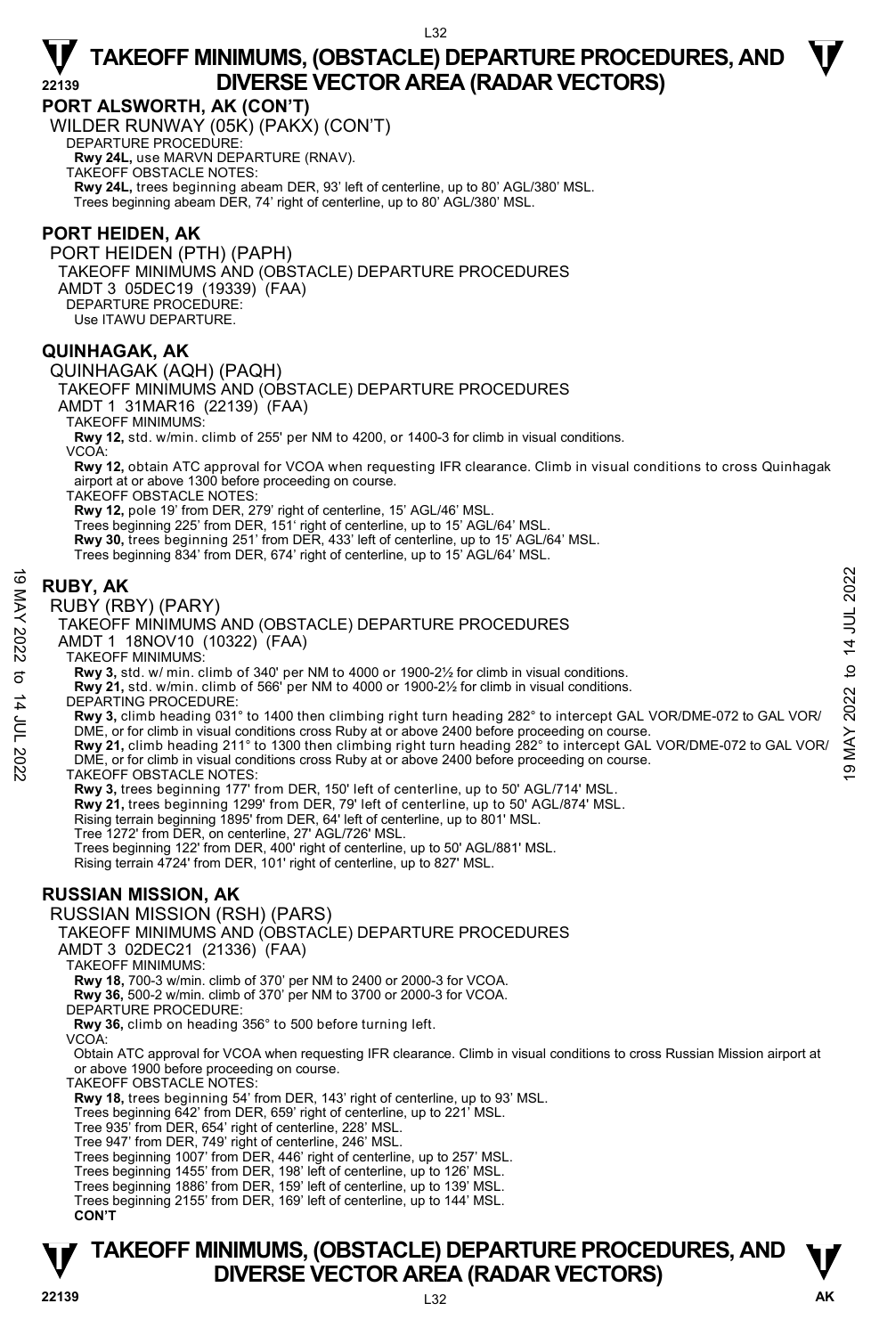## PORT ALSWORTH, AK (CON'T)

WILDER RUNWAY (05K) (PAKX) (CON'T)

DEPARTURE PROCEDURE:

**Rwy 24L,** use MARVN DEPARTURE (RNAV).

TAKEOFF OBSTACLE NOTES:

**Rwy 24L,** trees beginning abeam DER, 93' left of centerline, up to 80' AGL/380' MSL.
Trees beginning abeam DER, 74' right of centerline, up to 80' AGL/380' MSL.

## PORT HEIDEN, AK

PORT HEIDEN (PTH) (PAPH)

TAKEOFF MINIMUMS AND (OBSTACLE) DEPARTURE PROCEDURES

AMDT 3 05DEC19 (19339) (FAA)

DEPARTURE PROCEDURE:

Use ITAWU DEPARTURE.

## QUINHAGAK, AK

QUINHAGAK (AQH) (PAQH)

TAKEOFF MINIMUMS AND (OBSTACLE) DEPARTURE PROCEDURES

AMDT 1 31MAR16 (22139) (FAA)

TAKEOFF MINIMUMS:

**Rwy 12,** std. w/min. climb of 255' per NM to 4200, or 1400-3 for climb in visual conditions.

VCOA:

**Rwy 12,** obtain ATC approval for VCOA when requesting IFR clearance. Climb in visual conditions to cross Quinhagak airport at or above 1300 before proceeding on course.

TAKEOFF OBSTACLE NOTES:

**Rwy 12,** pole 19' from DER, 279' right of centerline, 15' AGL/46' MSL.
Trees beginning 225' from DER, 151' right of centerline, up to 15' AGL/64' MSL.
**Rwy 30,** trees beginning 251' from DER, 433' left of centerline, up to 15' AGL/64' MSL.
Trees beginning 834' from DER, 674' right of centerline, up to 15' AGL/64' MSL.

## RUBY, AK

RUBY (RBY) (PARY)

TAKEOFF MINIMUMS AND (OBSTACLE) DEPARTURE PROCEDURES

AMDT 1 18NOV10 (10322) (FAA)

TAKEOFF MINIMUMS:

**Rwy 3,** std. w/ min. climb of 340' per NM to 4000 or 1900-2½ for climb in visual conditions.
**Rwy 21,** std. w/min. climb of 566' per NM to 4000 or 1900-2½ for climb in visual conditions.

DEPARTING PROCEDURE:

**Rwy 3,** climb heading 031° to 1400 then climbing right turn heading 282° to intercept GAL VOR/DME-072 to GAL VOR/DME, or for climb in visual conditions cross Ruby at or above 2400 before proceeding on course.
**Rwy 21,** climb heading 211° to 1300 then climbing right turn heading 282° to intercept GAL VOR/DME-072 to GAL VOR/DME, or for climb in visual conditions cross Ruby at or above 2400 before proceeding on course.

TAKEOFF OBSTACLE NOTES:

**Rwy 3,** trees beginning 177' from DER, 150' left of centerline, up to 50' AGL/714' MSL.
**Rwy 21,** trees beginning 1299' from DER, 79' left of centerline, up to 50' AGL/874' MSL.
Rising terrain beginning 1895' from DER, 64' left of centerline, up to 801' MSL.
Tree 1272' from DER, on centerline, 27' AGL/726' MSL.
Trees beginning 122' from DER, 400' right of centerline, up to 50' AGL/881' MSL.
Rising terrain 4724' from DER, 101' right of centerline, up to 827' MSL.

## RUSSIAN MISSION, AK

RUSSIAN MISSION (RSH) (PARS)

TAKEOFF MINIMUMS AND (OBSTACLE) DEPARTURE PROCEDURES

AMDT 3 02DEC21 (21336) (FAA)

TAKEOFF MINIMUMS:

**Rwy 18,** 700-3 w/min. climb of 370' per NM to 2400 or 2000-3 for VCOA.
**Rwy 36,** 500-2 w/min. climb of 370' per NM to 3700 or 2000-3 for VCOA.

DEPARTURE PROCEDURE:

**Rwy 36,** climb on heading 356° to 500 before turning left.

VCOA:

Obtain ATC approval for VCOA when requesting IFR clearance. Climb in visual conditions to cross Russian Mission airport at or above 1900 before proceeding on course.

TAKEOFF OBSTACLE NOTES:

**Rwy 18,** trees beginning 54' from DER, 143' right of centerline, up to 93' MSL.
Trees beginning 642' from DER, 659' right of centerline, up to 221' MSL.
Tree 935' from DER, 654' right of centerline, 228' MSL.
Tree 947' from DER, 749' right of centerline, 246' MSL.
Trees beginning 1007' from DER, 446' right of centerline, up to 257' MSL.
Trees beginning 1455' from DER, 198' left of centerline, up to 126' MSL.
Trees beginning 1886' from DER, 159' left of centerline, up to 139' MSL.
Trees beginning 2155' from DER, 169' left of centerline, up to 144' MSL.

**CON'T**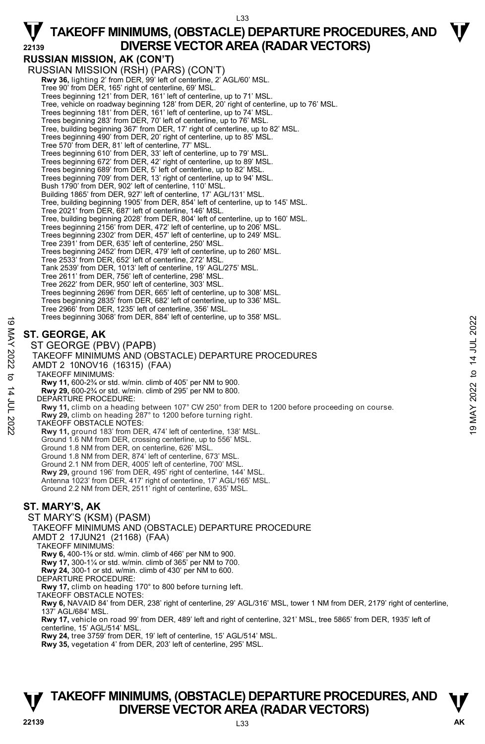## RUSSIAN MISSION, AK (CON'T)

RUSSIAN MISSION (RSH) (PARS) (CON'T)

**Rwy 36,** lighting 2' from DER, 99' left of centerline, 2' AGL/60' MSL.
Tree 90' from DER, 165' right of centerline, 69' MSL.
Trees beginning 121' from DER, 161' left of centerline, up to 71' MSL.
Tree, vehicle on roadway beginning 128' from DER, 20' right of centerline, up to 76' MSL.
Trees beginning 181' from DER, 161' left of centerline, up to 74' MSL.
Trees beginning 283' from DER, 70' left of centerline, up to 76' MSL.
Tree, building beginning 367' from DER, 17' right of centerline, up to 82' MSL.
Trees beginning 490' from DER, 20' right of centerline, up to 85' MSL.
Tree 570' from DER, 81' left of centerline, 77' MSL.
Trees beginning 610' from DER, 33' left of centerline, up to 79' MSL.
Trees beginning 672' from DER, 42' right of centerline, up to 89' MSL.
Trees beginning 689' from DER, 5' left of centerline, up to 82' MSL.
Trees beginning 709' from DER, 13' right of centerline, up to 94' MSL.
Bush 1790' from DER, 902' left of centerline, 110' MSL.
Building 1865' from DER, 927' left of centerline, 17' AGL/131' MSL.
Tree, building beginning 1905' from DER, 854' left of centerline, up to 145' MSL.
Tree 2021' from DER, 687' left of centerline, 146' MSL.
Tree, building beginning 2028' from DER, 804' left of centerline, up to 160' MSL.
Trees beginning 2156' from DER, 472' left of centerline, up to 206' MSL.
Trees beginning 2302' from DER, 457' left of centerline, up to 249' MSL.
Tree 2391' from DER, 635' left of centerline, 250' MSL.
Trees beginning 2452' from DER, 479' left of centerline, up to 260' MSL.
Tree 2533' from DER, 652' left of centerline, 272' MSL.
Tank 2539' from DER, 1013' left of centerline, 19' AGL/275' MSL.
Tree 2611' from DER, 756' left of centerline, 298' MSL.
Tree 2622' from DER, 950' left of centerline, 303' MSL.
Trees beginning 2696' from DER, 665' left of centerline, up to 308' MSL.
Trees beginning 2835' from DER, 682' left of centerline, up to 336' MSL.
Tree 2966' from DER, 1235' left of centerline, 356' MSL.
Trees beginning 3068' from DER, 884' left of centerline, up to 358' MSL.

## ST. GEORGE, AK

ST GEORGE (PBV) (PAPB)

TAKEOFF MINIMUMS AND (OBSTACLE) DEPARTURE PROCEDURES

AMDT 2 10NOV16 (16315) (FAA)

TAKEOFF MINIMUMS:
**Rwy 11,** 600-2¾ or std. w/min. climb of 405' per NM to 900.
**Rwy 29,** 600-2¾ or std. w/min. climb of 295' per NM to 800.

DEPARTURE PROCEDURE:
**Rwy 11,** climb on a heading between 107° CW 250° from DER to 1200 before proceeding on course.
**Rwy 29,** climb on heading 287° to 1200 before turning right.

TAKEOFF OBSTACLE NOTES:
**Rwy 11,** ground 183' from DER, 474' left of centerline, 138' MSL.
Ground 1.6 NM from DER, crossing centerline, up to 556' MSL.
Ground 1.8 NM from DER, on centerline, 626' MSL.
Ground 1.8 NM from DER, 874' left of centerline, 673' MSL.
Ground 2.1 NM from DER, 4005' left of centerline, 700' MSL.
**Rwy 29,** ground 196' from DER, 495' right of centerline, 144' MSL.
Antenna 1023' from DER, 417' right of centerline, 17' AGL/165' MSL.
Ground 2.2 NM from DER, 2511' right of centerline, 635' MSL.

## ST. MARY'S, AK

ST MARY'S (KSM) (PASM)

TAKEOFF MINIMUMS AND (OBSTACLE) DEPARTURE PROCEDURE

AMDT 2 17JUN21 (21168) (FAA)

TAKEOFF MINIMUMS:
**Rwy 6,** 400-1⅜ or std. w/min. climb of 466' per NM to 900.
**Rwy 17,** 300-1¼ or std. w/min. climb of 365' per NM to 700.
**Rwy 24,** 300-1 or std. w/min. climb of 430' per NM to 600.

DEPARTURE PROCEDURE:
**Rwy 17,** climb on heading 170° to 800 before turning left.

TAKEOFF OBSTACLE NOTES:
**Rwy 6,** NAVAID 84' from DER, 238' right of centerline, 29' AGL/316' MSL, tower 1 NM from DER, 2179' right of centerline, 137' AGL/684' MSL.
**Rwy 17,** vehicle on road 99' from DER, 489' left and right of centerline, 321' MSL, tree 5865' from DER, 1935' left of centerline, 15' AGL/514' MSL.
**Rwy 24,** tree 3759' from DER, 19' left of centerline, 15' AGL/514' MSL.
**Rwy 35,** vegetation 4' from DER, 203' left of centerline, 295' MSL.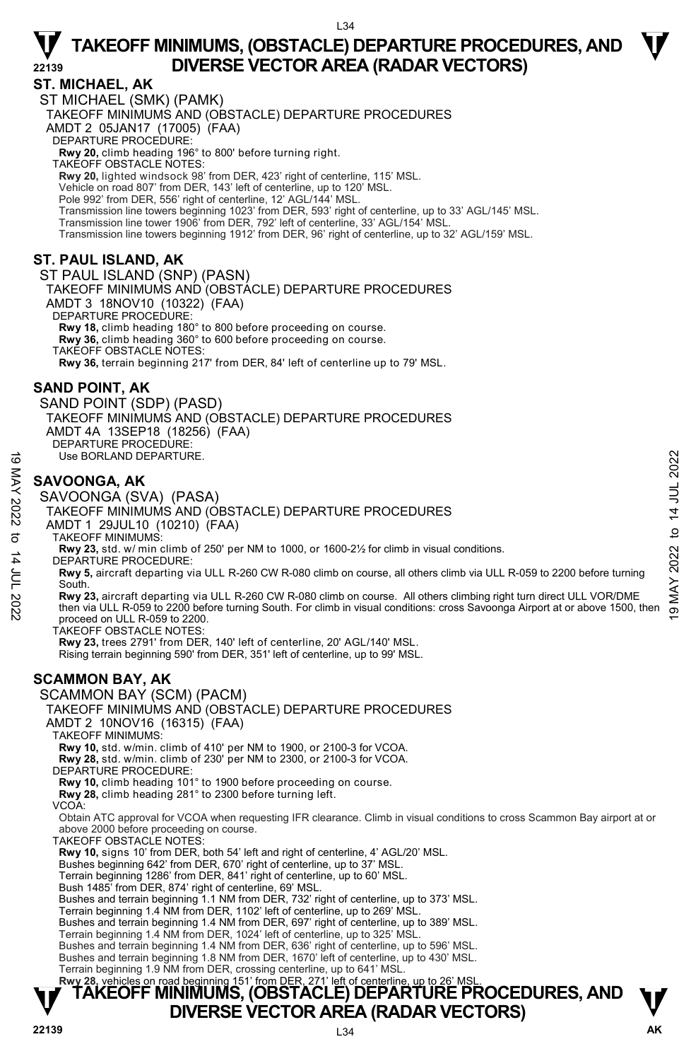## ST. MICHAEL, AK

ST MICHAEL (SMK) (PAMK)

TAKEOFF MINIMUMS AND (OBSTACLE) DEPARTURE PROCEDURES

AMDT 2 05JAN17 (17005) (FAA)

DEPARTURE PROCEDURE:

**Rwy 20,** climb heading 196° to 800' before turning right.

TAKEOFF OBSTACLE NOTES:

**Rwy 20,** lighted windsock 98' from DER, 423' right of centerline, 115' MSL.
Vehicle on road 807' from DER, 143' left of centerline, up to 120' MSL.
Pole 992' from DER, 556' right of centerline, 12' AGL/144' MSL.
Transmission line towers beginning 1023' from DER, 593' right of centerline, up to 33' AGL/145' MSL.
Transmission line tower 1906' from DER, 792' left of centerline, 33' AGL/154' MSL.
Transmission line towers beginning 1912' from DER, 96' right of centerline, up to 32' AGL/159' MSL.

## ST. PAUL ISLAND, AK

ST PAUL ISLAND (SNP) (PASN)

TAKEOFF MINIMUMS AND (OBSTACLE) DEPARTURE PROCEDURES

AMDT 3 18NOV10 (10322) (FAA)

DEPARTURE PROCEDURE:

**Rwy 18,** climb heading 180° to 800 before proceeding on course.
**Rwy 36,** climb heading 360° to 600 before proceeding on course.

TAKEOFF OBSTACLE NOTES:

**Rwy 36,** terrain beginning 217' from DER, 84' left of centerline up to 79' MSL.

## SAND POINT, AK

SAND POINT (SDP) (PASD)

TAKEOFF MINIMUMS AND (OBSTACLE) DEPARTURE PROCEDURES

AMDT 4A 13SEP18 (18256) (FAA)

DEPARTURE PROCEDURE:

Use BORLAND DEPARTURE.

## SAVOONGA, AK

SAVOONGA (SVA) (PASA)

TAKEOFF MINIMUMS AND (OBSTACLE) DEPARTURE PROCEDURES

AMDT 1 29JUL10 (10210) (FAA)

TAKEOFF MINIMUMS:

**Rwy 23,** std. w/ min climb of 250' per NM to 1000, or 1600-2½ for climb in visual conditions.

DEPARTURE PROCEDURE:

**Rwy 5,** aircraft departing via ULL R-260 CW R-080 climb on course, all others climb via ULL R-059 to 2200 before turning South.
**Rwy 23,** aircraft departing via ULL R-260 CW R-080 climb on course. All others climbing right turn direct ULL VOR/DME then via ULL R-059 to 2200 before turning South. For climb in visual conditions: cross Savoonga Airport at or above 1500, then proceed on ULL R-059 to 2200.

TAKEOFF OBSTACLE NOTES:

**Rwy 23,** trees 2791' from DER, 140' left of centerline, 20' AGL/140' MSL.
Rising terrain beginning 590' from DER, 351' left of centerline, up to 99' MSL.

## SCAMMON BAY, AK

SCAMMON BAY (SCM) (PACM)

TAKEOFF MINIMUMS AND (OBSTACLE) DEPARTURE PROCEDURES

AMDT 2 10NOV16 (16315) (FAA)

TAKEOFF MINIMUMS:

**Rwy 10,** std. w/min. climb of 410' per NM to 1900, or 2100-3 for VCOA.
**Rwy 28,** std. w/min. climb of 230' per NM to 2300, or 2100-3 for VCOA.

DEPARTURE PROCEDURE:

**Rwy 10,** climb heading 101° to 1900 before proceeding on course.
**Rwy 28,** climb heading 281° to 2300 before turning left.

VCOA:

Obtain ATC approval for VCOA when requesting IFR clearance. Climb in visual conditions to cross Scammon Bay airport at or above 2000 before proceeding on course.

TAKEOFF OBSTACLE NOTES:

**Rwy 10,** signs 10' from DER, both 54' left and right of centerline, 4' AGL/20' MSL.
Bushes beginning 642' from DER, 670' right of centerline, up to 37' MSL.
Terrain beginning 1286' from DER, 841' right of centerline, up to 60' MSL.
Bush 1485' from DER, 874' right of centerline, 69' MSL.
Bushes and terrain beginning 1.1 NM from DER, 732' right of centerline, up to 373' MSL.
Terrain beginning 1.4 NM from DER, 1102' left of centerline, up to 269' MSL.
Bushes and terrain beginning 1.4 NM from DER, 697' right of centerline, up to 389' MSL.
Terrain beginning 1.4 NM from DER, 1024' left of centerline, up to 325' MSL.
Bushes and terrain beginning 1.4 NM from DER, 636' right of centerline, up to 596' MSL.
Bushes and terrain beginning 1.8 NM from DER, 1670' left of centerline, up to 430' MSL.
Terrain beginning 1.9 NM from DER, crossing centerline, up to 641' MSL.
**Rwy 28,** vehicles on road beginning 151' from DER, 271' left of centerline, up to 26' MSL.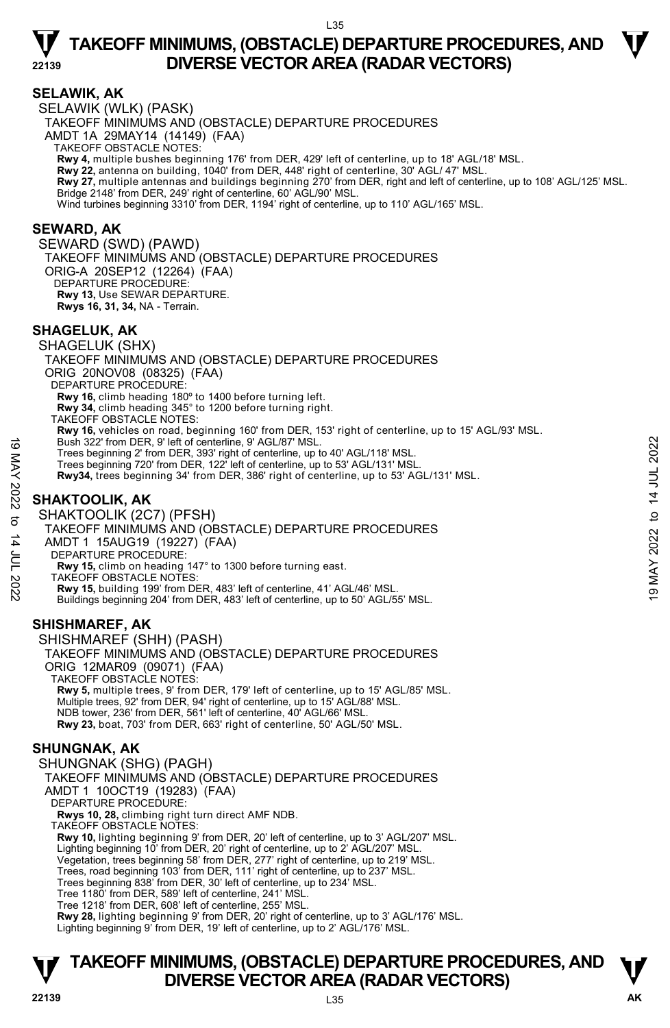## SELAWIK, AK

SELAWIK (WLK) (PASK)

TAKEOFF MINIMUMS AND (OBSTACLE) DEPARTURE PROCEDURES

AMDT 1A 29MAY14 (14149) (FAA)

TAKEOFF OBSTACLE NOTES:

**Rwy 4,** multiple bushes beginning 176' from DER, 429' left of centerline, up to 18' AGL/18' MSL.

**Rwy 22,** antenna on building, 1040' from DER, 448' right of centerline, 30' AGL/ 47' MSL.

**Rwy 27,** multiple antennas and buildings beginning 270' from DER, right and left of centerline, up to 108' AGL/125' MSL. Bridge 2148' from DER, 249' right of centerline, 60' AGL/90' MSL.

Wind turbines beginning 3310' from DER, 1194' right of centerline, up to 110' AGL/165' MSL.

## SEWARD, AK

SEWARD (SWD) (PAWD)

TAKEOFF MINIMUMS AND (OBSTACLE) DEPARTURE PROCEDURES

ORIG-A 20SEP12 (12264) (FAA)

DEPARTURE PROCEDURE:

**Rwy 13,** Use SEWAR DEPARTURE.

**Rwys 16, 31, 34,** NA - Terrain.

## SHAGELUK, AK

SHAGELUK (SHX)

TAKEOFF MINIMUMS AND (OBSTACLE) DEPARTURE PROCEDURES

ORIG 20NOV08 (08325) (FAA)

DEPARTURE PROCEDURE:

**Rwy 16,** climb heading 180º to 1400 before turning left.

**Rwy 34,** climb heading 345° to 1200 before turning right.

TAKEOFF OBSTACLE NOTES:

**Rwy 16,** vehicles on road, beginning 160' from DER, 153' right of centerline, up to 15' AGL/93' MSL.

Bush 322' from DER, 9' left of centerline, 9' AGL/87' MSL.

Trees beginning 2' from DER, 393' right of centerline, up to 40' AGL/118' MSL.

Trees beginning 720' from DER, 122' left of centerline, up to 53' AGL/131' MSL.

**Rwy34,** trees beginning 34' from DER, 386' right of centerline, up to 53' AGL/131' MSL.

## SHAKTOOLIK, AK

SHAKTOOLIK (2C7) (PFSH)

TAKEOFF MINIMUMS AND (OBSTACLE) DEPARTURE PROCEDURES

AMDT 1 15AUG19 (19227) (FAA)

DEPARTURE PROCEDURE:

**Rwy 15,** climb on heading 147° to 1300 before turning east.

TAKEOFF OBSTACLE NOTES:

**Rwy 15,** building 199' from DER, 483' left of centerline, 41' AGL/46' MSL.

Buildings beginning 204' from DER, 483' left of centerline, up to 50' AGL/55' MSL.

## SHISHMAREF, AK

SHISHMAREF (SHH) (PASH)

TAKEOFF MINIMUMS AND (OBSTACLE) DEPARTURE PROCEDURES

ORIG 12MAR09 (09071) (FAA)

TAKEOFF OBSTACLE NOTES:

**Rwy 5,** multiple trees, 9' from DER, 179' left of centerline, up to 15' AGL/85' MSL.

Multiple trees, 92' from DER, 94' right of centerline, up to 15' AGL/88' MSL.

NDB tower, 236' from DER, 561' left of centerline, 40' AGL/66' MSL.

**Rwy 23,** boat, 703' from DER, 663' right of centerline, 50' AGL/50' MSL.

## SHUNGNAK, AK

SHUNGNAK (SHG) (PAGH)

TAKEOFF MINIMUMS AND (OBSTACLE) DEPARTURE PROCEDURES

AMDT 1 10OCT19 (19283) (FAA)

DEPARTURE PROCEDURE:

**Rwys 10, 28,** climbing right turn direct AMF NDB.

TAKEOFF OBSTACLE NOTES:

**Rwy 10,** lighting beginning 9' from DER, 20' left of centerline, up to 3' AGL/207' MSL.

Lighting beginning 10' from DER, 20' right of centerline, up to 2' AGL/207' MSL.

Vegetation, trees beginning 58' from DER, 277' right of centerline, up to 219' MSL.

Trees, road beginning 103' from DER, 111' right of centerline, up to 237' MSL.

Trees beginning 838' from DER, 30' left of centerline, up to 234' MSL.

Tree 1180' from DER, 589' left of centerline, 241' MSL.

Tree 1218' from DER, 608' left of centerline, 255' MSL.

**Rwy 28,** lighting beginning 9' from DER, 20' right of centerline, up to 3' AGL/176' MSL.

Lighting beginning 9' from DER, 19' left of centerline, up to 2' AGL/176' MSL.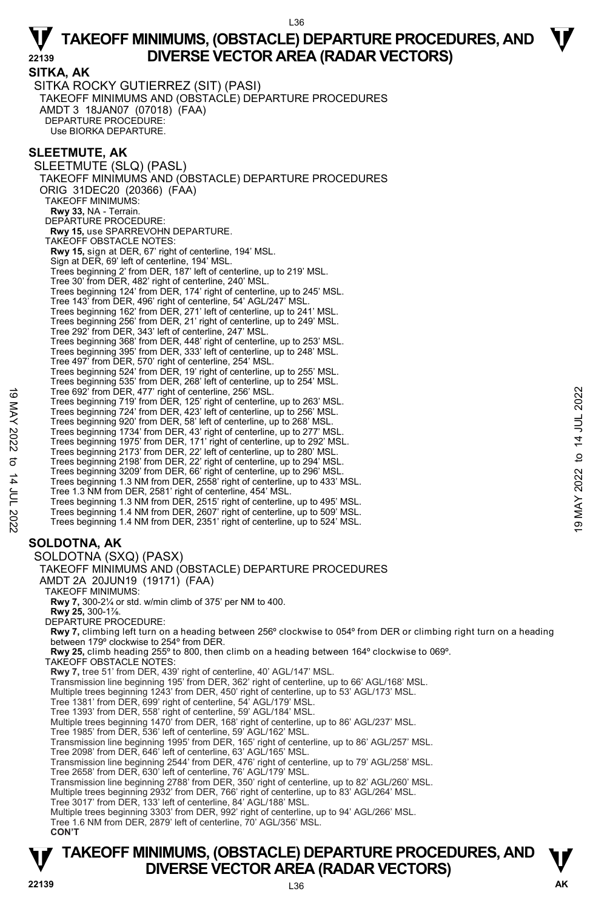## SITKA, AK

SITKA ROCKY GUTIERREZ (SIT) (PASI)
TAKEOFF MINIMUMS AND (OBSTACLE) DEPARTURE PROCEDURES
AMDT 3 18JAN07 (07018) (FAA)
DEPARTURE PROCEDURE:
Use BIORKA DEPARTURE.

## SLEETMUTE, AK

SLEETMUTE (SLQ) (PASL)
TAKEOFF MINIMUMS AND (OBSTACLE) DEPARTURE PROCEDURES
ORIG 31DEC20 (20366) (FAA)
TAKEOFF MINIMUMS:
**Rwy 33,** NA - Terrain.
DEPARTURE PROCEDURE:
**Rwy 15,** use SPARREVOHN DEPARTURE.
TAKEOFF OBSTACLE NOTES:
**Rwy 15,** sign at DER, 67' right of centerline, 194' MSL.
Sign at DER, 69' left of centerline, 194' MSL.
Trees beginning 2' from DER, 187' left of centerline, up to 219' MSL.
Tree 30' from DER, 482' right of centerline, 240' MSL.
Trees beginning 124' from DER, 174' right of centerline, up to 245' MSL.
Tree 143' from DER, 496' right of centerline, 54' AGL/247' MSL.
Trees beginning 162' from DER, 271' left of centerline, up to 241' MSL.
Trees beginning 256' from DER, 21' right of centerline, up to 249' MSL.
Tree 292' from DER, 343' left of centerline, 247' MSL.
Trees beginning 368' from DER, 448' right of centerline, up to 253' MSL.
Trees beginning 395' from DER, 333' left of centerline, up to 248' MSL.
Tree 497' from DER, 570' right of centerline, 254' MSL.
Trees beginning 524' from DER, 19' right of centerline, up to 255' MSL.
Trees beginning 535' from DER, 268' left of centerline, up to 254' MSL.
Tree 692' from DER, 477' right of centerline, 256' MSL.
Trees beginning 719' from DER, 125' right of centerline, up to 263' MSL.
Trees beginning 724' from DER, 423' left of centerline, up to 256' MSL.
Trees beginning 920' from DER, 58' left of centerline, up to 268' MSL.
Trees beginning 1734' from DER, 43' right of centerline, up to 277' MSL.
Trees beginning 1975' from DER, 171' right of centerline, up to 292' MSL.
Trees beginning 2173' from DER, 22' left of centerline, up to 280' MSL.
Trees beginning 2198' from DER, 22' right of centerline, up to 294' MSL.
Trees beginning 3209' from DER, 66' right of centerline, up to 296' MSL.
Trees beginning 1.3 NM from DER, 2558' right of centerline, up to 433' MSL.
Tree 1.3 NM from DER, 2581' right of centerline, 454' MSL.
Trees beginning 1.3 NM from DER, 2515' right of centerline, up to 495' MSL.
Trees beginning 1.4 NM from DER, 2607' right of centerline, up to 509' MSL.
Trees beginning 1.4 NM from DER, 2351' right of centerline, up to 524' MSL.

## SOLDOTNA, AK

SOLDOTNA (SXQ) (PASX)
TAKEOFF MINIMUMS AND (OBSTACLE) DEPARTURE PROCEDURES
AMDT 2A 20JUN19 (19171) (FAA)
TAKEOFF MINIMUMS:
**Rwy 7,** 300-2¼ or std. w/min climb of 375' per NM to 400.
**Rwy 25,** 300-1⅞.
DEPARTURE PROCEDURE:
**Rwy 7,** climbing left turn on a heading between 256º clockwise to 054º from DER or climbing right turn on a heading between 179º clockwise to 254º from DER.
**Rwy 25,** climb heading 255º to 800, then climb on a heading between 164º clockwise to 069º.
TAKEOFF OBSTACLE NOTES:
**Rwy 7,** tree 51' from DER, 439' right of centerline, 40' AGL/147' MSL.
Transmission line beginning 195' from DER, 362' right of centerline, up to 66' AGL/168' MSL.
Multiple trees beginning 1243' from DER, 450' right of centerline, up to 53' AGL/173' MSL.
Tree 1381' from DER, 699' right of centerline, 54' AGL/179' MSL.
Tree 1393' from DER, 558' right of centerline, 59' AGL/184' MSL.
Multiple trees beginning 1470' from DER, 168' right of centerline, up to 86' AGL/237' MSL.
Tree 1985' from DER, 536' left of centerline, 59' AGL/162' MSL.
Transmission line beginning 1995' from DER, 165' right of centerline, up to 86' AGL/257' MSL.
Tree 2098' from DER, 646' left of centerline, 63' AGL/165' MSL.
Transmission line beginning 2544' from DER, 476' right of centerline, up to 79' AGL/258' MSL.
Tree 2658' from DER, 630' left of centerline, 76' AGL/179' MSL.
Transmission line beginning 2788' from DER, 350' right of centerline, up to 82' AGL/260' MSL.
Multiple trees beginning 2932' from DER, 766' right of centerline, up to 83' AGL/264' MSL.
Tree 3017' from DER, 133' left of centerline, 84' AGL/188' MSL.
Multiple trees beginning 3303' from DER, 992' right of centerline, up to 94' AGL/266' MSL.
Tree 1.6 NM from DER, 2879' left of centerline, 70' AGL/356' MSL.
**CON'T**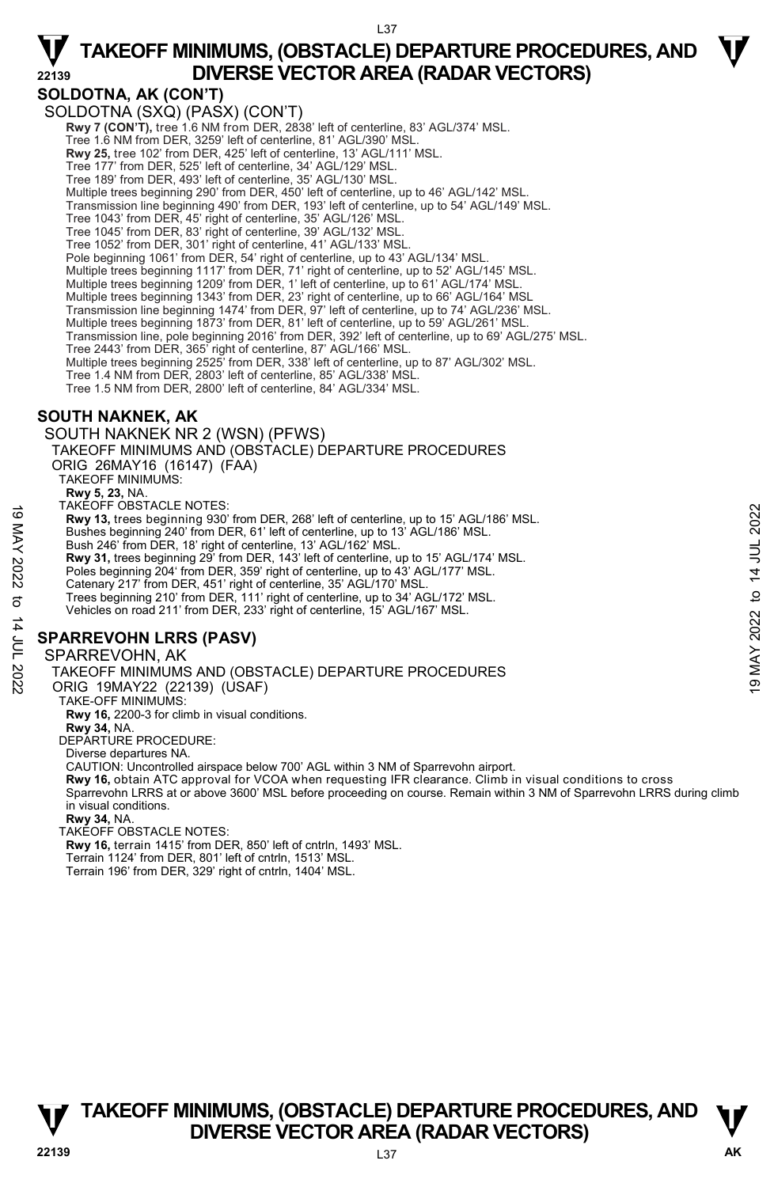## SOLDOTNA, AK (CON'T)

SOLDOTNA (SXQ) (PASX) (CON'T)

**Rwy 7 (CON'T),** tree 1.6 NM from DER, 2838' left of centerline, 83' AGL/374' MSL.
Tree 1.6 NM from DER, 3259' left of centerline, 81' AGL/390' MSL.
**Rwy 25,** tree 102' from DER, 425' left of centerline, 13' AGL/111' MSL.
Tree 177' from DER, 525' left of centerline, 34' AGL/129' MSL.
Tree 189' from DER, 493' left of centerline, 35' AGL/130' MSL.
Multiple trees beginning 290' from DER, 450' left of centerline, up to 46' AGL/142' MSL.
Transmission line beginning 490' from DER, 193' left of centerline, up to 54' AGL/149' MSL.
Tree 1043' from DER, 45' right of centerline, 35' AGL/126' MSL.
Tree 1045' from DER, 83' right of centerline, 39' AGL/132' MSL.
Tree 1052' from DER, 301' right of centerline, 41' AGL/133' MSL.
Pole beginning 1061' from DER, 54' right of centerline, up to 43' AGL/134' MSL.
Multiple trees beginning 1117' from DER, 71' right of centerline, up to 52' AGL/145' MSL.
Multiple trees beginning 1209' from DER, 1' left of centerline, up to 61' AGL/174' MSL.
Multiple trees beginning 1343' from DER, 23' right of centerline, up to 66' AGL/164' MSL
Transmission line beginning 1474' from DER, 97' left of centerline, up to 74' AGL/236' MSL.
Multiple trees beginning 1873' from DER, 81' left of centerline, up to 59' AGL/261' MSL.
Transmission line, pole beginning 2016' from DER, 392' left of centerline, up to 69' AGL/275' MSL.
Tree 2443' from DER, 365' right of centerline, 87' AGL/166' MSL.
Multiple trees beginning 2525' from DER, 338' left of centerline, up to 87' AGL/302' MSL.
Tree 1.4 NM from DER, 2803' left of centerline, 85' AGL/338' MSL.
Tree 1.5 NM from DER, 2800' left of centerline, 84' AGL/334' MSL.

## SOUTH NAKNEK, AK

SOUTH NAKNEK NR 2 (WSN) (PFWS)

TAKEOFF MINIMUMS AND (OBSTACLE) DEPARTURE PROCEDURES
ORIG 26MAY16 (16147) (FAA)

TAKEOFF MINIMUMS:
**Rwy 5, 23,** NA.

TAKEOFF OBSTACLE NOTES:
**Rwy 13,** trees beginning 930' from DER, 268' left of centerline, up to 15' AGL/186' MSL.
Bushes beginning 240' from DER, 61' left of centerline, up to 13' AGL/186' MSL.
Bush 246' from DER, 18' right of centerline, 13' AGL/162' MSL.
**Rwy 31,** trees beginning 29' from DER, 143' left of centerline, up to 15' AGL/174' MSL.
Poles beginning 204' from DER, 359' right of centerline, up to 43' AGL/177' MSL.
Catenary 217' from DER, 451' right of centerline, 35' AGL/170' MSL.
Trees beginning 210' from DER, 111' right of centerline, up to 34' AGL/172' MSL.
Vehicles on road 211' from DER, 233' right of centerline, 15' AGL/167' MSL.

## SPARREVOHN LRRS (PASV)

SPARREVOHN, AK

TAKEOFF MINIMUMS AND (OBSTACLE) DEPARTURE PROCEDURES
ORIG 19MAY22 (22139) (USAF)

TAKE-OFF MINIMUMS:
**Rwy 16,** 2200-3 for climb in visual conditions.
**Rwy 34,** NA.

DEPARTURE PROCEDURE:
Diverse departures NA.
CAUTION: Uncontrolled airspace below 700' AGL within 3 NM of Sparrevohn airport.
**Rwy 16,** obtain ATC approval for VCOA when requesting IFR clearance. Climb in visual conditions to cross Sparrevohn LRRS at or above 3600' MSL before proceeding on course. Remain within 3 NM of Sparrevohn LRRS during climb in visual conditions.
**Rwy 34,** NA.

TAKEOFF OBSTACLE NOTES:
**Rwy 16,** terrain 1415' from DER, 850' left of cntrln, 1493' MSL.
Terrain 1124' from DER, 801' left of cntrln, 1513' MSL.
Terrain 196' from DER, 329' right of cntrln, 1404' MSL.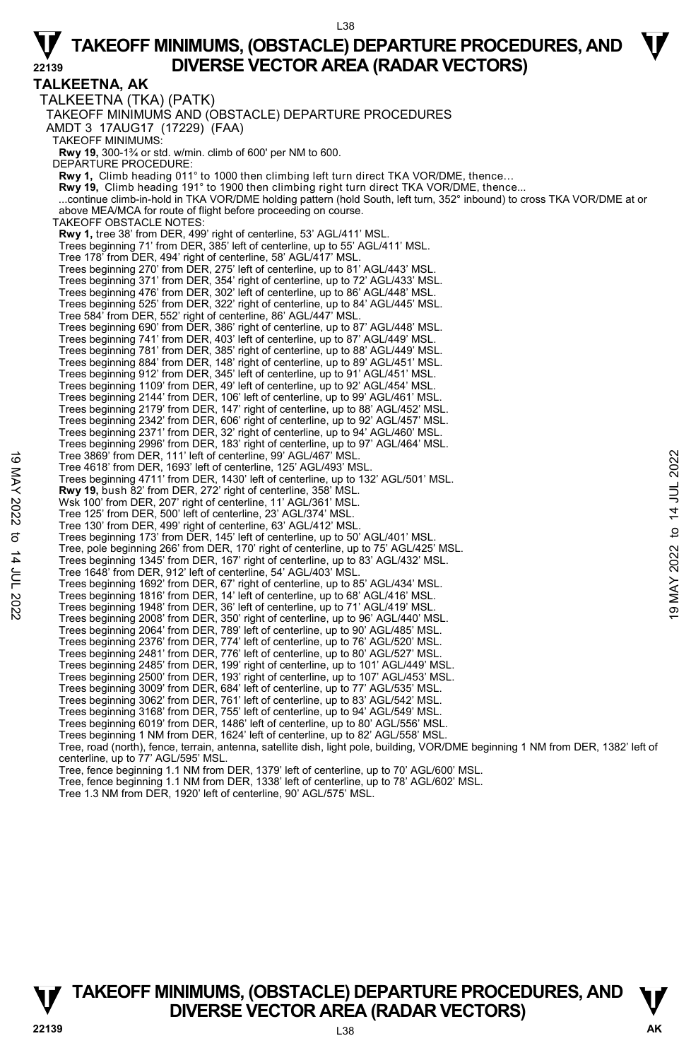# TALKEETNA, AK

TALKEETNA (TKA) (PATK)

TAKEOFF MINIMUMS AND (OBSTACLE) DEPARTURE PROCEDURES

AMDT 3 17AUG17 (17229) (FAA)

TAKEOFF MINIMUMS:

**Rwy 19,** 300-1¾ or std. w/min. climb of 600' per NM to 600.

DEPARTURE PROCEDURE:

**Rwy 1,** Climb heading 011° to 1000 then climbing left turn direct TKA VOR/DME, thence...

**Rwy 19,** Climb heading 191° to 1900 then climbing right turn direct TKA VOR/DME, thence...

...continue climb-in-hold in TKA VOR/DME holding pattern (hold South, left turn, 352° inbound) to cross TKA VOR/DME at or above MEA/MCA for route of flight before proceeding on course.

TAKEOFF OBSTACLE NOTES:

**Rwy 1,** tree 38' from DER, 499' right of centerline, 53' AGL/411' MSL.
Trees beginning 71' from DER, 385' left of centerline, up to 55' AGL/411' MSL.
Tree 178' from DER, 494' right of centerline, 58' AGL/417' MSL.
Trees beginning 270' from DER, 275' left of centerline, up to 81' AGL/443' MSL.
Trees beginning 371' from DER, 354' right of centerline, up to 72' AGL/433' MSL.
Trees beginning 476' from DER, 302' left of centerline, up to 86' AGL/448' MSL.
Trees beginning 525' from DER, 322' right of centerline, up to 84' AGL/445' MSL.
Tree 584' from DER, 552' right of centerline, 86' AGL/447' MSL.
Trees beginning 690' from DER, 386' right of centerline, up to 87' AGL/448' MSL.
Trees beginning 741' from DER, 403' left of centerline, up to 87' AGL/449' MSL.
Trees beginning 781' from DER, 385' right of centerline, up to 88' AGL/449' MSL.
Trees beginning 884' from DER, 148' right of centerline, up to 89' AGL/451' MSL.
Trees beginning 912' from DER, 345' left of centerline, up to 91' AGL/451' MSL.
Trees beginning 1109' from DER, 49' left of centerline, up to 92' AGL/454' MSL.
Trees beginning 2144' from DER, 106' left of centerline, up to 99' AGL/461' MSL.
Trees beginning 2179' from DER, 147' right of centerline, up to 88' AGL/452' MSL.
Trees beginning 2342' from DER, 606' right of centerline, up to 92' AGL/457' MSL.
Trees beginning 2371' from DER, 32' right of centerline, up to 94' AGL/460' MSL.
Trees beginning 2996' from DER, 183' right of centerline, up to 97' AGL/464' MSL.
Tree 3869' from DER, 111' left of centerline, 99' AGL/467' MSL.
Tree 4618' from DER, 1693' left of centerline, 125' AGL/493' MSL.
Trees beginning 4711' from DER, 1430' left of centerline, up to 132' AGL/501' MSL.

**Rwy 19,** bush 82' from DER, 272' right of centerline, 358' MSL.
Wsk 100' from DER, 207' right of centerline, 11' AGL/361' MSL.
Tree 125' from DER, 500' left of centerline, 23' AGL/374' MSL.
Tree 130' from DER, 499' right of centerline, 63' AGL/412' MSL.
Trees beginning 173' from DER, 145' left of centerline, up to 50' AGL/401' MSL.
Tree, pole beginning 266' from DER, 170' right of centerline, up to 75' AGL/425' MSL.
Trees beginning 1345' from DER, 167' right of centerline, up to 83' AGL/432' MSL.
Tree 1648' from DER, 912' left of centerline, 54' AGL/403' MSL.
Trees beginning 1692' from DER, 67' right of centerline, up to 85' AGL/434' MSL.
Trees beginning 1816' from DER, 14' left of centerline, up to 68' AGL/416' MSL.
Trees beginning 1948' from DER, 36' left of centerline, up to 71' AGL/419' MSL.
Trees beginning 2008' from DER, 350' right of centerline, up to 96' AGL/440' MSL.
Trees beginning 2064' from DER, 789' left of centerline, up to 90' AGL/485' MSL.
Trees beginning 2376' from DER, 774' left of centerline, up to 76' AGL/520' MSL.
Trees beginning 2481' from DER, 776' left of centerline, up to 80' AGL/527' MSL.
Trees beginning 2485' from DER, 199' right of centerline, up to 101' AGL/449' MSL.
Trees beginning 2500' from DER, 193' right of centerline, up to 107' AGL/453' MSL.
Trees beginning 3009' from DER, 684' left of centerline, up to 77' AGL/535' MSL.
Trees beginning 3062' from DER, 761' left of centerline, up to 83' AGL/542' MSL.
Trees beginning 3168' from DER, 755' left of centerline, up to 94' AGL/549' MSL.
Trees beginning 6019' from DER, 1486' left of centerline, up to 80' AGL/556' MSL.
Trees beginning 1 NM from DER, 1624' left of centerline, up to 82' AGL/558' MSL.
Tree, road (north), fence, terrain, antenna, satellite dish, light pole, building, VOR/DME beginning 1 NM from DER, 1382' left of centerline, up to 77' AGL/595' MSL.
Tree, fence beginning 1.1 NM from DER, 1379' left of centerline, up to 70' AGL/600' MSL.
Tree, fence beginning 1.1 NM from DER, 1338' left of centerline, up to 78' AGL/602' MSL.
Tree 1.3 NM from DER, 1920' left of centerline, 90' AGL/575' MSL.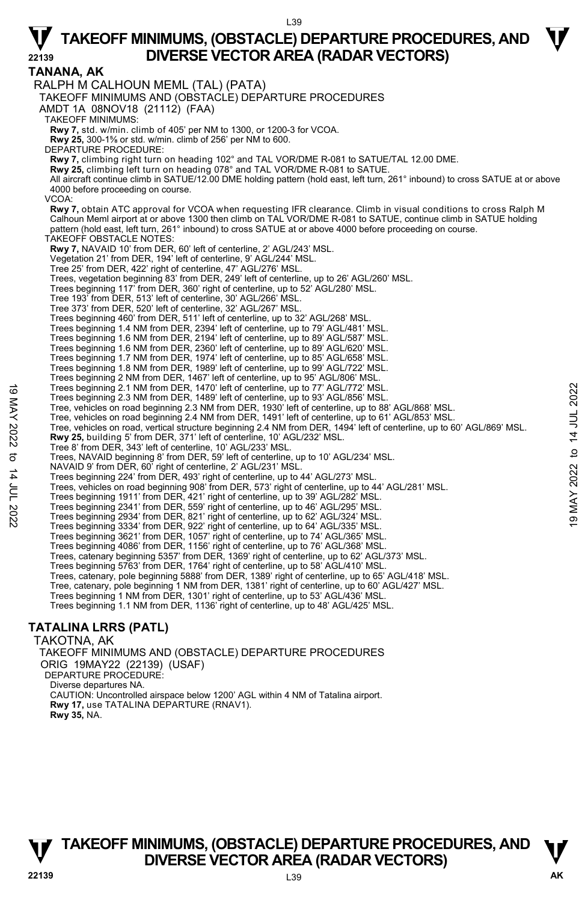# TANANA, AK

RALPH M CALHOUN MEML (TAL) (PATA)

TAKEOFF MINIMUMS AND (OBSTACLE) DEPARTURE PROCEDURES

AMDT 1A 08NOV18 (21112) (FAA)

TAKEOFF MINIMUMS:

**Rwy 7,** std. w/min. climb of 405' per NM to 1300, or 1200-3 for VCOA.

**Rwy 25,** 300-1⅝ or std. w/min. climb of 256' per NM to 600.

DEPARTURE PROCEDURE:

**Rwy 7,** climbing right turn on heading 102° and TAL VOR/DME R-081 to SATUE/TAL 12.00 DME.

**Rwy 25,** climbing left turn on heading 078° and TAL VOR/DME R-081 to SATUE.

All aircraft continue climb in SATUE/12.00 DME holding pattern (hold east, left turn, 261° inbound) to cross SATUE at or above 4000 before proceeding on course.

VCOA:

**Rwy 7,** obtain ATC approval for VCOA when requesting IFR clearance. Climb in visual conditions to cross Ralph M Calhoun Meml airport at or above 1300 then climb on TAL VOR/DME R-081 to SATUE, continue climb in SATUE holding pattern (hold east, left turn, 261° inbound) to cross SATUE at or above 4000 before proceeding on course.

TAKEOFF OBSTACLE NOTES:

**Rwy 7,** NAVAID 10' from DER, 60' left of centerline, 2' AGL/243' MSL.
Vegetation 21' from DER, 194' left of centerline, 9' AGL/244' MSL.
Tree 25' from DER, 422' right of centerline, 47' AGL/276' MSL.
Trees, vegetation beginning 83' from DER, 249' left of centerline, up to 26' AGL/260' MSL.
Trees beginning 117' from DER, 360' right of centerline, up to 52' AGL/280' MSL.
Tree 193' from DER, 513' left of centerline, 30' AGL/266' MSL.
Tree 373' from DER, 520' left of centerline, 32' AGL/267' MSL.
Trees beginning 460' from DER, 511' left of centerline, up to 32' AGL/268' MSL.
Trees beginning 1.4 NM from DER, 2394' left of centerline, up to 79' AGL/481' MSL.
Trees beginning 1.6 NM from DER, 2194' left of centerline, up to 89' AGL/587' MSL.
Trees beginning 1.6 NM from DER, 2360' left of centerline, up to 89' AGL/620' MSL.
Trees beginning 1.7 NM from DER, 1974' left of centerline, up to 85' AGL/658' MSL.
Trees beginning 1.8 NM from DER, 1989' left of centerline, up to 99' AGL/722' MSL.
Trees beginning 2 NM from DER, 1467' left of centerline, up to 95' AGL/806' MSL.
Trees beginning 2.1 NM from DER, 1470' left of centerline, up to 77' AGL/772' MSL.
Trees beginning 2.3 NM from DER, 1489' left of centerline, up to 93' AGL/856' MSL.
Tree, vehicles on road beginning 2.3 NM from DER, 1930' left of centerline, up to 88' AGL/868' MSL.
Tree, vehicles on road beginning 2.4 NM from DER, 1491' left of centerline, up to 61' AGL/853' MSL.
Tree, vehicles on road, vertical structure beginning 2.4 NM from DER, 1494' left of centerline, up to 60' AGL/869' MSL.

**Rwy 25,** building 5' from DER, 371' left of centerline, 10' AGL/232' MSL.
Tree 8' from DER, 343' left of centerline, 10' AGL/233' MSL.
Trees, NAVAID beginning 8' from DER, 59' left of centerline, up to 10' AGL/234' MSL.
NAVAID 9' from DER, 60' right of centerline, 2' AGL/231' MSL.
Trees beginning 224' from DER, 493' right of centerline, up to 44' AGL/273' MSL.
Trees, vehicles on road beginning 908' from DER, 573' right of centerline, up to 44' AGL/281' MSL.
Trees beginning 1911' from DER, 421' right of centerline, up to 39' AGL/282' MSL.
Trees beginning 2341' from DER, 559' right of centerline, up to 46' AGL/295' MSL.
Trees beginning 2934' from DER, 821' right of centerline, up to 62' AGL/324' MSL.
Trees beginning 3334' from DER, 922' right of centerline, up to 64' AGL/335' MSL.
Trees beginning 3621' from DER, 1057' right of centerline, up to 74' AGL/365' MSL.
Trees beginning 4086' from DER, 1156' right of centerline, up to 76' AGL/368' MSL.
Trees, catenary beginning 5357' from DER, 1369' right of centerline, up to 62' AGL/373' MSL.
Trees beginning 5763' from DER, 1764' right of centerline, up to 58' AGL/410' MSL.
Trees, catenary, pole beginning 5888' from DER, 1389' right of centerline, up to 65' AGL/418' MSL.
Tree, catenary, pole beginning 1 NM from DER, 1381' right of centerline, up to 60' AGL/427' MSL.
Trees beginning 1 NM from DER, 1301' right of centerline, up to 53' AGL/436' MSL.
Trees beginning 1.1 NM from DER, 1136' right of centerline, up to 48' AGL/425' MSL.

# TATALINA LRRS (PATL)

TAKOTNA, AK

TAKEOFF MINIMUMS AND (OBSTACLE) DEPARTURE PROCEDURES

ORIG 19MAY22 (22139) (USAF)

DEPARTURE PROCEDURE:

Diverse departures NA.

CAUTION: Uncontrolled airspace below 1200' AGL within 4 NM of Tatalina airport.

**Rwy 17,** use TATALINA DEPARTURE (RNAV1).

**Rwy 35,** NA.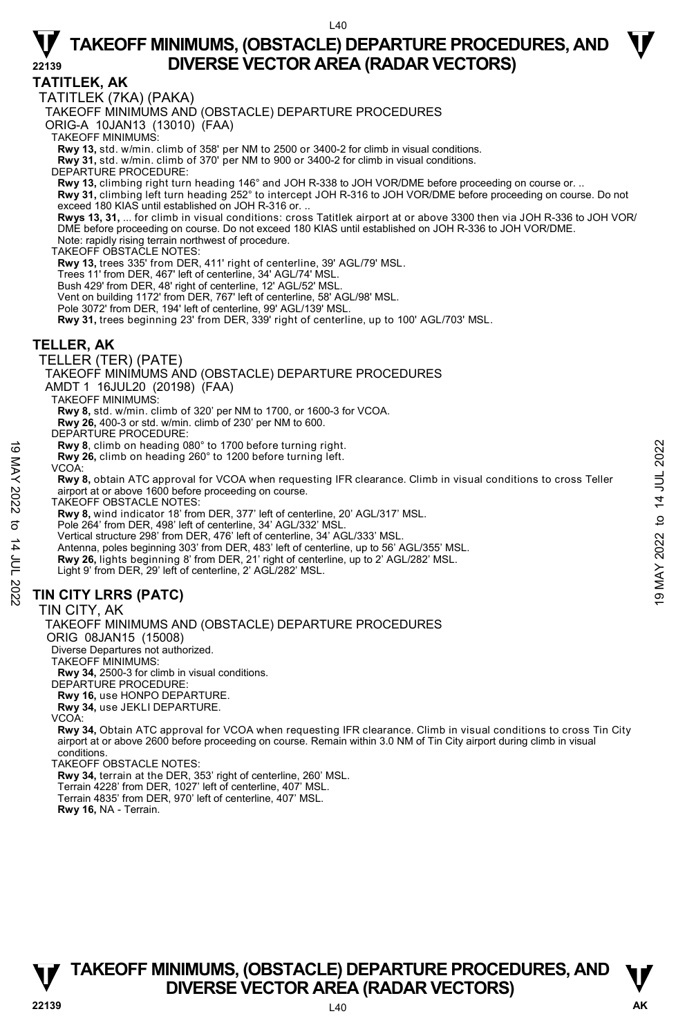## TATITLEK, AK

TATITLEK (7KA) (PAKA)

TAKEOFF MINIMUMS AND (OBSTACLE) DEPARTURE PROCEDURES

ORIG-A 10JAN13 (13010) (FAA)

TAKEOFF MINIMUMS:

**Rwy 13,** std. w/min. climb of 358' per NM to 2500 or 3400-2 for climb in visual conditions.
**Rwy 31,** std. w/min. climb of 370' per NM to 900 or 3400-2 for climb in visual conditions.

DEPARTURE PROCEDURE:

**Rwy 13,** climbing right turn heading 146° and JOH R-338 to JOH VOR/DME before proceeding on course or. ..
**Rwy 31,** climbing left turn heading 252° to intercept JOH R-316 to JOH VOR/DME before proceeding on course. Do not exceed 180 KIAS until established on JOH R-316 or. ..
**Rwys 13, 31,** ... for climb in visual conditions: cross Tatitlek airport at or above 3300 then via JOH R-336 to JOH VOR/DME before proceeding on course. Do not exceed 180 KIAS until established on JOH R-336 to JOH VOR/DME.
Note: rapidly rising terrain northwest of procedure.

TAKEOFF OBSTACLE NOTES:

**Rwy 13,** trees 335' from DER, 411' right of centerline, 39' AGL/79' MSL.
Trees 11' from DER, 467' left of centerline, 34' AGL/74' MSL.
Bush 429' from DER, 48' right of centerline, 12' AGL/52' MSL.
Vent on building 1172' from DER, 767' left of centerline, 58' AGL/98' MSL.
Pole 3072' from DER, 194' left of centerline, 99' AGL/139' MSL.
**Rwy 31,** trees beginning 23' from DER, 339' right of centerline, up to 100' AGL/703' MSL.

## TELLER, AK

TELLER (TER) (PATE)

TAKEOFF MINIMUMS AND (OBSTACLE) DEPARTURE PROCEDURES

AMDT 1 16JUL20 (20198) (FAA)

TAKEOFF MINIMUMS:

**Rwy 8,** std. w/min. climb of 320' per NM to 1700, or 1600-3 for VCOA.
**Rwy 26,** 400-3 or std. w/min. climb of 230' per NM to 600.

DEPARTURE PROCEDURE:

**Rwy 8**, climb on heading 080° to 1700 before turning right.
**Rwy 26,** climb on heading 260° to 1200 before turning left.

VCOA:

**Rwy 8,** obtain ATC approval for VCOA when requesting IFR clearance. Climb in visual conditions to cross Teller airport at or above 1600 before proceeding on course.

TAKEOFF OBSTACLE NOTES:

**Rwy 8,** wind indicator 18' from DER, 377' left of centerline, 20' AGL/317' MSL.
Pole 264' from DER, 498' left of centerline, 34' AGL/332' MSL.
Vertical structure 298' from DER, 476' left of centerline, 34' AGL/333' MSL.
Antenna, poles beginning 303' from DER, 483' left of centerline, up to 56' AGL/355' MSL.
**Rwy 26,** lights beginning 8' from DER, 21' right of centerline, up to 2' AGL/282' MSL.
Light 9' from DER, 29' left of centerline, 2' AGL/282' MSL.

## TIN CITY LRRS (PATC)

TIN CITY, AK

TAKEOFF MINIMUMS AND (OBSTACLE) DEPARTURE PROCEDURES

ORIG 08JAN15 (15008)

Diverse Departures not authorized.

TAKEOFF MINIMUMS:

**Rwy 34,** 2500-3 for climb in visual conditions.

DEPARTURE PROCEDURE:

**Rwy 16,** use HONPO DEPARTURE.
**Rwy 34,** use JEKLI DEPARTURE.

VCOA:

**Rwy 34,** Obtain ATC approval for VCOA when requesting IFR clearance. Climb in visual conditions to cross Tin City airport at or above 2600 before proceeding on course. Remain within 3.0 NM of Tin City airport during climb in visual conditions.

TAKEOFF OBSTACLE NOTES:

**Rwy 34,** terrain at the DER, 353' right of centerline, 260' MSL.
Terrain 4228' from DER, 1027' left of centerline, 407' MSL.
Terrain 4835' from DER, 970' left of centerline, 407' MSL.
**Rwy 16,** NA - Terrain.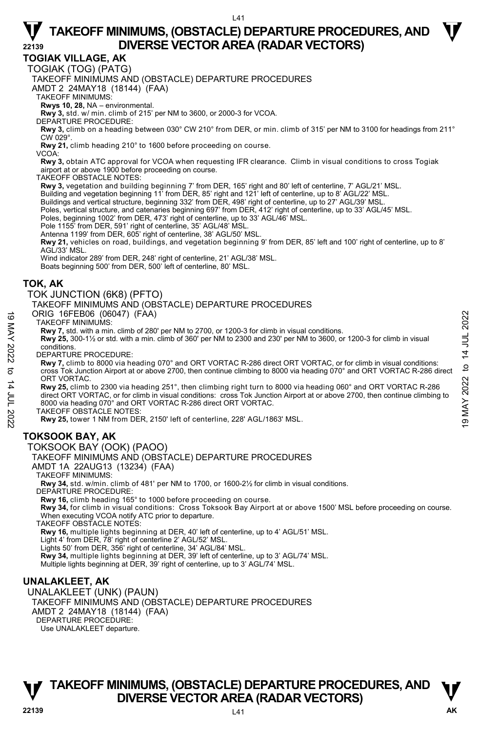# TAKEOFF MINIMUMS, (OBSTACLE) DEPARTURE PROCEDURES, AND DIVERSE VECTOR AREA (RADAR VECTORS)

## TOGIAK VILLAGE, AK

TOGIAK (TOG) (PATG)

TAKEOFF MINIMUMS AND (OBSTACLE) DEPARTURE PROCEDURES

AMDT 2 24MAY18 (18144) (FAA)

TAKEOFF MINIMUMS:

**Rwys 10, 28,** NA – environmental.

**Rwy 3,** std. w/ min. climb of 215' per NM to 3600, or 2000-3 for VCOA.

DEPARTURE PROCEDURE:

**Rwy 3,** climb on a heading between 030° CW 210° from DER, or min. climb of 315' per NM to 3100 for headings from 211° CW 029°.

**Rwy 21,** climb heading 210° to 1600 before proceeding on course.

VCOA:

**Rwy 3,** obtain ATC approval for VCOA when requesting IFR clearance. Climb in visual conditions to cross Togiak airport at or above 1900 before proceeding on course.

TAKEOFF OBSTACLE NOTES:

**Rwy 3,** vegetation and building beginning 7' from DER, 165' right and 80' left of centerline, 7' AGL/21' MSL.

Building and vegetation beginning 11' from DER, 85' right and 121' left of centerline, up to 8' AGL/22' MSL.

Buildings and vertical structure, beginning 332' from DER, 498' right of centerline, up to 27' AGL/39' MSL.

Poles, vertical structure, and catenaries beginning 697' from DER, 412' right of centerline, up to 33' AGL/45' MSL.

Poles, beginning 1002' from DER, 473' right of centerline, up to 33' AGL/46' MSL.

Pole 1155' from DER, 591' right of centerline, 35' AGL/48' MSL.

Antenna 1199' from DER, 605' right of centerline, 38' AGL/50' MSL.

**Rwy 21,** vehicles on road, buildings, and vegetation beginning 9' from DER, 85' left and 100' right of centerline, up to 8' AGL/33' MSL.

Wind indicator 289' from DER, 248' right of centerline, 21' AGL/38' MSL.

Boats beginning 500' from DER, 500' left of centerline, 80' MSL.

## TOK, AK

TOK JUNCTION (6K8) (PFTO)

TAKEOFF MINIMUMS AND (OBSTACLE) DEPARTURE PROCEDURES

ORIG 16FEB06 (06047) (FAA)

TAKEOFF MINIMUMS:

**Rwy 7,** std. with a min. climb of 280' per NM to 2700, or 1200-3 for climb in visual conditions.

**Rwy 25,** 300-1½ or std. with a min. climb of 360' per NM to 2300 and 230' per NM to 3600, or 1200-3 for climb in visual conditions.

DEPARTURE PROCEDURE:

**Rwy 7,** climb to 8000 via heading 070° and ORT VORTAC R-286 direct ORT VORTAC, or for climb in visual conditions: cross Tok Junction Airport at or above 2700, then continue climbing to 8000 via heading 070° and ORT VORTAC R-286 direct ORT VORTAC.

**Rwy 25,** climb to 2300 via heading 251°, then climbing right turn to 8000 via heading 060° and ORT VORTAC R-286 direct ORT VORTAC, or for climb in visual conditions: cross Tok Junction Airport at or above 2700, then continue climbing to 8000 via heading 070° and ORT VORTAC R-286 direct ORT VORTAC.

TAKEOFF OBSTACLE NOTES:

**Rwy 25,** tower 1 NM from DER, 2150' left of centerline, 228' AGL/1863' MSL.

## TOKSOOK BAY, AK

TOKSOOK BAY (OOK) (PAOO)

TAKEOFF MINIMUMS AND (OBSTACLE) DEPARTURE PROCEDURES

AMDT 1A 22AUG13 (13234) (FAA)

TAKEOFF MINIMUMS:

**Rwy 34,** std. w/min. climb of 481' per NM to 1700, or 1600-2½ for climb in visual conditions.

DEPARTURE PROCEDURE:

**Rwy 16,** climb heading 165° to 1000 before proceeding on course.

**Rwy 34,** for climb in visual conditions: Cross Toksook Bay Airport at or above 1500' MSL before proceeding on course. When executing VCOA notify ATC prior to departure.

TAKEOFF OBSTACLE NOTES:

**Rwy 16,** multiple lights beginning at DER, 40' left of centerline, up to 4' AGL/51' MSL.

Light 4' from DER, 78' right of centerline 2' AGL/52' MSL.

Lights 50' from DER, 356' right of centerline, 34' AGL/84' MSL.

**Rwy 34,** multiple lights beginning at DER, 39' left of centerline, up to 3' AGL/74' MSL.

Multiple lights beginning at DER, 39' right of centerline, up to 3' AGL/74' MSL.

## UNALAKLEET, AK

UNALAKLEET (UNK) (PAUN)

TAKEOFF MINIMUMS AND (OBSTACLE) DEPARTURE PROCEDURES

AMDT 2 24MAY18 (18144) (FAA)

DEPARTURE PROCEDURE:

Use UNALAKLEET departure.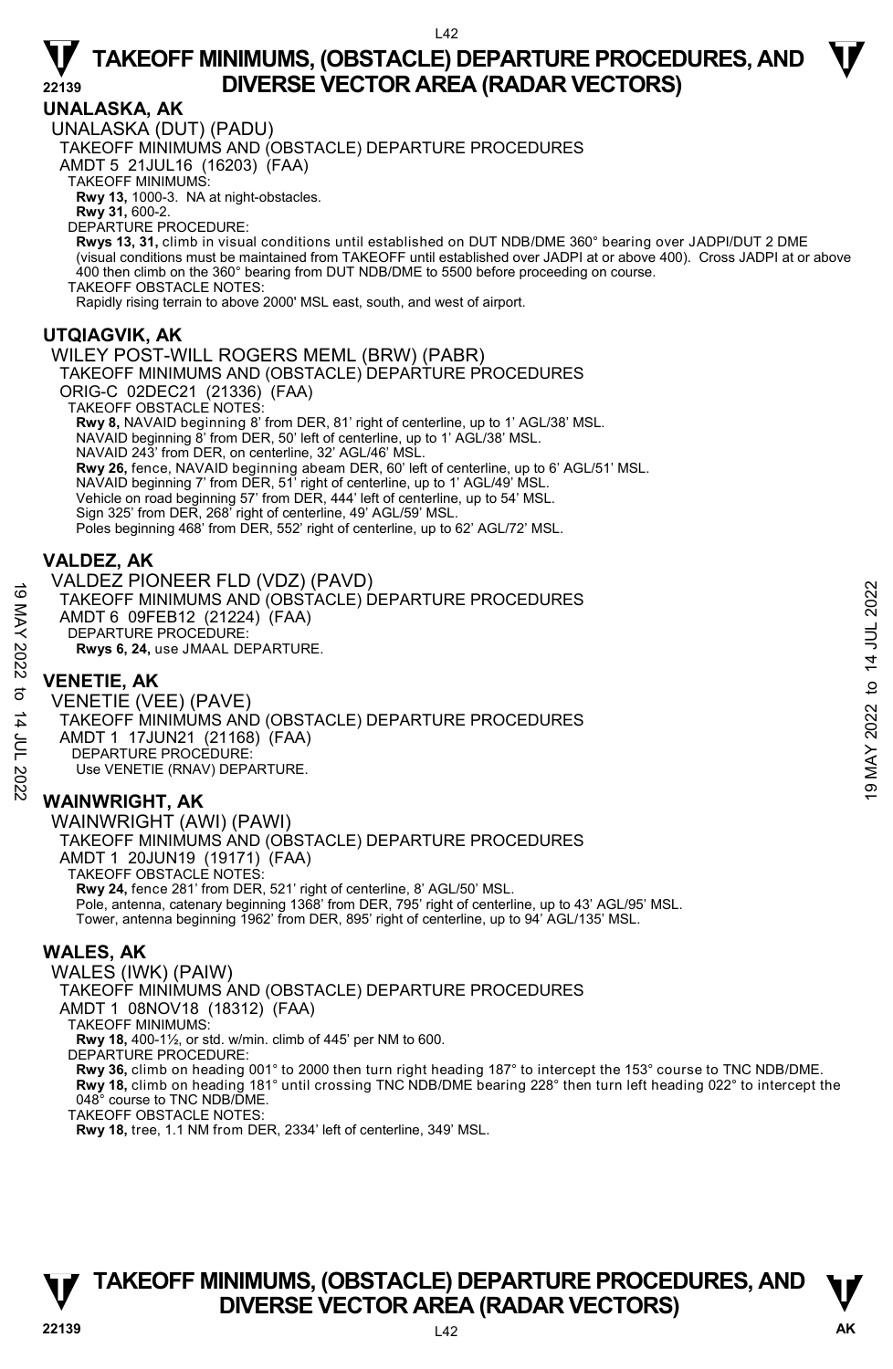## UNALASKA, AK

UNALASKA (DUT) (PADU)

TAKEOFF MINIMUMS AND (OBSTACLE) DEPARTURE PROCEDURES

AMDT 5 21JUL16 (16203) (FAA)

TAKEOFF MINIMUMS:

**Rwy 13,** 1000-3. NA at night-obstacles.

**Rwy 31,** 600-2.

DEPARTURE PROCEDURE:

**Rwys 13, 31,** climb in visual conditions until established on DUT NDB/DME 360° bearing over JADPI/DUT 2 DME (visual conditions must be maintained from TAKEOFF until established over JADPI at or above 400). Cross JADPI at or above 400 then climb on the 360° bearing from DUT NDB/DME to 5500 before proceeding on course.

TAKEOFF OBSTACLE NOTES:

Rapidly rising terrain to above 2000' MSL east, south, and west of airport.

## UTQIAGVIK, AK

WILEY POST-WILL ROGERS MEML (BRW) (PABR)

TAKEOFF MINIMUMS AND (OBSTACLE) DEPARTURE PROCEDURES

ORIG-C 02DEC21 (21336) (FAA)

TAKEOFF OBSTACLE NOTES:

**Rwy 8,** NAVAID beginning 8' from DER, 81' right of centerline, up to 1' AGL/38' MSL.
NAVAID beginning 8' from DER, 50' left of centerline, up to 1' AGL/38' MSL.
NAVAID 243' from DER, on centerline, 32' AGL/46' MSL.

**Rwy 26,** fence, NAVAID beginning abeam DER, 60' left of centerline, up to 6' AGL/51' MSL.
NAVAID beginning 7' from DER, 51' right of centerline, up to 1' AGL/49' MSL.
Vehicle on road beginning 57' from DER, 444' left of centerline, up to 54' MSL.
Sign 325' from DER, 268' right of centerline, 49' AGL/59' MSL.
Poles beginning 468' from DER, 552' right of centerline, up to 62' AGL/72' MSL.

## VALDEZ, AK

VALDEZ PIONEER FLD (VDZ) (PAVD)

TAKEOFF MINIMUMS AND (OBSTACLE) DEPARTURE PROCEDURES

AMDT 6 09FEB12 (21224) (FAA)

DEPARTURE PROCEDURE:

**Rwys 6, 24,** use JMAAL DEPARTURE.

## VENETIE, AK

VENETIE (VEE) (PAVE)

TAKEOFF MINIMUMS AND (OBSTACLE) DEPARTURE PROCEDURES

AMDT 1 17JUN21 (21168) (FAA)

DEPARTURE PROCEDURE:

Use VENETIE (RNAV) DEPARTURE.

## WAINWRIGHT, AK

WAINWRIGHT (AWI) (PAWI)

TAKEOFF MINIMUMS AND (OBSTACLE) DEPARTURE PROCEDURES

AMDT 1 20JUN19 (19171) (FAA)

TAKEOFF OBSTACLE NOTES:

**Rwy 24,** fence 281' from DER, 521' right of centerline, 8' AGL/50' MSL.
Pole, antenna, catenary beginning 1368' from DER, 795' right of centerline, up to 43' AGL/95' MSL.
Tower, antenna beginning 1962' from DER, 895' right of centerline, up to 94' AGL/135' MSL.

## WALES, AK

WALES (IWK) (PAIW)

TAKEOFF MINIMUMS AND (OBSTACLE) DEPARTURE PROCEDURES

AMDT 1 08NOV18 (18312) (FAA)

TAKEOFF MINIMUMS:

**Rwy 18,** 400-1½, or std. w/min. climb of 445' per NM to 600.

DEPARTURE PROCEDURE:

**Rwy 36,** climb on heading 001° to 2000 then turn right heading 187° to intercept the 153° course to TNC NDB/DME.

**Rwy 18,** climb on heading 181° until crossing TNC NDB/DME bearing 228° then turn left heading 022° to intercept the 048° course to TNC NDB/DME.

TAKEOFF OBSTACLE NOTES:

**Rwy 18,** tree, 1.1 NM from DER, 2334' left of centerline, 349' MSL.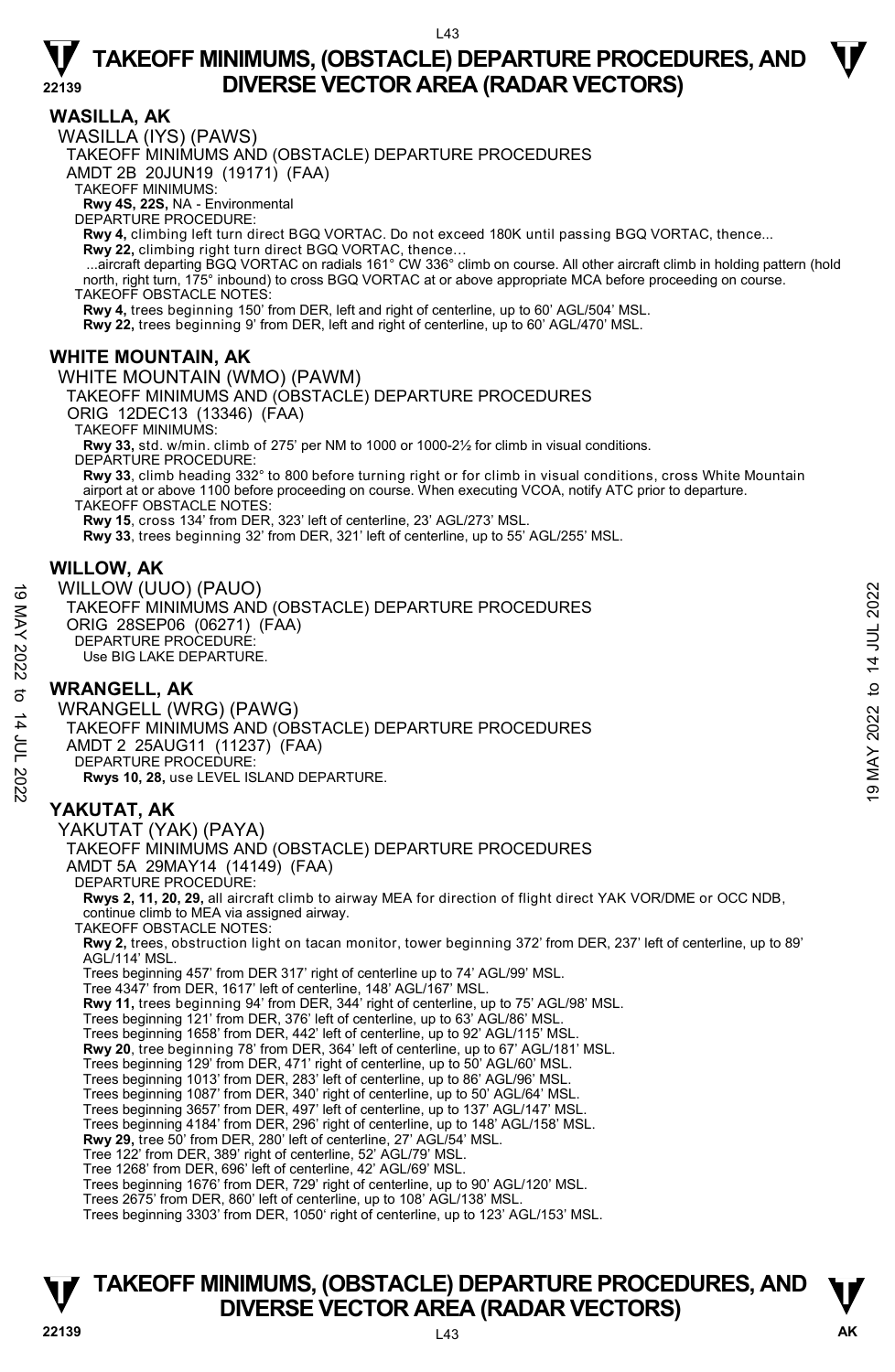## WASILLA, AK

WASILLA (IYS) (PAWS)

TAKEOFF MINIMUMS AND (OBSTACLE) DEPARTURE PROCEDURES

AMDT 2B 20JUN19 (19171) (FAA)

TAKEOFF MINIMUMS:

**Rwy 4S, 22S,** NA - Environmental

DEPARTURE PROCEDURE:

**Rwy 4,** climbing left turn direct BGQ VORTAC. Do not exceed 180K until passing BGQ VORTAC, thence...
**Rwy 22,** climbing right turn direct BGQ VORTAC, thence…
...aircraft departing BGQ VORTAC on radials 161° CW 336° climb on course. All other aircraft climb in holding pattern (hold north, right turn, 175° inbound) to cross BGQ VORTAC at or above appropriate MCA before proceeding on course.

TAKEOFF OBSTACLE NOTES:

**Rwy 4,** trees beginning 150' from DER, left and right of centerline, up to 60' AGL/504' MSL.
**Rwy 22,** trees beginning 9' from DER, left and right of centerline, up to 60' AGL/470' MSL.

## WHITE MOUNTAIN, AK

WHITE MOUNTAIN (WMO) (PAWM)

TAKEOFF MINIMUMS AND (OBSTACLE) DEPARTURE PROCEDURES

ORIG 12DEC13 (13346) (FAA)

TAKEOFF MINIMUMS:

**Rwy 33,** std. w/min. climb of 275' per NM to 1000 or 1000-2½ for climb in visual conditions.

DEPARTURE PROCEDURE:

**Rwy 33**, climb heading 332° to 800 before turning right or for climb in visual conditions, cross White Mountain airport at or above 1100 before proceeding on course. When executing VCOA, notify ATC prior to departure.

TAKEOFF OBSTACLE NOTES:

**Rwy 15**, cross 134' from DER, 323' left of centerline, 23' AGL/273' MSL.
**Rwy 33**, trees beginning 32' from DER, 321' left of centerline, up to 55' AGL/255' MSL.

## WILLOW, AK

WILLOW (UUO) (PAUO)

TAKEOFF MINIMUMS AND (OBSTACLE) DEPARTURE PROCEDURES

ORIG 28SEP06 (06271) (FAA)

DEPARTURE PROCEDURE:

Use BIG LAKE DEPARTURE.

## WRANGELL, AK

WRANGELL (WRG) (PAWG)

TAKEOFF MINIMUMS AND (OBSTACLE) DEPARTURE PROCEDURES

AMDT 2 25AUG11 (11237) (FAA)

DEPARTURE PROCEDURE:

**Rwys 10, 28,** use LEVEL ISLAND DEPARTURE.

## YAKUTAT, AK

YAKUTAT (YAK) (PAYA)

TAKEOFF MINIMUMS AND (OBSTACLE) DEPARTURE PROCEDURES

AMDT 5A 29MAY14 (14149) (FAA)

DEPARTURE PROCEDURE:

**Rwys 2, 11, 20, 29,** all aircraft climb to airway MEA for direction of flight direct YAK VOR/DME or OCC NDB, continue climb to MEA via assigned airway.

TAKEOFF OBSTACLE NOTES:

**Rwy 2,** trees, obstruction light on tacan monitor, tower beginning 372' from DER, 237' left of centerline, up to 89' AGL/114' MSL.
Trees beginning 457' from DER 317' right of centerline up to 74' AGL/99' MSL.
Tree 4347' from DER, 1617' left of centerline, 148' AGL/167' MSL.
**Rwy 11,** trees beginning 94' from DER, 344' right of centerline, up to 75' AGL/98' MSL.
Trees beginning 121' from DER, 376' left of centerline, up to 63' AGL/86' MSL.
Trees beginning 1658' from DER, 442' left of centerline, up to 92' AGL/115' MSL.
**Rwy 20**, tree beginning 78' from DER, 364' left of centerline, up to 67' AGL/181' MSL.
Trees beginning 129' from DER, 471' right of centerline, up to 50' AGL/60' MSL.
Trees beginning 1013' from DER, 283' left of centerline, up to 86' AGL/96' MSL.
Trees beginning 1087' from DER, 340' right of centerline, up to 50' AGL/64' MSL.
Trees beginning 3657' from DER, 497' left of centerline, up to 137' AGL/147' MSL.
Trees beginning 4184' from DER, 296' right of centerline, up to 148' AGL/158' MSL.
**Rwy 29,** tree 50' from DER, 280' left of centerline, 27' AGL/54' MSL.
Tree 122' from DER, 389' right of centerline, 52' AGL/79' MSL.
Tree 1268' from DER, 696' left of centerline, 42' AGL/69' MSL.
Trees beginning 1676' from DER, 729' right of centerline, up to 90' AGL/120' MSL.
Trees 2675' from DER, 860' left of centerline, up to 108' AGL/138' MSL.
Trees beginning 3303' from DER, 1050' right of centerline, up to 123' AGL/153' MSL.